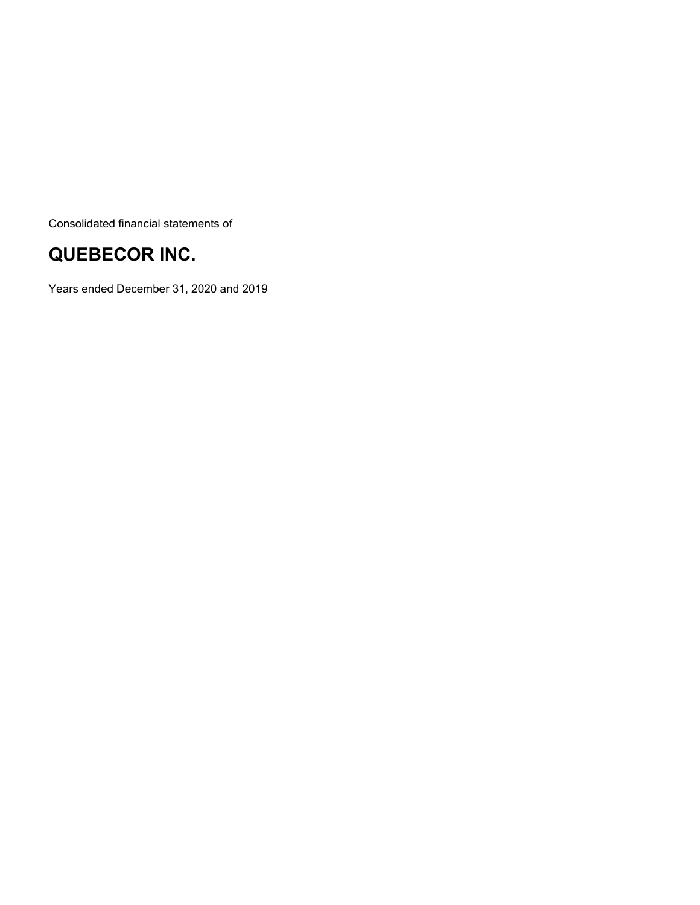Consolidated financial statements of

# QUEBECOR INC.

Years ended December 31, 2020 and 2019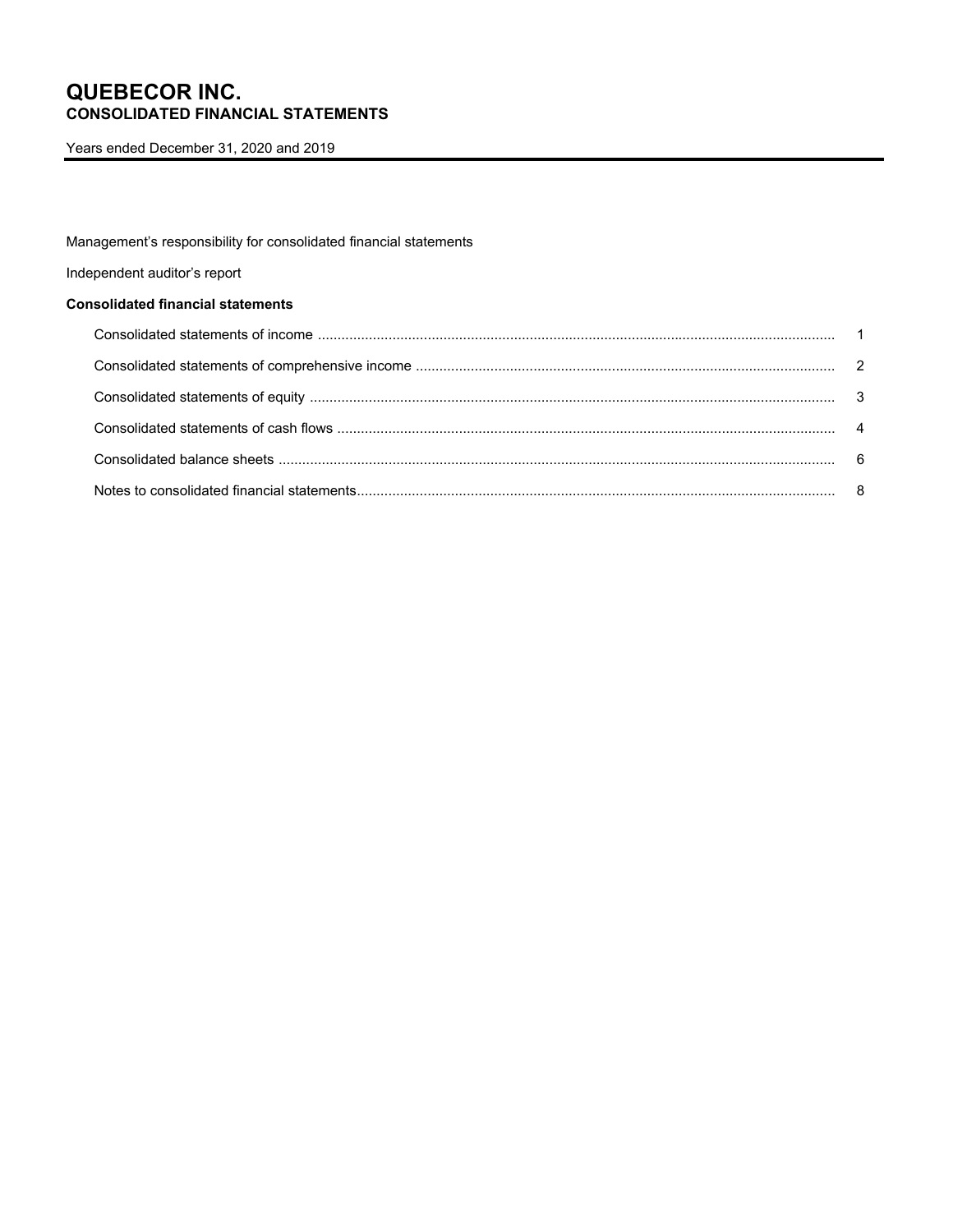# QUEBECOR INC.
## CONSOLIDATED FINANCIAL STATEMENTS

Years ended December 31, 2020 and 2019

Management's responsibility for consolidated financial statements

Independent auditor's report

**Consolidated financial statements**

| | |
|---|---|
| Consolidated statements of income | 1 |
| Consolidated statements of comprehensive income | 2 |
| Consolidated statements of equity | 3 |
| Consolidated statements of cash flows | 4 |
| Consolidated balance sheets | 6 |
| Notes to consolidated financial statements | 8 |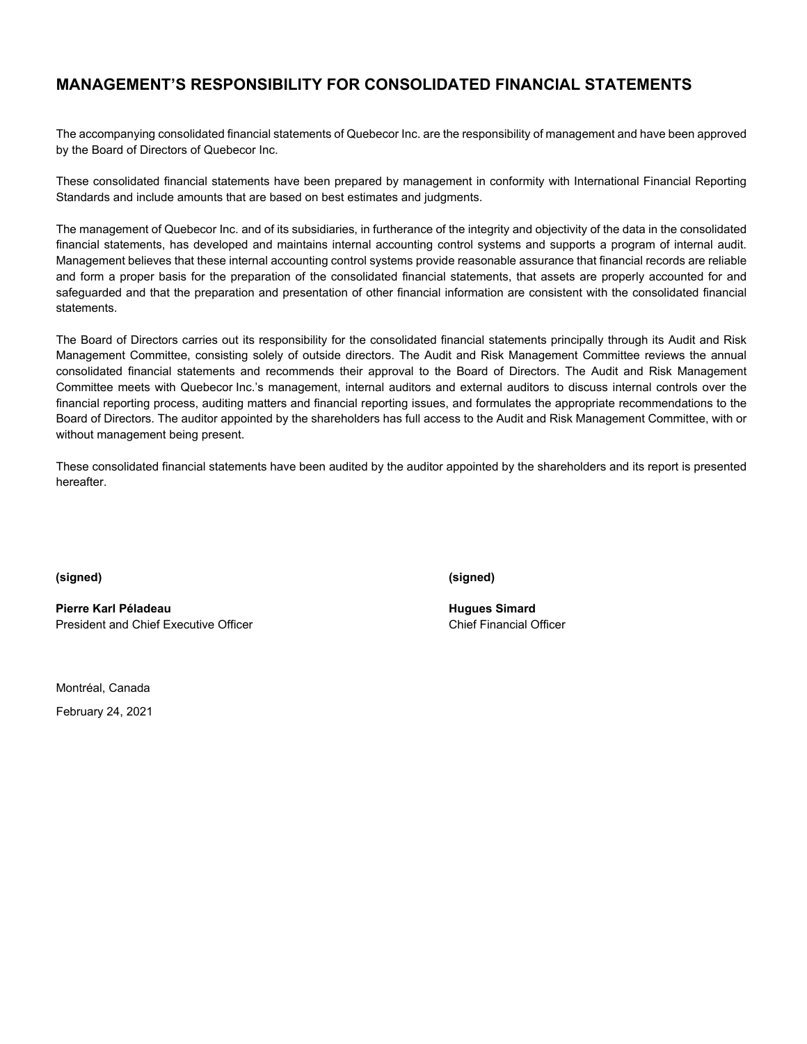# MANAGEMENT'S RESPONSIBILITY FOR CONSOLIDATED FINANCIAL STATEMENTS

The accompanying consolidated financial statements of Quebecor Inc. are the responsibility of management and have been approved by the Board of Directors of Quebecor Inc.

These consolidated financial statements have been prepared by management in conformity with International Financial Reporting Standards and include amounts that are based on best estimates and judgments.

The management of Quebecor Inc. and of its subsidiaries, in furtherance of the integrity and objectivity of the data in the consolidated financial statements, has developed and maintains internal accounting control systems and supports a program of internal audit. Management believes that these internal accounting control systems provide reasonable assurance that financial records are reliable and form a proper basis for the preparation of the consolidated financial statements, that assets are properly accounted for and safeguarded and that the preparation and presentation of other financial information are consistent with the consolidated financial statements.

The Board of Directors carries out its responsibility for the consolidated financial statements principally through its Audit and Risk Management Committee, consisting solely of outside directors. The Audit and Risk Management Committee reviews the annual consolidated financial statements and recommends their approval to the Board of Directors. The Audit and Risk Management Committee meets with Quebecor Inc.'s management, internal auditors and external auditors to discuss internal controls over the financial reporting process, auditing matters and financial reporting issues, and formulates the appropriate recommendations to the Board of Directors. The auditor appointed by the shareholders has full access to the Audit and Risk Management Committee, with or without management being present.

These consolidated financial statements have been audited by the auditor appointed by the shareholders and its report is presented hereafter.

**(signed)**

**Pierre Karl Péladeau**
President and Chief Executive Officer

**(signed)**

**Hugues Simard**
Chief Financial Officer

Montréal, Canada

February 24, 2021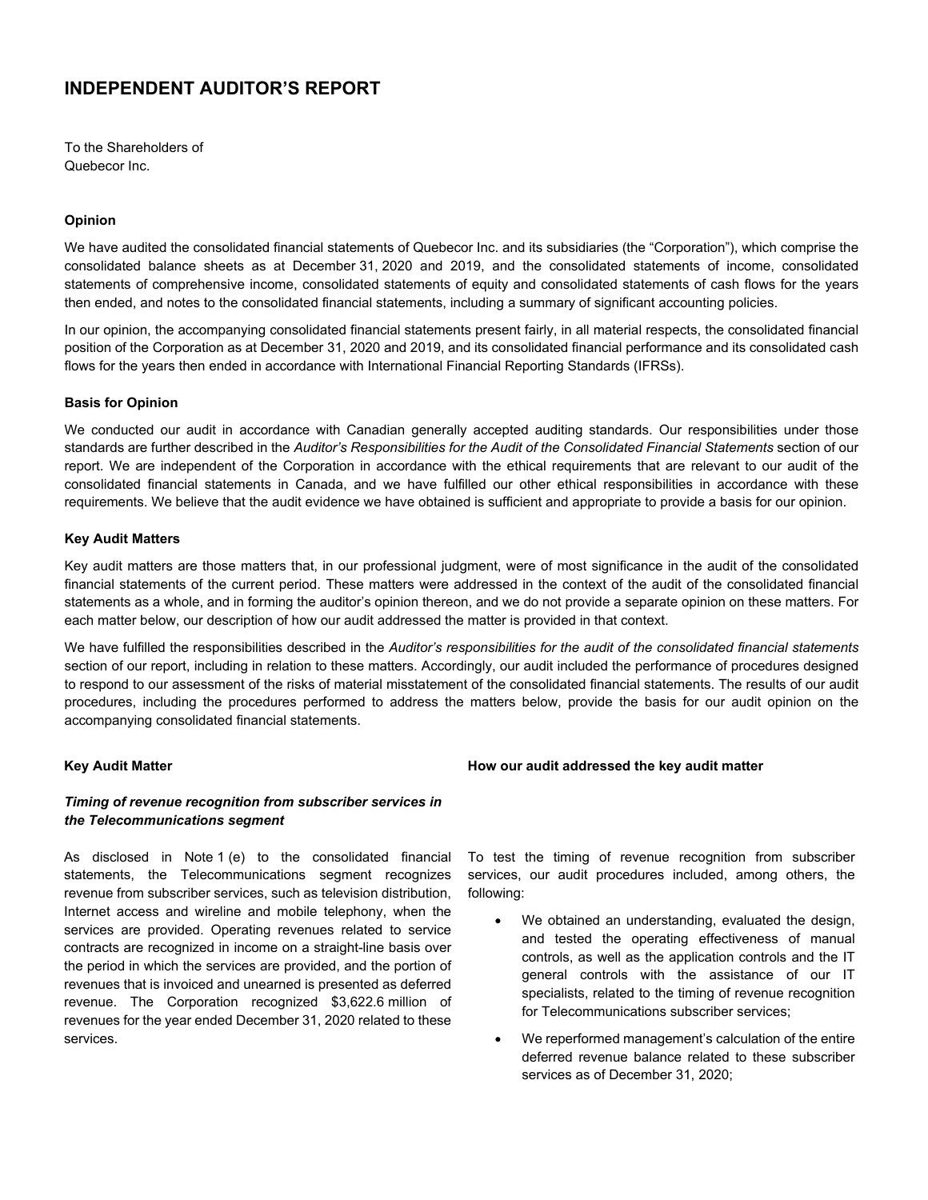# INDEPENDENT AUDITOR'S REPORT

To the Shareholders of
Quebecor Inc.

**Opinion**

We have audited the consolidated financial statements of Quebecor Inc. and its subsidiaries (the "Corporation"), which comprise the consolidated balance sheets as at December 31, 2020 and 2019, and the consolidated statements of income, consolidated statements of comprehensive income, consolidated statements of equity and consolidated statements of cash flows for the years then ended, and notes to the consolidated financial statements, including a summary of significant accounting policies.

In our opinion, the accompanying consolidated financial statements present fairly, in all material respects, the consolidated financial position of the Corporation as at December 31, 2020 and 2019, and its consolidated financial performance and its consolidated cash flows for the years then ended in accordance with International Financial Reporting Standards (IFRSs).

**Basis for Opinion**

We conducted our audit in accordance with Canadian generally accepted auditing standards. Our responsibilities under those standards are further described in the *Auditor's Responsibilities for the Audit of the Consolidated Financial Statements* section of our report. We are independent of the Corporation in accordance with the ethical requirements that are relevant to our audit of the consolidated financial statements in Canada, and we have fulfilled our other ethical responsibilities in accordance with these requirements. We believe that the audit evidence we have obtained is sufficient and appropriate to provide a basis for our opinion.

**Key Audit Matters**

Key audit matters are those matters that, in our professional judgment, were of most significance in the audit of the consolidated financial statements of the current period. These matters were addressed in the context of the audit of the consolidated financial statements as a whole, and in forming the auditor's opinion thereon, and we do not provide a separate opinion on these matters. For each matter below, our description of how our audit addressed the matter is provided in that context.

We have fulfilled the responsibilities described in the *Auditor's responsibilities for the audit of the consolidated financial statements* section of our report, including in relation to these matters. Accordingly, our audit included the performance of procedures designed to respond to our assessment of the risks of material misstatement of the consolidated financial statements. The results of our audit procedures, including the procedures performed to address the matters below, provide the basis for our audit opinion on the accompanying consolidated financial statements.

**Key Audit Matter**

***Timing of revenue recognition from subscriber services in the Telecommunications segment***

As disclosed in Note 1 (e) to the consolidated financial statements, the Telecommunications segment recognizes revenue from subscriber services, such as television distribution, Internet access and wireline and mobile telephony, when the services are provided. Operating revenues related to service contracts are recognized in income on a straight-line basis over the period in which the services are provided, and the portion of revenues that is invoiced and unearned is presented as deferred revenue. The Corporation recognized $3,622.6 million of revenues for the year ended December 31, 2020 related to these services.

**How our audit addressed the key audit matter**

To test the timing of revenue recognition from subscriber services, our audit procedures included, among others, the following:

- We obtained an understanding, evaluated the design, and tested the operating effectiveness of manual controls, as well as the application controls and the IT general controls with the assistance of our IT specialists, related to the timing of revenue recognition for Telecommunications subscriber services;
- We reperformed management's calculation of the entire deferred revenue balance related to these subscriber services as of December 31, 2020;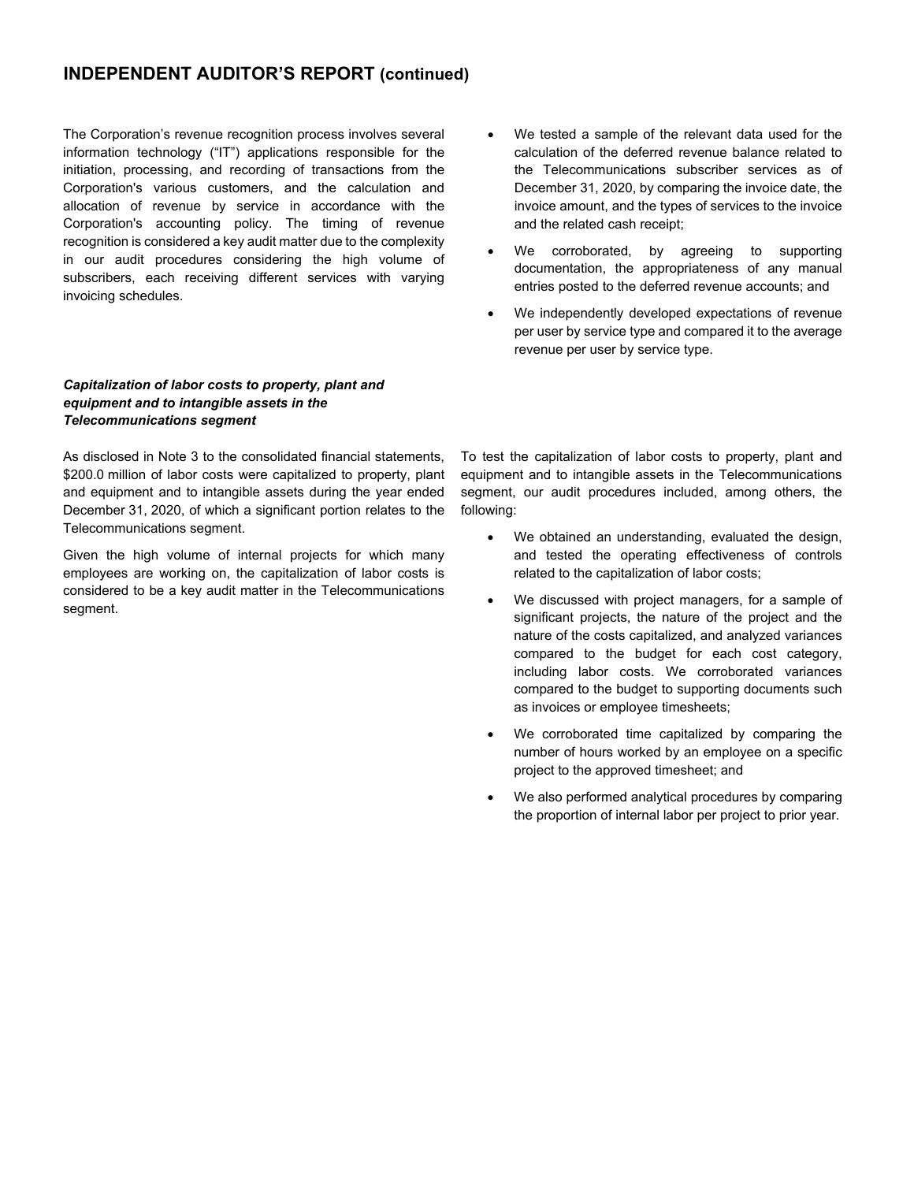## INDEPENDENT AUDITOR'S REPORT (continued)

The Corporation's revenue recognition process involves several information technology ("IT") applications responsible for the initiation, processing, and recording of transactions from the Corporation's various customers, and the calculation and allocation of revenue by service in accordance with the Corporation's accounting policy. The timing of revenue recognition is considered a key audit matter due to the complexity in our audit procedures considering the high volume of subscribers, each receiving different services with varying invoicing schedules.

- We tested a sample of the relevant data used for the calculation of the deferred revenue balance related to the Telecommunications subscriber services as of December 31, 2020, by comparing the invoice date, the invoice amount, and the types of services to the invoice and the related cash receipt;
- We corroborated, by agreeing to supporting documentation, the appropriateness of any manual entries posted to the deferred revenue accounts; and
- We independently developed expectations of revenue per user by service type and compared it to the average revenue per user by service type.

***Capitalization of labor costs to property, plant and equipment and to intangible assets in the Telecommunications segment***

As disclosed in Note 3 to the consolidated financial statements, \$200.0 million of labor costs were capitalized to property, plant and equipment and to intangible assets during the year ended December 31, 2020, of which a significant portion relates to the Telecommunications segment.

Given the high volume of internal projects for which many employees are working on, the capitalization of labor costs is considered to be a key audit matter in the Telecommunications segment.

To test the capitalization of labor costs to property, plant and equipment and to intangible assets in the Telecommunications segment, our audit procedures included, among others, the following:

- We obtained an understanding, evaluated the design, and tested the operating effectiveness of controls related to the capitalization of labor costs;
- We discussed with project managers, for a sample of significant projects, the nature of the project and the nature of the costs capitalized, and analyzed variances compared to the budget for each cost category, including labor costs. We corroborated variances compared to the budget to supporting documents such as invoices or employee timesheets;
- We corroborated time capitalized by comparing the number of hours worked by an employee on a specific project to the approved timesheet; and
- We also performed analytical procedures by comparing the proportion of internal labor per project to prior year.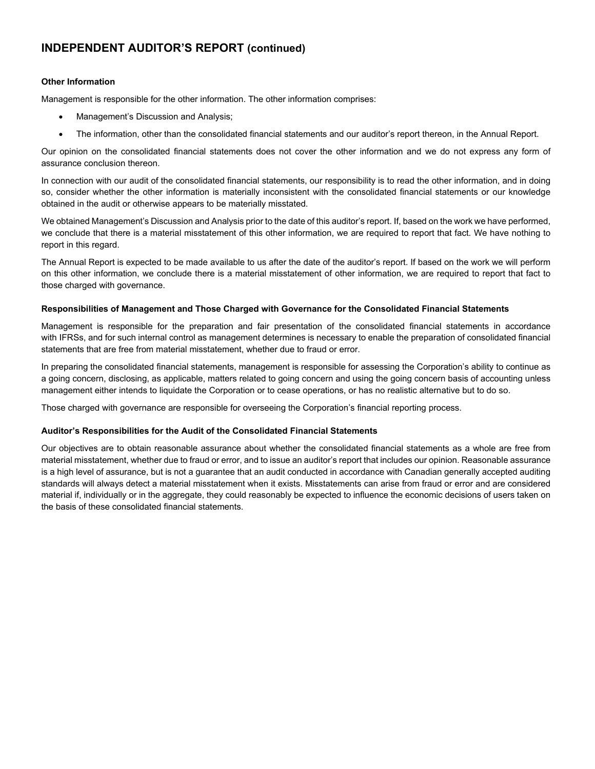## INDEPENDENT AUDITOR'S REPORT (continued)

**Other Information**

Management is responsible for the other information. The other information comprises:

- Management's Discussion and Analysis;
- The information, other than the consolidated financial statements and our auditor's report thereon, in the Annual Report.

Our opinion on the consolidated financial statements does not cover the other information and we do not express any form of assurance conclusion thereon.

In connection with our audit of the consolidated financial statements, our responsibility is to read the other information, and in doing so, consider whether the other information is materially inconsistent with the consolidated financial statements or our knowledge obtained in the audit or otherwise appears to be materially misstated.

We obtained Management's Discussion and Analysis prior to the date of this auditor's report. If, based on the work we have performed, we conclude that there is a material misstatement of this other information, we are required to report that fact. We have nothing to report in this regard.

The Annual Report is expected to be made available to us after the date of the auditor's report. If based on the work we will perform on this other information, we conclude there is a material misstatement of other information, we are required to report that fact to those charged with governance.

**Responsibilities of Management and Those Charged with Governance for the Consolidated Financial Statements**

Management is responsible for the preparation and fair presentation of the consolidated financial statements in accordance with IFRSs, and for such internal control as management determines is necessary to enable the preparation of consolidated financial statements that are free from material misstatement, whether due to fraud or error.

In preparing the consolidated financial statements, management is responsible for assessing the Corporation's ability to continue as a going concern, disclosing, as applicable, matters related to going concern and using the going concern basis of accounting unless management either intends to liquidate the Corporation or to cease operations, or has no realistic alternative but to do so.

Those charged with governance are responsible for overseeing the Corporation's financial reporting process.

**Auditor's Responsibilities for the Audit of the Consolidated Financial Statements**

Our objectives are to obtain reasonable assurance about whether the consolidated financial statements as a whole are free from material misstatement, whether due to fraud or error, and to issue an auditor's report that includes our opinion. Reasonable assurance is a high level of assurance, but is not a guarantee that an audit conducted in accordance with Canadian generally accepted auditing standards will always detect a material misstatement when it exists. Misstatements can arise from fraud or error and are considered material if, individually or in the aggregate, they could reasonably be expected to influence the economic decisions of users taken on the basis of these consolidated financial statements.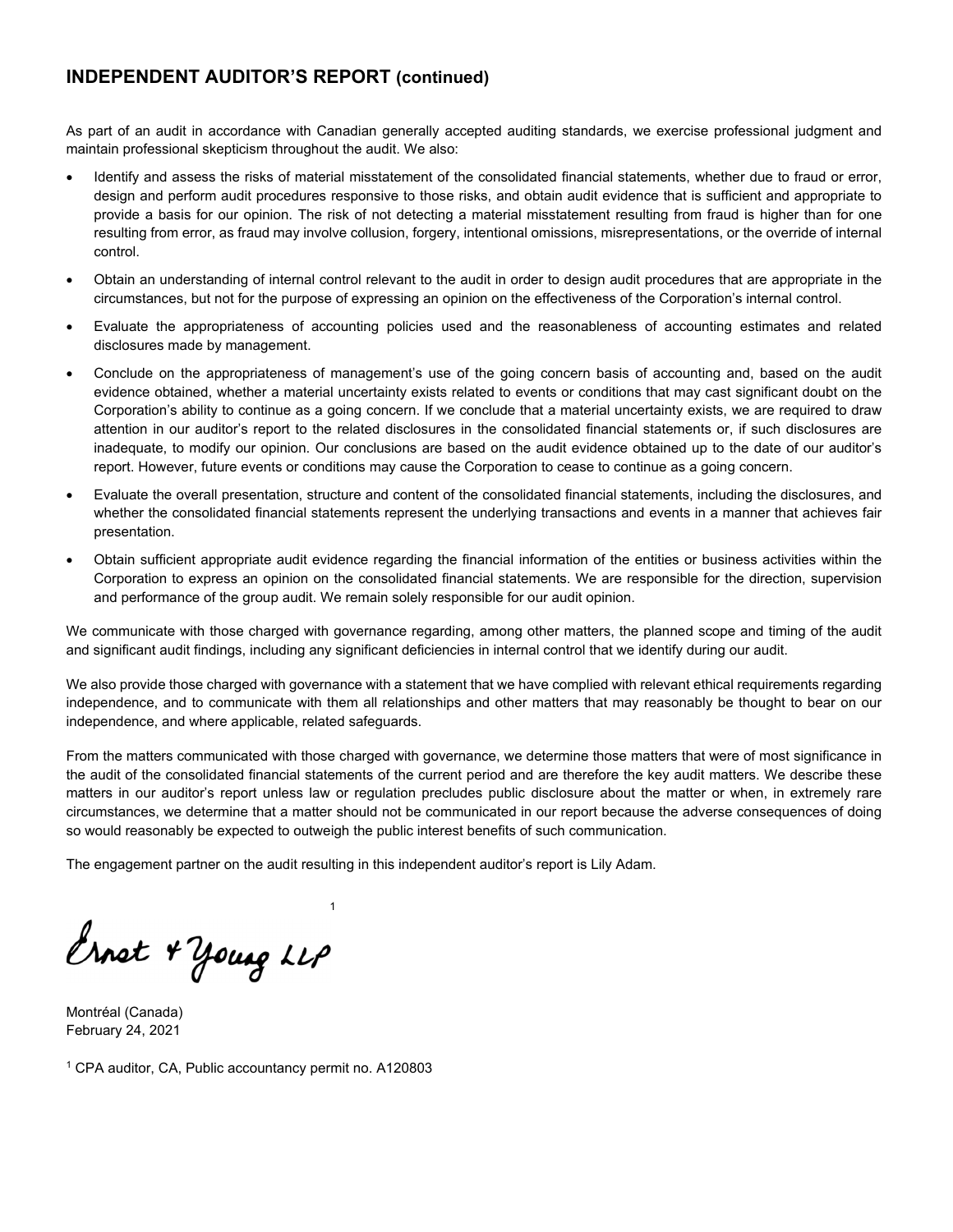## INDEPENDENT AUDITOR'S REPORT (continued)

As part of an audit in accordance with Canadian generally accepted auditing standards, we exercise professional judgment and maintain professional skepticism throughout the audit. We also:

- Identify and assess the risks of material misstatement of the consolidated financial statements, whether due to fraud or error, design and perform audit procedures responsive to those risks, and obtain audit evidence that is sufficient and appropriate to provide a basis for our opinion. The risk of not detecting a material misstatement resulting from fraud is higher than for one resulting from error, as fraud may involve collusion, forgery, intentional omissions, misrepresentations, or the override of internal control.
- Obtain an understanding of internal control relevant to the audit in order to design audit procedures that are appropriate in the circumstances, but not for the purpose of expressing an opinion on the effectiveness of the Corporation's internal control.
- Evaluate the appropriateness of accounting policies used and the reasonableness of accounting estimates and related disclosures made by management.
- Conclude on the appropriateness of management's use of the going concern basis of accounting and, based on the audit evidence obtained, whether a material uncertainty exists related to events or conditions that may cast significant doubt on the Corporation's ability to continue as a going concern. If we conclude that a material uncertainty exists, we are required to draw attention in our auditor's report to the related disclosures in the consolidated financial statements or, if such disclosures are inadequate, to modify our opinion. Our conclusions are based on the audit evidence obtained up to the date of our auditor's report. However, future events or conditions may cause the Corporation to cease to continue as a going concern.
- Evaluate the overall presentation, structure and content of the consolidated financial statements, including the disclosures, and whether the consolidated financial statements represent the underlying transactions and events in a manner that achieves fair presentation.
- Obtain sufficient appropriate audit evidence regarding the financial information of the entities or business activities within the Corporation to express an opinion on the consolidated financial statements. We are responsible for the direction, supervision and performance of the group audit. We remain solely responsible for our audit opinion.

We communicate with those charged with governance regarding, among other matters, the planned scope and timing of the audit and significant audit findings, including any significant deficiencies in internal control that we identify during our audit.

We also provide those charged with governance with a statement that we have complied with relevant ethical requirements regarding independence, and to communicate with them all relationships and other matters that may reasonably be thought to bear on our independence, and where applicable, related safeguards.

From the matters communicated with those charged with governance, we determine those matters that were of most significance in the audit of the consolidated financial statements of the current period and are therefore the key audit matters. We describe these matters in our auditor's report unless law or regulation precludes public disclosure about the matter or when, in extremely rare circumstances, we determine that a matter should not be communicated in our report because the adverse consequences of doing so would reasonably be expected to outweigh the public interest benefits of such communication.

The engagement partner on the audit resulting in this independent auditor's report is Lily Adam.

Ernst & Young LLP[1]

Montréal (Canada)
February 24, 2021

[1] CPA auditor, CA, Public accountancy permit no. A120803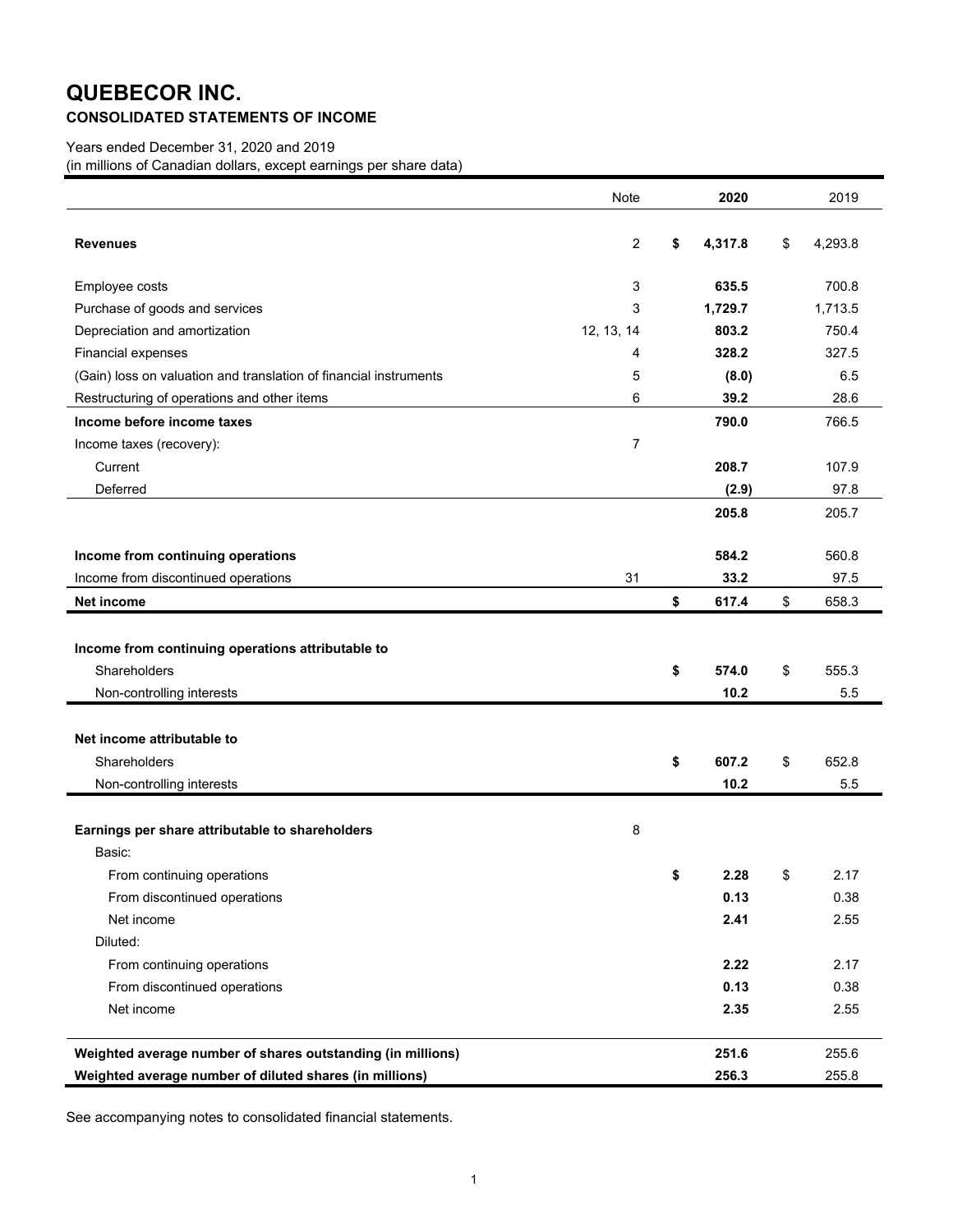# QUEBECOR INC.

## CONSOLIDATED STATEMENTS OF INCOME

Years ended December 31, 2020 and 2019
(in millions of Canadian dollars, except earnings per share data)

| | Note | 2020 | 2019 |
|---|---|---|---|
| **Revenues** | 2 | **$ 4,317.8** | $ 4,293.8 |
| Employee costs | 3 | **635.5** | 700.8 |
| Purchase of goods and services | 3 | **1,729.7** | 1,713.5 |
| Depreciation and amortization | 12, 13, 14 | **803.2** | 750.4 |
| Financial expenses | 4 | **328.2** | 327.5 |
| (Gain) loss on valuation and translation of financial instruments | 5 | **(8.0)** | 6.5 |
| Restructuring of operations and other items | 6 | **39.2** | 28.6 |
| **Income before income taxes** | | **790.0** | 766.5 |
| Income taxes (recovery): | 7 | | |
| Current | | **208.7** | 107.9 |
| Deferred | | **(2.9)** | 97.8 |
| | | **205.8** | 205.7 |
| **Income from continuing operations** | | **584.2** | 560.8 |
| Income from discontinued operations | 31 | **33.2** | 97.5 |
| **Net income** | | **$ 617.4** | $ 658.3 |
| **Income from continuing operations attributable to** | | | |
| Shareholders | | **$ 574.0** | $ 555.3 |
| Non-controlling interests | | **10.2** | 5.5 |
| **Net income attributable to** | | | |
| Shareholders | | **$ 607.2** | $ 652.8 |
| Non-controlling interests | | **10.2** | 5.5 |
| **Earnings per share attributable to shareholders** | 8 | | |
| Basic: | | | |
| From continuing operations | | **$ 2.28** | $ 2.17 |
| From discontinued operations | | **0.13** | 0.38 |
| Net income | | **2.41** | 2.55 |
| Diluted: | | | |
| From continuing operations | | **2.22** | 2.17 |
| From discontinued operations | | **0.13** | 0.38 |
| Net income | | **2.35** | 2.55 |
| **Weighted average number of shares outstanding (in millions)** | | **251.6** | 255.6 |
| **Weighted average number of diluted shares (in millions)** | | **256.3** | 255.8 |

See accompanying notes to consolidated financial statements.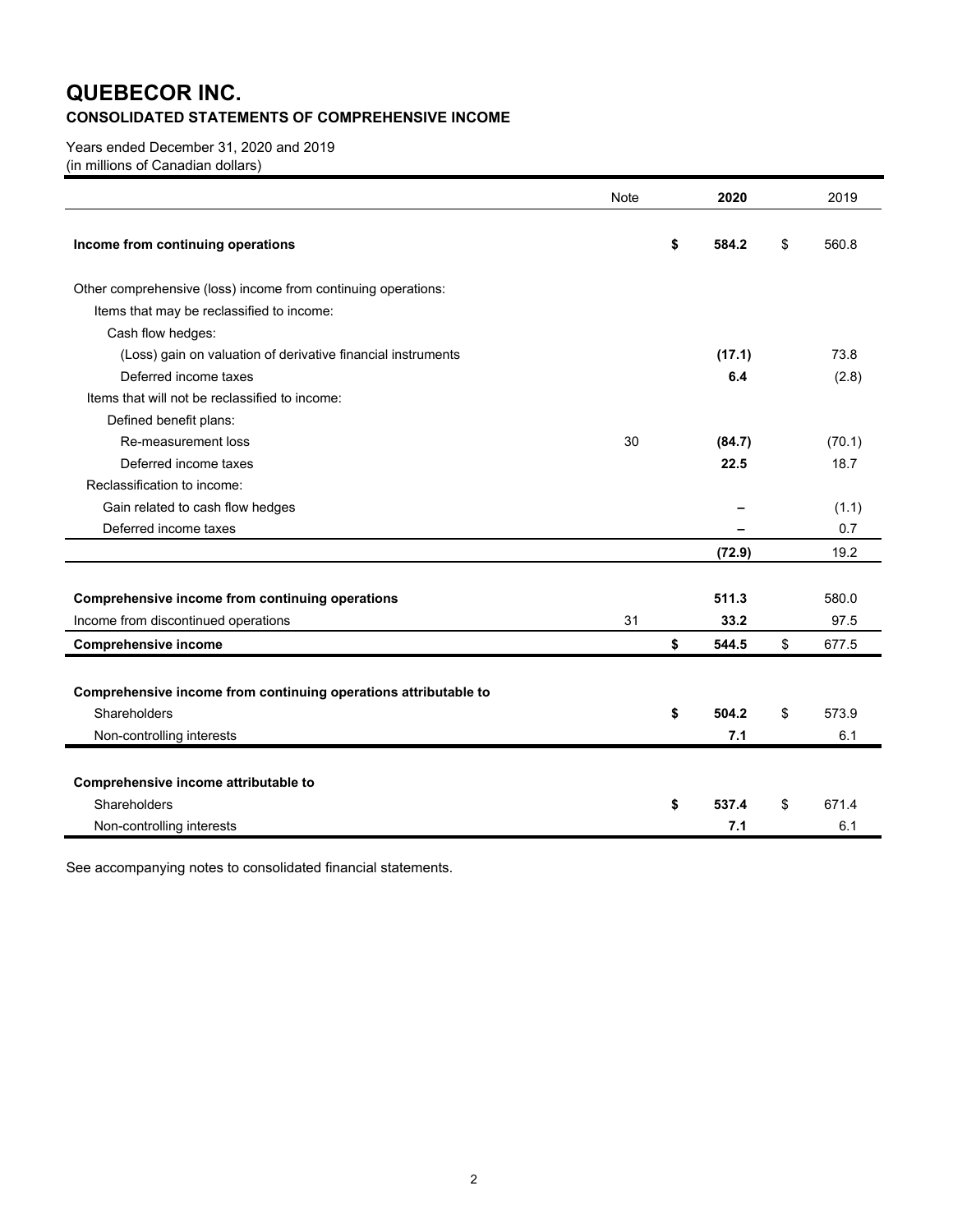# QUEBECOR INC.

## CONSOLIDATED STATEMENTS OF COMPREHENSIVE INCOME

Years ended December 31, 2020 and 2019
(in millions of Canadian dollars)

| | Note | 2020 | 2019 |
|---|---|---|---|
| **Income from continuing operations** | | **$ 584.2** | $ 560.8 |
| Other comprehensive (loss) income from continuing operations: | | | |
| Items that may be reclassified to income: | | | |
| Cash flow hedges: | | | |
| (Loss) gain on valuation of derivative financial instruments | | **(17.1)** | 73.8 |
| Deferred income taxes | | **6.4** | (2.8) |
| Items that will not be reclassified to income: | | | |
| Defined benefit plans: | | | |
| Re-measurement loss | 30 | **(84.7)** | (70.1) |
| Deferred income taxes | | **22.5** | 18.7 |
| Reclassification to income: | | | |
| Gain related to cash flow hedges | | **–** | (1.1) |
| Deferred income taxes | | **–** | 0.7 |
| | | **(72.9)** | 19.2 |
| **Comprehensive income from continuing operations** | | **511.3** | 580.0 |
| Income from discontinued operations | 31 | **33.2** | 97.5 |
| **Comprehensive income** | | **$ 544.5** | $ 677.5 |
| **Comprehensive income from continuing operations attributable to** | | | |
| Shareholders | | **$ 504.2** | $ 573.9 |
| Non-controlling interests | | **7.1** | 6.1 |
| **Comprehensive income attributable to** | | | |
| Shareholders | | **$ 537.4** | $ 671.4 |
| Non-controlling interests | | **7.1** | 6.1 |

See accompanying notes to consolidated financial statements.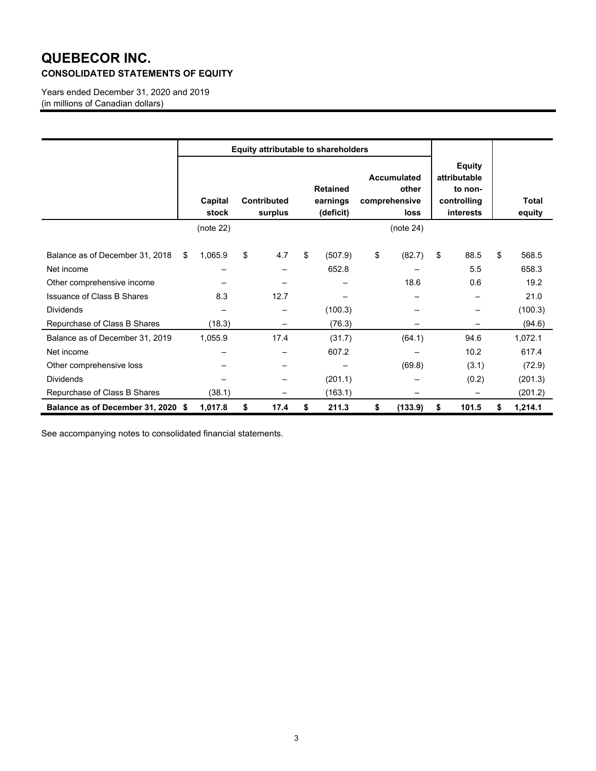# QUEBECOR INC.
## CONSOLIDATED STATEMENTS OF EQUITY

Years ended December 31, 2020 and 2019
(in millions of Canadian dollars)

| | Equity attributable to shareholders | | | | | |
|---|---|---|---|---|---|---|
| | Capital stock | Contributed surplus | Retained earnings (deficit) | Accumulated other comprehensive loss | Equity attributable to non-controlling interests | Total equity |
| | (note 22) | | | (note 24) | | |
| Balance as of December 31, 2018 | $ 1,065.9 | $ 4.7 | $ (507.9) | $ (82.7) | $ 88.5 | $ 568.5 |
| Net income | – | – | 652.8 | – | 5.5 | 658.3 |
| Other comprehensive income | – | – | – | 18.6 | 0.6 | 19.2 |
| Issuance of Class B Shares | 8.3 | 12.7 | – | – | – | 21.0 |
| Dividends | – | – | (100.3) | – | – | (100.3) |
| Repurchase of Class B Shares | (18.3) | – | (76.3) | – | – | (94.6) |
| Balance as of December 31, 2019 | 1,055.9 | 17.4 | (31.7) | (64.1) | 94.6 | 1,072.1 |
| Net income | – | – | 607.2 | – | 10.2 | 617.4 |
| Other comprehensive loss | – | – | – | (69.8) | (3.1) | (72.9) |
| Dividends | – | – | (201.1) | – | (0.2) | (201.3) |
| Repurchase of Class B Shares | (38.1) | – | (163.1) | – | – | (201.2) |
| **Balance as of December 31, 2020** | **$ 1,017.8** | **$ 17.4** | **$ 211.3** | **$ (133.9)** | **$ 101.5** | **$ 1,214.1** |

See accompanying notes to consolidated financial statements.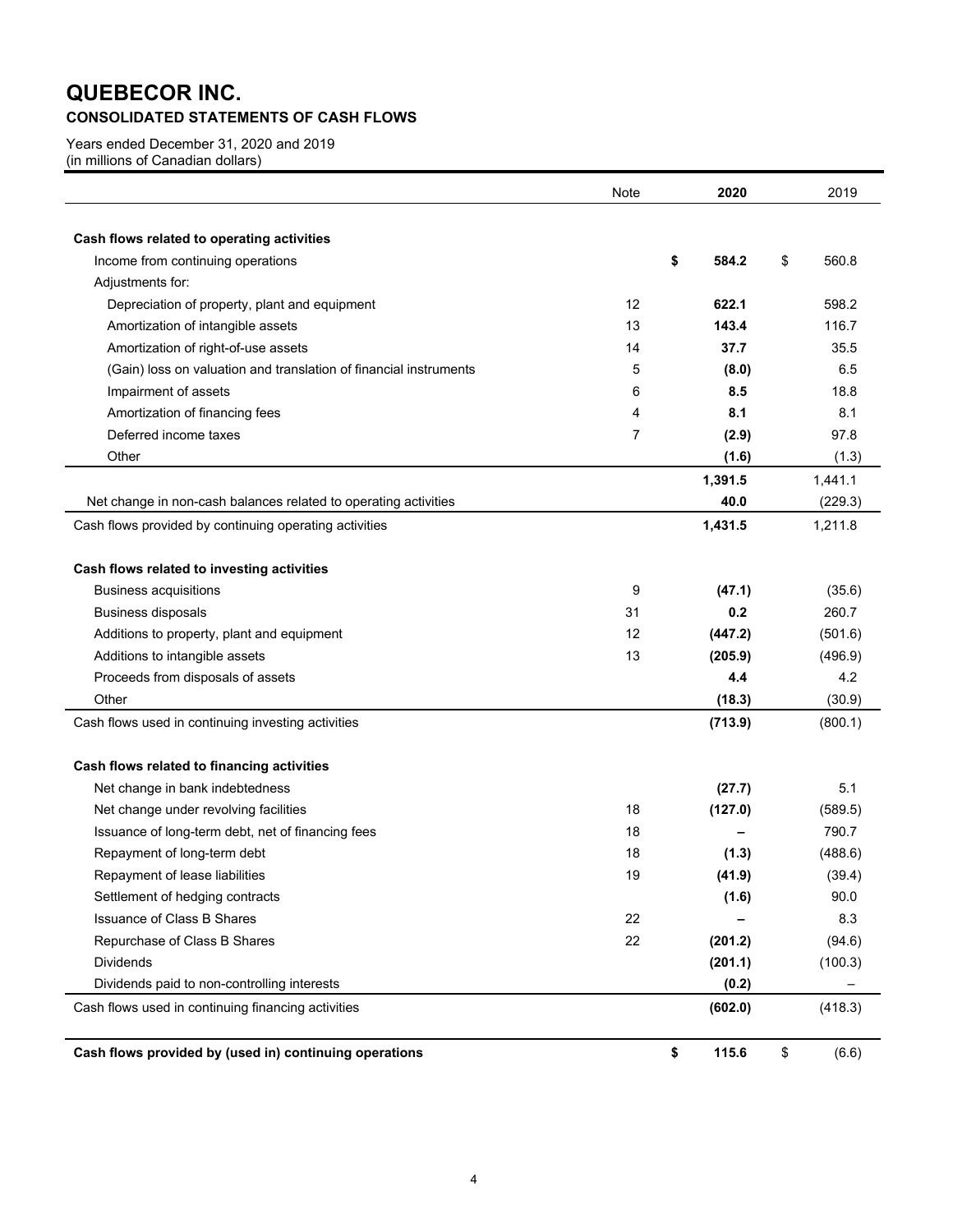# QUEBECOR INC.

## CONSOLIDATED STATEMENTS OF CASH FLOWS

Years ended December 31, 2020 and 2019
(in millions of Canadian dollars)

| | Note | 2020 | 2019 |
|---|---|---|---|
| **Cash flows related to operating activities** | | | |
| Income from continuing operations | | **$ 584.2** | $ 560.8 |
| Adjustments for: | | | |
| Depreciation of property, plant and equipment | 12 | **622.1** | 598.2 |
| Amortization of intangible assets | 13 | **143.4** | 116.7 |
| Amortization of right-of-use assets | 14 | **37.7** | 35.5 |
| (Gain) loss on valuation and translation of financial instruments | 5 | **(8.0)** | 6.5 |
| Impairment of assets | 6 | **8.5** | 18.8 |
| Amortization of financing fees | 4 | **8.1** | 8.1 |
| Deferred income taxes | 7 | **(2.9)** | 97.8 |
| Other | | **(1.6)** | (1.3) |
| | | **1,391.5** | 1,441.1 |
| Net change in non-cash balances related to operating activities | | **40.0** | (229.3) |
| Cash flows provided by continuing operating activities | | **1,431.5** | 1,211.8 |
| **Cash flows related to investing activities** | | | |
| Business acquisitions | 9 | **(47.1)** | (35.6) |
| Business disposals | 31 | **0.2** | 260.7 |
| Additions to property, plant and equipment | 12 | **(447.2)** | (501.6) |
| Additions to intangible assets | 13 | **(205.9)** | (496.9) |
| Proceeds from disposals of assets | | **4.4** | 4.2 |
| Other | | **(18.3)** | (30.9) |
| Cash flows used in continuing investing activities | | **(713.9)** | (800.1) |
| **Cash flows related to financing activities** | | | |
| Net change in bank indebtedness | | **(27.7)** | 5.1 |
| Net change under revolving facilities | 18 | **(127.0)** | (589.5) |
| Issuance of long-term debt, net of financing fees | 18 | **–** | 790.7 |
| Repayment of long-term debt | 18 | **(1.3)** | (488.6) |
| Repayment of lease liabilities | 19 | **(41.9)** | (39.4) |
| Settlement of hedging contracts | | **(1.6)** | 90.0 |
| Issuance of Class B Shares | 22 | **–** | 8.3 |
| Repurchase of Class B Shares | 22 | **(201.2)** | (94.6) |
| Dividends | | **(201.1)** | (100.3) |
| Dividends paid to non-controlling interests | | **(0.2)** | – |
| Cash flows used in continuing financing activities | | **(602.0)** | (418.3) |
| **Cash flows provided by (used in) continuing operations** | | **$ 115.6** | $ (6.6) |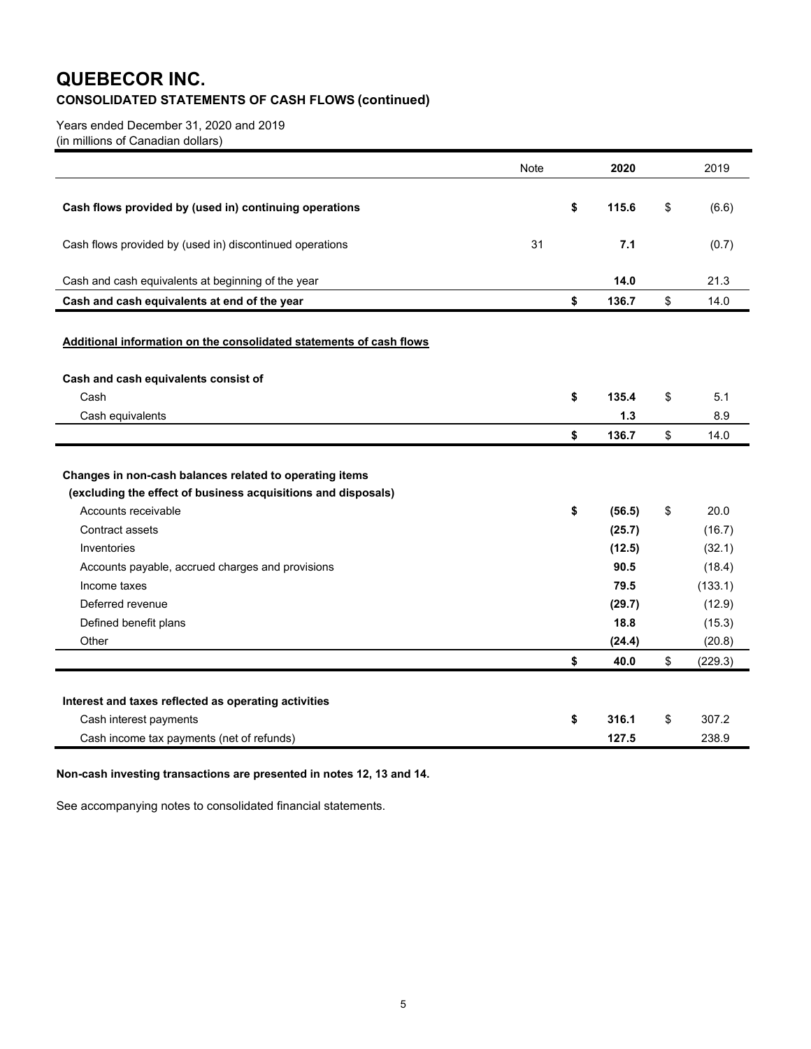# QUEBECOR INC.

## CONSOLIDATED STATEMENTS OF CASH FLOWS (continued)

Years ended December 31, 2020 and 2019
(in millions of Canadian dollars)

| | Note | 2020 | 2019 |
|---|---|---|---|
| **Cash flows provided by (used in) continuing operations** | | **$ 115.6** | $ (6.6) |
| Cash flows provided by (used in) discontinued operations | 31 | **7.1** | (0.7) |
| Cash and cash equivalents at beginning of the year | | **14.0** | 21.3 |
| **Cash and cash equivalents at end of the year** | | **$ 136.7** | $ 14.0 |
| | | | |
| **Additional information on the consolidated statements of cash flows** | | | |
| | | | |
| **Cash and cash equivalents consist of** | | | |
| Cash | | **$ 135.4** | $ 5.1 |
| Cash equivalents | | **1.3** | 8.9 |
| | | **$ 136.7** | $ 14.0 |
| | | | |
| **Changes in non-cash balances related to operating items (excluding the effect of business acquisitions and disposals)** | | | |
| Accounts receivable | | **$ (56.5)** | $ 20.0 |
| Contract assets | | **(25.7)** | (16.7) |
| Inventories | | **(12.5)** | (32.1) |
| Accounts payable, accrued charges and provisions | | **90.5** | (18.4) |
| Income taxes | | **79.5** | (133.1) |
| Deferred revenue | | **(29.7)** | (12.9) |
| Defined benefit plans | | **18.8** | (15.3) |
| Other | | **(24.4)** | (20.8) |
| | | **$ 40.0** | $ (229.3) |
| | | | |
| **Interest and taxes reflected as operating activities** | | | |
| Cash interest payments | | **$ 316.1** | $ 307.2 |
| Cash income tax payments (net of refunds) | | **127.5** | 238.9 |

**Non-cash investing transactions are presented in notes 12, 13 and 14.**

See accompanying notes to consolidated financial statements.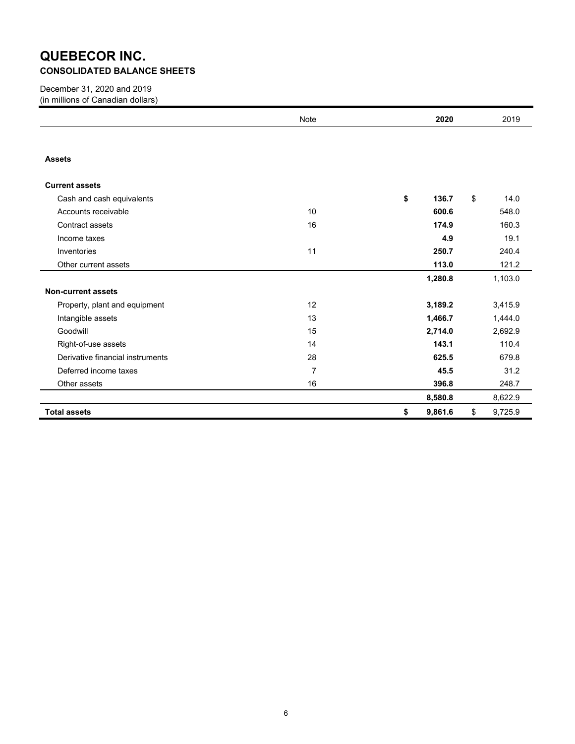# QUEBECOR INC.

**CONSOLIDATED BALANCE SHEETS**

December 31, 2020 and 2019
(in millions of Canadian dollars)

| | Note | **2020** | 2019 |
|---|---|---|---|
| **Assets** | | | |
| **Current assets** | | | |
| Cash and cash equivalents | | **$ 136.7** | $ 14.0 |
| Accounts receivable | 10 | **600.6** | 548.0 |
| Contract assets | 16 | **174.9** | 160.3 |
| Income taxes | | **4.9** | 19.1 |
| Inventories | 11 | **250.7** | 240.4 |
| Other current assets | | **113.0** | 121.2 |
| | | **1,280.8** | 1,103.0 |
| **Non-current assets** | | | |
| Property, plant and equipment | 12 | **3,189.2** | 3,415.9 |
| Intangible assets | 13 | **1,466.7** | 1,444.0 |
| Goodwill | 15 | **2,714.0** | 2,692.9 |
| Right-of-use assets | 14 | **143.1** | 110.4 |
| Derivative financial instruments | 28 | **625.5** | 679.8 |
| Deferred income taxes | 7 | **45.5** | 31.2 |
| Other assets | 16 | **396.8** | 248.7 |
| | | **8,580.8** | 8,622.9 |
| **Total assets** | | **$ 9,861.6** | $ 9,725.9 |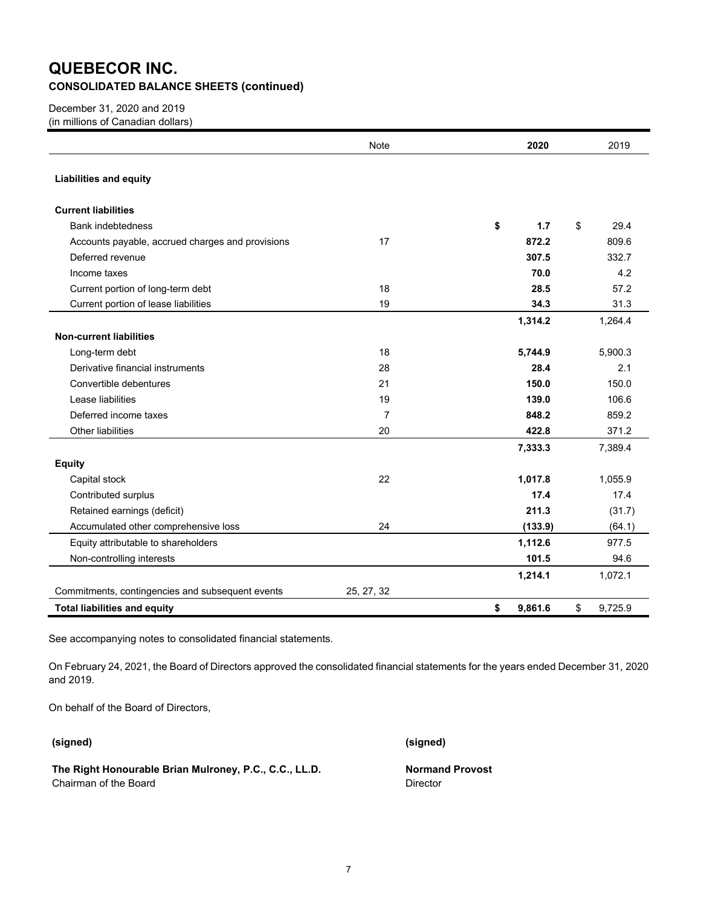# QUEBECOR INC.

## CONSOLIDATED BALANCE SHEETS (continued)

December 31, 2020 and 2019
(in millions of Canadian dollars)

| | Note | 2020 | 2019 |
|---|---|---|---|
| **Liabilities and equity** | | | |
| **Current liabilities** | | | |
| Bank indebtedness | | **$ 1.7** | $ 29.4 |
| Accounts payable, accrued charges and provisions | 17 | **872.2** | 809.6 |
| Deferred revenue | | **307.5** | 332.7 |
| Income taxes | | **70.0** | 4.2 |
| Current portion of long-term debt | 18 | **28.5** | 57.2 |
| Current portion of lease liabilities | 19 | **34.3** | 31.3 |
| | | **1,314.2** | 1,264.4 |
| **Non-current liabilities** | | | |
| Long-term debt | 18 | **5,744.9** | 5,900.3 |
| Derivative financial instruments | 28 | **28.4** | 2.1 |
| Convertible debentures | 21 | **150.0** | 150.0 |
| Lease liabilities | 19 | **139.0** | 106.6 |
| Deferred income taxes | 7 | **848.2** | 859.2 |
| Other liabilities | 20 | **422.8** | 371.2 |
| | | **7,333.3** | 7,389.4 |
| **Equity** | | | |
| Capital stock | 22 | **1,017.8** | 1,055.9 |
| Contributed surplus | | **17.4** | 17.4 |
| Retained earnings (deficit) | | **211.3** | (31.7) |
| Accumulated other comprehensive loss | 24 | **(133.9)** | (64.1) |
| Equity attributable to shareholders | | **1,112.6** | 977.5 |
| Non-controlling interests | | **101.5** | 94.6 |
| | | **1,214.1** | 1,072.1 |
| Commitments, contingencies and subsequent events | 25, 27, 32 | | |
| **Total liabilities and equity** | | **$ 9,861.6** | $ 9,725.9 |

See accompanying notes to consolidated financial statements.

On February 24, 2021, the Board of Directors approved the consolidated financial statements for the years ended December 31, 2020 and 2019.

On behalf of the Board of Directors,

**(signed)**

**The Right Honourable Brian Mulroney, P.C., C.C., LL.D.**
Chairman of the Board

**(signed)**

**Normand Provost**
Director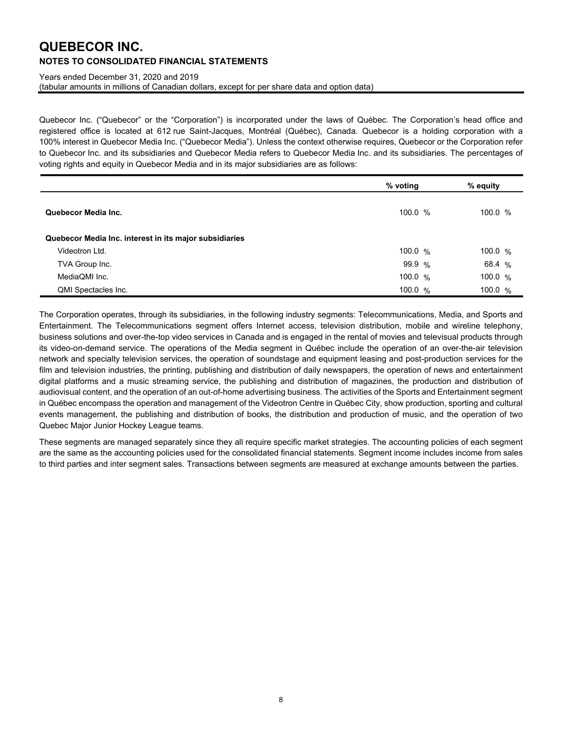# QUEBECOR INC.

## NOTES TO CONSOLIDATED FINANCIAL STATEMENTS

Years ended December 31, 2020 and 2019
(tabular amounts in millions of Canadian dollars, except for per share data and option data)

Quebecor Inc. ("Quebecor" or the "Corporation") is incorporated under the laws of Québec. The Corporation's head office and registered office is located at 612 rue Saint-Jacques, Montréal (Québec), Canada. Quebecor is a holding corporation with a 100% interest in Quebecor Media Inc. ("Quebecor Media"). Unless the context otherwise requires, Quebecor or the Corporation refer to Quebecor Inc. and its subsidiaries and Quebecor Media refers to Quebecor Media Inc. and its subsidiaries. The percentages of voting rights and equity in Quebecor Media and in its major subsidiaries are as follows:

| | % voting | % equity |
|---|---|---|
| **Quebecor Media Inc.** | 100.0 % | 100.0 % |
| **Quebecor Media Inc. interest in its major subsidiaries** | | |
| Videotron Ltd. | 100.0 % | 100.0 % |
| TVA Group Inc. | 99.9 % | 68.4 % |
| MediaQMI Inc. | 100.0 % | 100.0 % |
| QMI Spectacles Inc. | 100.0 % | 100.0 % |

The Corporation operates, through its subsidiaries, in the following industry segments: Telecommunications, Media, and Sports and Entertainment. The Telecommunications segment offers Internet access, television distribution, mobile and wireline telephony, business solutions and over-the-top video services in Canada and is engaged in the rental of movies and televisual products through its video-on-demand service. The operations of the Media segment in Québec include the operation of an over-the-air television network and specialty television services, the operation of soundstage and equipment leasing and post-production services for the film and television industries, the printing, publishing and distribution of daily newspapers, the operation of news and entertainment digital platforms and a music streaming service, the publishing and distribution of magazines, the production and distribution of audiovisual content, and the operation of an out-of-home advertising business. The activities of the Sports and Entertainment segment in Québec encompass the operation and management of the Videotron Centre in Québec City, show production, sporting and cultural events management, the publishing and distribution of books, the distribution and production of music, and the operation of two Quebec Major Junior Hockey League teams.

These segments are managed separately since they all require specific market strategies. The accounting policies of each segment are the same as the accounting policies used for the consolidated financial statements. Segment income includes income from sales to third parties and inter segment sales. Transactions between segments are measured at exchange amounts between the parties.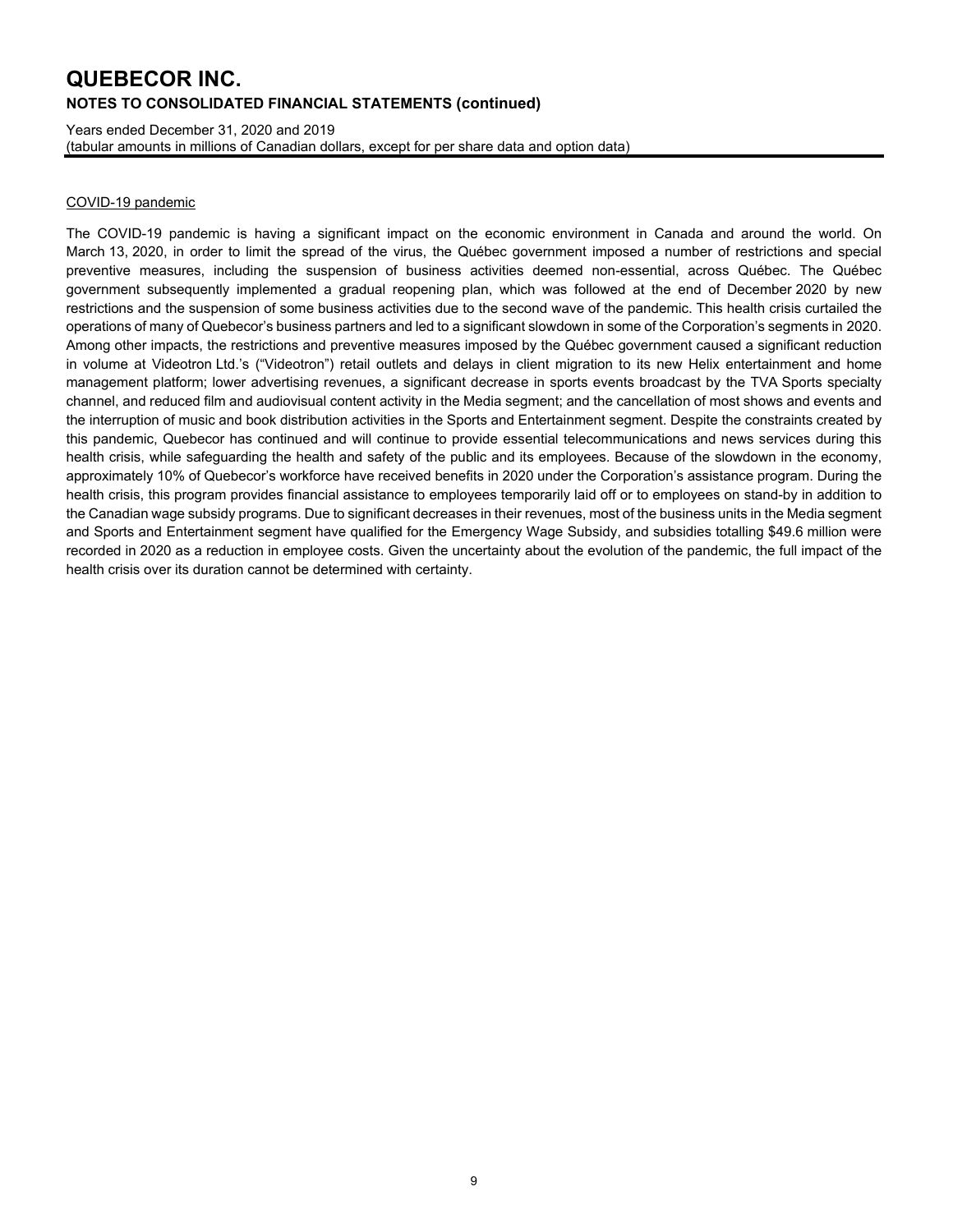COVID-19 pandemic

The COVID-19 pandemic is having a significant impact on the economic environment in Canada and around the world. On March 13, 2020, in order to limit the spread of the virus, the Québec government imposed a number of restrictions and special preventive measures, including the suspension of business activities deemed non-essential, across Québec. The Québec government subsequently implemented a gradual reopening plan, which was followed at the end of December 2020 by new restrictions and the suspension of some business activities due to the second wave of the pandemic. This health crisis curtailed the operations of many of Quebecor's business partners and led to a significant slowdown in some of the Corporation's segments in 2020. Among other impacts, the restrictions and preventive measures imposed by the Québec government caused a significant reduction in volume at Videotron Ltd.'s ("Videotron") retail outlets and delays in client migration to its new Helix entertainment and home management platform; lower advertising revenues, a significant decrease in sports events broadcast by the TVA Sports specialty channel, and reduced film and audiovisual content activity in the Media segment; and the cancellation of most shows and events and the interruption of music and book distribution activities in the Sports and Entertainment segment. Despite the constraints created by this pandemic, Quebecor has continued and will continue to provide essential telecommunications and news services during this health crisis, while safeguarding the health and safety of the public and its employees. Because of the slowdown in the economy, approximately 10% of Quebecor's workforce have received benefits in 2020 under the Corporation's assistance program. During the health crisis, this program provides financial assistance to employees temporarily laid off or to employees on stand-by in addition to the Canadian wage subsidy programs. Due to significant decreases in their revenues, most of the business units in the Media segment and Sports and Entertainment segment have qualified for the Emergency Wage Subsidy, and subsidies totalling $49.6 million were recorded in 2020 as a reduction in employee costs. Given the uncertainty about the evolution of the pandemic, the full impact of the health crisis over its duration cannot be determined with certainty.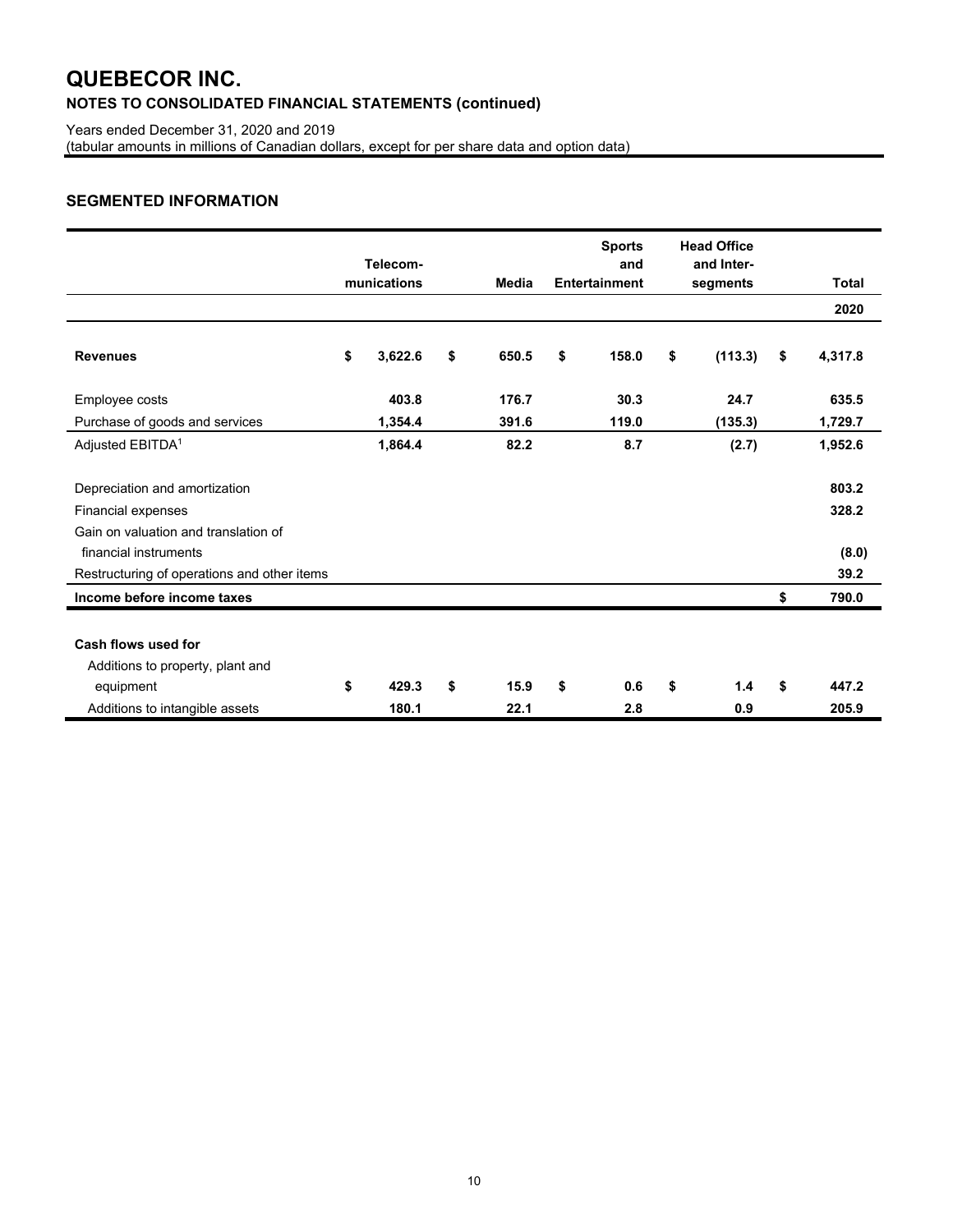# QUEBECOR INC.

**NOTES TO CONSOLIDATED FINANCIAL STATEMENTS (continued)**

Years ended December 31, 2020 and 2019
(tabular amounts in millions of Canadian dollars, except for per share data and option data)

## SEGMENTED INFORMATION

| | Telecom-munications | Media | Sports and Entertainment | Head Office and Inter-segments | Total |
|---|---|---|---|---|---|
| | | | | | **2020** |
| **Revenues** | **$ 3,622.6** | **$ 650.5** | **$ 158.0** | **$ (113.3)** | **$ 4,317.8** |
| Employee costs | **403.8** | **176.7** | **30.3** | **24.7** | **635.5** |
| Purchase of goods and services | **1,354.4** | **391.6** | **119.0** | **(135.3)** | **1,729.7** |
| Adjusted EBITDA[1] | **1,864.4** | **82.2** | **8.7** | **(2.7)** | **1,952.6** |
| Depreciation and amortization | | | | | **803.2** |
| Financial expenses | | | | | **328.2** |
| Gain on valuation and translation of financial instruments | | | | | **(8.0)** |
| Restructuring of operations and other items | | | | | **39.2** |
| **Income before income taxes** | | | | | **$ 790.0** |
| **Cash flows used for** | | | | | |
| Additions to property, plant and equipment | **$ 429.3** | **$ 15.9** | **$ 0.6** | **$ 1.4** | **$ 447.2** |
| Additions to intangible assets | **180.1** | **22.1** | **2.8** | **0.9** | **205.9** |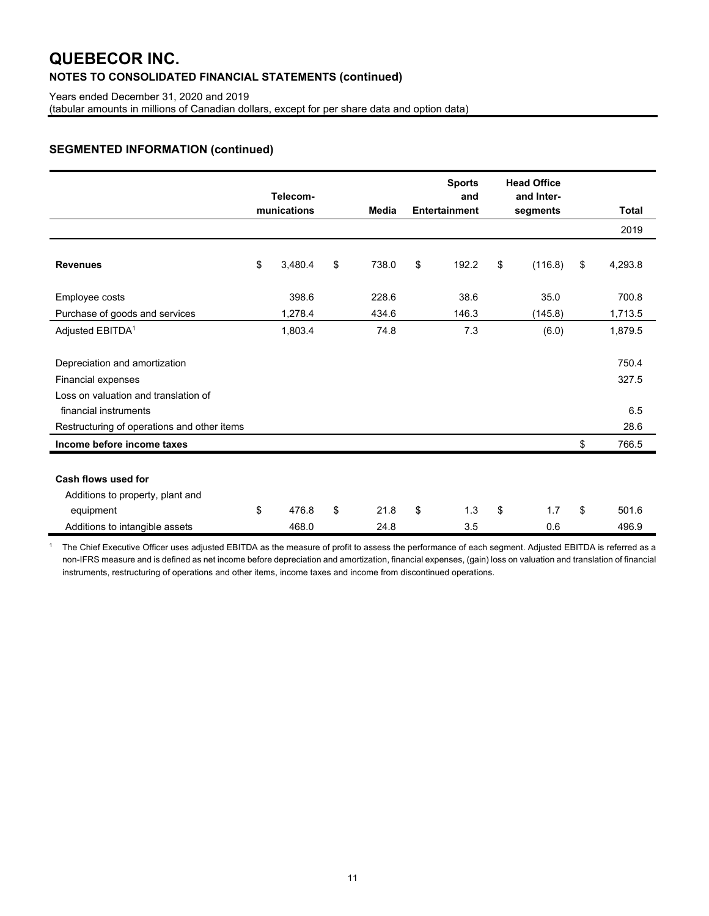# QUEBECOR INC.

**NOTES TO CONSOLIDATED FINANCIAL STATEMENTS (continued)**

Years ended December 31, 2020 and 2019
(tabular amounts in millions of Canadian dollars, except for per share data and option data)

## SEGMENTED INFORMATION (continued)

| | Telecom-munications | Media | Sports and Entertainment | Head Office and Inter-segments | Total |
|---|---|---|---|---|---|
| | | | | | 2019 |
| **Revenues** | $ 3,480.4 | $ 738.0 | $ 192.2 | $ (116.8) | $ 4,293.8 |
| Employee costs | 398.6 | 228.6 | 38.6 | 35.0 | 700.8 |
| Purchase of goods and services | 1,278.4 | 434.6 | 146.3 | (145.8) | 1,713.5 |
| Adjusted EBITDA[1] | 1,803.4 | 74.8 | 7.3 | (6.0) | 1,879.5 |
| Depreciation and amortization | | | | | 750.4 |
| Financial expenses | | | | | 327.5 |
| Loss on valuation and translation of financial instruments | | | | | 6.5 |
| Restructuring of operations and other items | | | | | 28.6 |
| **Income before income taxes** | | | | | $ 766.5 |
| **Cash flows used for** | | | | | |
| Additions to property, plant and equipment | $ 476.8 | $ 21.8 | $ 1.3 | $ 1.7 | $ 501.6 |
| Additions to intangible assets | 468.0 | 24.8 | 3.5 | 0.6 | 496.9 |

[1] The Chief Executive Officer uses adjusted EBITDA as the measure of profit to assess the performance of each segment. Adjusted EBITDA is referred as a non-IFRS measure and is defined as net income before depreciation and amortization, financial expenses, (gain) loss on valuation and translation of financial instruments, restructuring of operations and other items, income taxes and income from discontinued operations.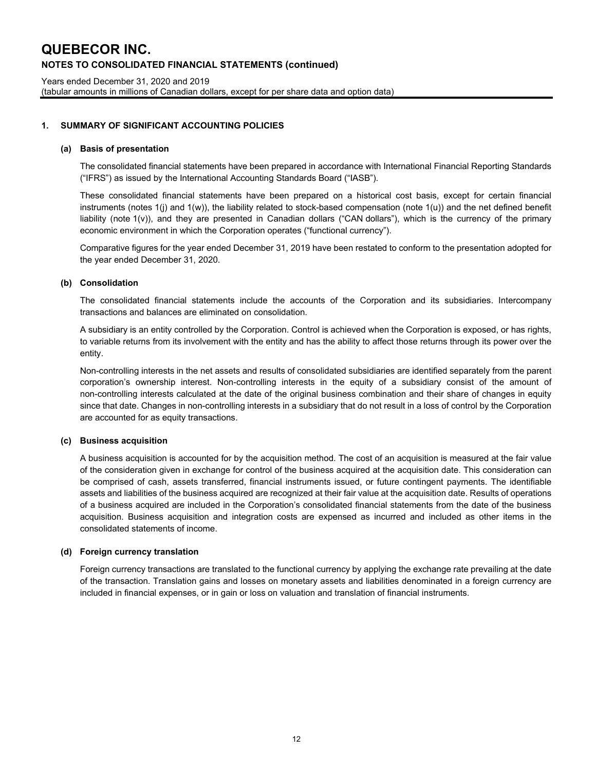# QUEBECOR INC.

## NOTES TO CONSOLIDATED FINANCIAL STATEMENTS (continued)

Years ended December 31, 2020 and 2019
(tabular amounts in millions of Canadian dollars, except for per share data and option data)

### 1. SUMMARY OF SIGNIFICANT ACCOUNTING POLICIES

#### (a) Basis of presentation

The consolidated financial statements have been prepared in accordance with International Financial Reporting Standards ("IFRS") as issued by the International Accounting Standards Board ("IASB").

These consolidated financial statements have been prepared on a historical cost basis, except for certain financial instruments (notes 1(j) and 1(w)), the liability related to stock-based compensation (note 1(u)) and the net defined benefit liability (note 1(v)), and they are presented in Canadian dollars ("CAN dollars"), which is the currency of the primary economic environment in which the Corporation operates ("functional currency").

Comparative figures for the year ended December 31, 2019 have been restated to conform to the presentation adopted for the year ended December 31, 2020.

#### (b) Consolidation

The consolidated financial statements include the accounts of the Corporation and its subsidiaries. Intercompany transactions and balances are eliminated on consolidation.

A subsidiary is an entity controlled by the Corporation. Control is achieved when the Corporation is exposed, or has rights, to variable returns from its involvement with the entity and has the ability to affect those returns through its power over the entity.

Non-controlling interests in the net assets and results of consolidated subsidiaries are identified separately from the parent corporation's ownership interest. Non-controlling interests in the equity of a subsidiary consist of the amount of non-controlling interests calculated at the date of the original business combination and their share of changes in equity since that date. Changes in non-controlling interests in a subsidiary that do not result in a loss of control by the Corporation are accounted for as equity transactions.

#### (c) Business acquisition

A business acquisition is accounted for by the acquisition method. The cost of an acquisition is measured at the fair value of the consideration given in exchange for control of the business acquired at the acquisition date. This consideration can be comprised of cash, assets transferred, financial instruments issued, or future contingent payments. The identifiable assets and liabilities of the business acquired are recognized at their fair value at the acquisition date. Results of operations of a business acquired are included in the Corporation's consolidated financial statements from the date of the business acquisition. Business acquisition and integration costs are expensed as incurred and included as other items in the consolidated statements of income.

#### (d) Foreign currency translation

Foreign currency transactions are translated to the functional currency by applying the exchange rate prevailing at the date of the transaction. Translation gains and losses on monetary assets and liabilities denominated in a foreign currency are included in financial expenses, or in gain or loss on valuation and translation of financial instruments.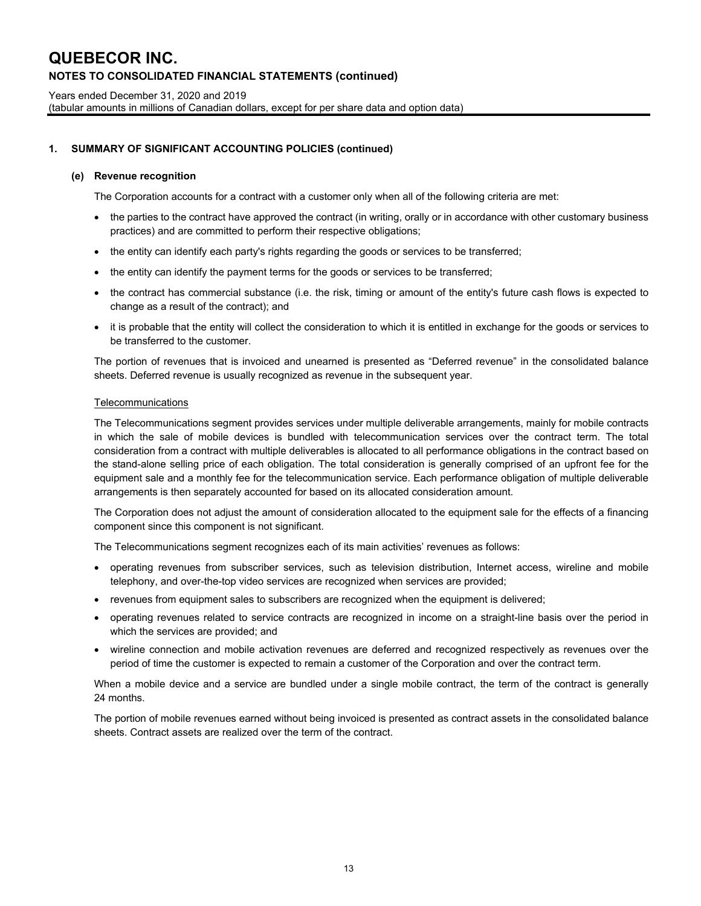## 1. SUMMARY OF SIGNIFICANT ACCOUNTING POLICIES (continued)

### (e) Revenue recognition

The Corporation accounts for a contract with a customer only when all of the following criteria are met:

- the parties to the contract have approved the contract (in writing, orally or in accordance with other customary business practices) and are committed to perform their respective obligations;
- the entity can identify each party's rights regarding the goods or services to be transferred;
- the entity can identify the payment terms for the goods or services to be transferred;
- the contract has commercial substance (i.e. the risk, timing or amount of the entity's future cash flows is expected to change as a result of the contract); and
- it is probable that the entity will collect the consideration to which it is entitled in exchange for the goods or services to be transferred to the customer.

The portion of revenues that is invoiced and unearned is presented as "Deferred revenue" in the consolidated balance sheets. Deferred revenue is usually recognized as revenue in the subsequent year.

Telecommunications

The Telecommunications segment provides services under multiple deliverable arrangements, mainly for mobile contracts in which the sale of mobile devices is bundled with telecommunication services over the contract term. The total consideration from a contract with multiple deliverables is allocated to all performance obligations in the contract based on the stand-alone selling price of each obligation. The total consideration is generally comprised of an upfront fee for the equipment sale and a monthly fee for the telecommunication service. Each performance obligation of multiple deliverable arrangements is then separately accounted for based on its allocated consideration amount.

The Corporation does not adjust the amount of consideration allocated to the equipment sale for the effects of a financing component since this component is not significant.

The Telecommunications segment recognizes each of its main activities' revenues as follows:

- operating revenues from subscriber services, such as television distribution, Internet access, wireline and mobile telephony, and over-the-top video services are recognized when services are provided;
- revenues from equipment sales to subscribers are recognized when the equipment is delivered;
- operating revenues related to service contracts are recognized in income on a straight-line basis over the period in which the services are provided; and
- wireline connection and mobile activation revenues are deferred and recognized respectively as revenues over the period of time the customer is expected to remain a customer of the Corporation and over the contract term.

When a mobile device and a service are bundled under a single mobile contract, the term of the contract is generally 24 months.

The portion of mobile revenues earned without being invoiced is presented as contract assets in the consolidated balance sheets. Contract assets are realized over the term of the contract.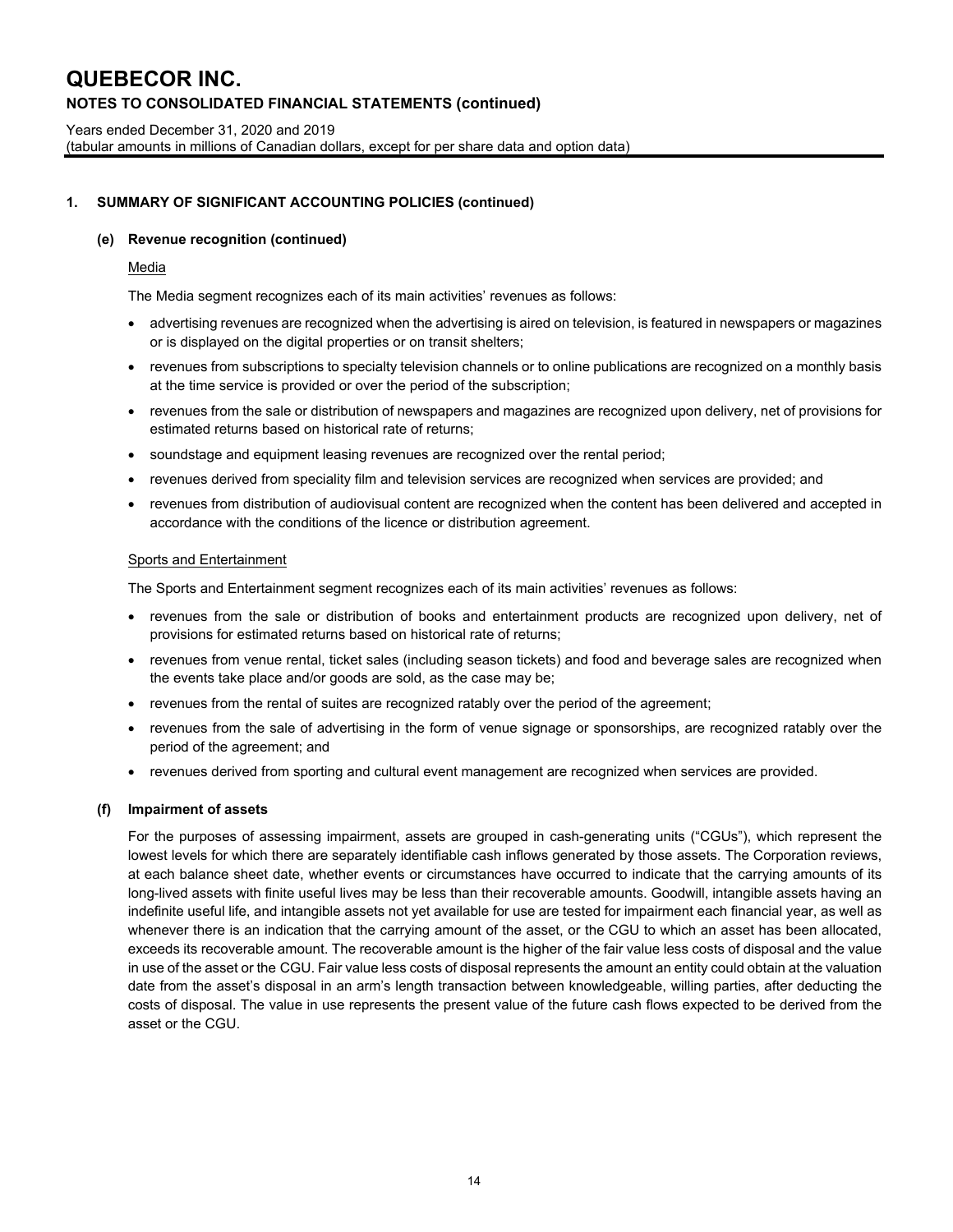# QUEBECOR INC.

## NOTES TO CONSOLIDATED FINANCIAL STATEMENTS (continued)

Years ended December 31, 2020 and 2019
(tabular amounts in millions of Canadian dollars, except for per share data and option data)

### 1. SUMMARY OF SIGNIFICANT ACCOUNTING POLICIES (continued)

#### (e) Revenue recognition (continued)

Media

The Media segment recognizes each of its main activities' revenues as follows:

- advertising revenues are recognized when the advertising is aired on television, is featured in newspapers or magazines or is displayed on the digital properties or on transit shelters;
- revenues from subscriptions to specialty television channels or to online publications are recognized on a monthly basis at the time service is provided or over the period of the subscription;
- revenues from the sale or distribution of newspapers and magazines are recognized upon delivery, net of provisions for estimated returns based on historical rate of returns;
- soundstage and equipment leasing revenues are recognized over the rental period;
- revenues derived from speciality film and television services are recognized when services are provided; and
- revenues from distribution of audiovisual content are recognized when the content has been delivered and accepted in accordance with the conditions of the licence or distribution agreement.

Sports and Entertainment

The Sports and Entertainment segment recognizes each of its main activities' revenues as follows:

- revenues from the sale or distribution of books and entertainment products are recognized upon delivery, net of provisions for estimated returns based on historical rate of returns;
- revenues from venue rental, ticket sales (including season tickets) and food and beverage sales are recognized when the events take place and/or goods are sold, as the case may be;
- revenues from the rental of suites are recognized ratably over the period of the agreement;
- revenues from the sale of advertising in the form of venue signage or sponsorships, are recognized ratably over the period of the agreement; and
- revenues derived from sporting and cultural event management are recognized when services are provided.

#### (f) Impairment of assets

For the purposes of assessing impairment, assets are grouped in cash-generating units ("CGUs"), which represent the lowest levels for which there are separately identifiable cash inflows generated by those assets. The Corporation reviews, at each balance sheet date, whether events or circumstances have occurred to indicate that the carrying amounts of its long-lived assets with finite useful lives may be less than their recoverable amounts. Goodwill, intangible assets having an indefinite useful life, and intangible assets not yet available for use are tested for impairment each financial year, as well as whenever there is an indication that the carrying amount of the asset, or the CGU to which an asset has been allocated, exceeds its recoverable amount. The recoverable amount is the higher of the fair value less costs of disposal and the value in use of the asset or the CGU. Fair value less costs of disposal represents the amount an entity could obtain at the valuation date from the asset's disposal in an arm's length transaction between knowledgeable, willing parties, after deducting the costs of disposal. The value in use represents the present value of the future cash flows expected to be derived from the asset or the CGU.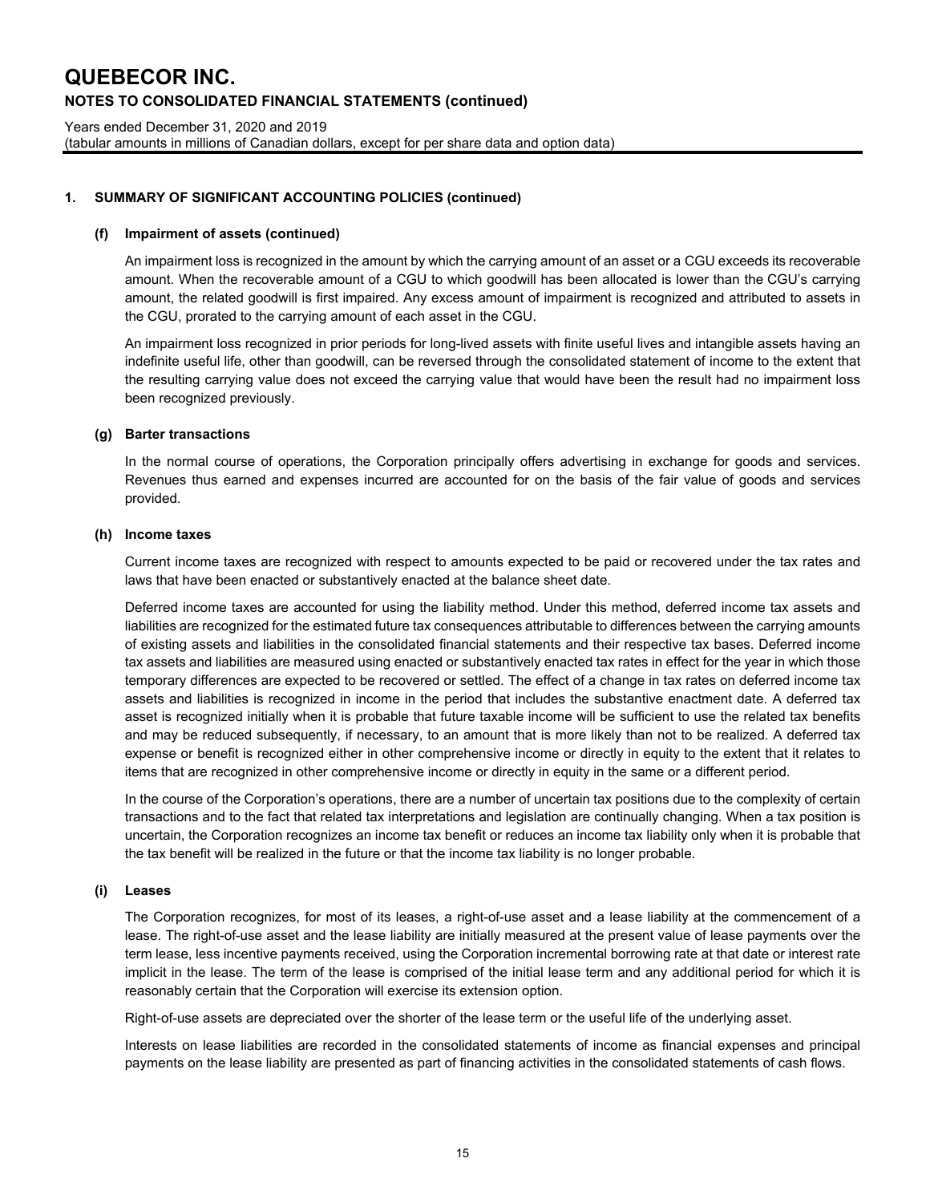## 1. SUMMARY OF SIGNIFICANT ACCOUNTING POLICIES (continued)

### (f) Impairment of assets (continued)

An impairment loss is recognized in the amount by which the carrying amount of an asset or a CGU exceeds its recoverable amount. When the recoverable amount of a CGU to which goodwill has been allocated is lower than the CGU's carrying amount, the related goodwill is first impaired. Any excess amount of impairment is recognized and attributed to assets in the CGU, prorated to the carrying amount of each asset in the CGU.

An impairment loss recognized in prior periods for long-lived assets with finite useful lives and intangible assets having an indefinite useful life, other than goodwill, can be reversed through the consolidated statement of income to the extent that the resulting carrying value does not exceed the carrying value that would have been the result had no impairment loss been recognized previously.

### (g) Barter transactions

In the normal course of operations, the Corporation principally offers advertising in exchange for goods and services. Revenues thus earned and expenses incurred are accounted for on the basis of the fair value of goods and services provided.

### (h) Income taxes

Current income taxes are recognized with respect to amounts expected to be paid or recovered under the tax rates and laws that have been enacted or substantively enacted at the balance sheet date.

Deferred income taxes are accounted for using the liability method. Under this method, deferred income tax assets and liabilities are recognized for the estimated future tax consequences attributable to differences between the carrying amounts of existing assets and liabilities in the consolidated financial statements and their respective tax bases. Deferred income tax assets and liabilities are measured using enacted or substantively enacted tax rates in effect for the year in which those temporary differences are expected to be recovered or settled. The effect of a change in tax rates on deferred income tax assets and liabilities is recognized in income in the period that includes the substantive enactment date. A deferred tax asset is recognized initially when it is probable that future taxable income will be sufficient to use the related tax benefits and may be reduced subsequently, if necessary, to an amount that is more likely than not to be realized. A deferred tax expense or benefit is recognized either in other comprehensive income or directly in equity to the extent that it relates to items that are recognized in other comprehensive income or directly in equity in the same or a different period.

In the course of the Corporation's operations, there are a number of uncertain tax positions due to the complexity of certain transactions and to the fact that related tax interpretations and legislation are continually changing. When a tax position is uncertain, the Corporation recognizes an income tax benefit or reduces an income tax liability only when it is probable that the tax benefit will be realized in the future or that the income tax liability is no longer probable.

### (i) Leases

The Corporation recognizes, for most of its leases, a right-of-use asset and a lease liability at the commencement of a lease. The right-of-use asset and the lease liability are initially measured at the present value of lease payments over the term lease, less incentive payments received, using the Corporation incremental borrowing rate at that date or interest rate implicit in the lease. The term of the lease is comprised of the initial lease term and any additional period for which it is reasonably certain that the Corporation will exercise its extension option.

Right-of-use assets are depreciated over the shorter of the lease term or the useful life of the underlying asset.

Interests on lease liabilities are recorded in the consolidated statements of income as financial expenses and principal payments on the lease liability are presented as part of financing activities in the consolidated statements of cash flows.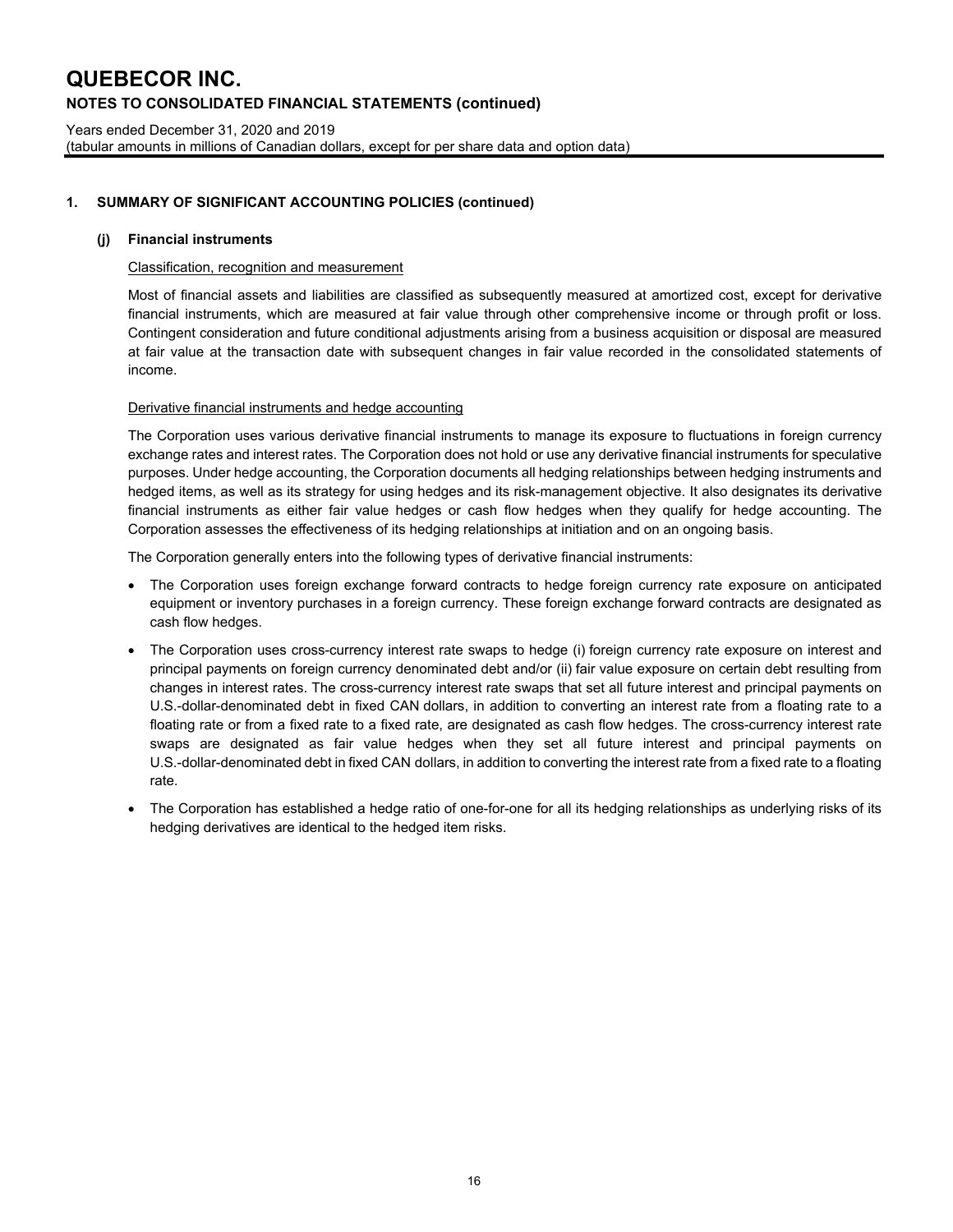# QUEBECOR INC.

## NOTES TO CONSOLIDATED FINANCIAL STATEMENTS (continued)

Years ended December 31, 2020 and 2019
(tabular amounts in millions of Canadian dollars, except for per share data and option data)

### 1. SUMMARY OF SIGNIFICANT ACCOUNTING POLICIES (continued)

#### (j) Financial instruments

Classification, recognition and measurement

Most of financial assets and liabilities are classified as subsequently measured at amortized cost, except for derivative financial instruments, which are measured at fair value through other comprehensive income or through profit or loss. Contingent consideration and future conditional adjustments arising from a business acquisition or disposal are measured at fair value at the transaction date with subsequent changes in fair value recorded in the consolidated statements of income.

Derivative financial instruments and hedge accounting

The Corporation uses various derivative financial instruments to manage its exposure to fluctuations in foreign currency exchange rates and interest rates. The Corporation does not hold or use any derivative financial instruments for speculative purposes. Under hedge accounting, the Corporation documents all hedging relationships between hedging instruments and hedged items, as well as its strategy for using hedges and its risk-management objective. It also designates its derivative financial instruments as either fair value hedges or cash flow hedges when they qualify for hedge accounting. The Corporation assesses the effectiveness of its hedging relationships at initiation and on an ongoing basis.

The Corporation generally enters into the following types of derivative financial instruments:

- The Corporation uses foreign exchange forward contracts to hedge foreign currency rate exposure on anticipated equipment or inventory purchases in a foreign currency. These foreign exchange forward contracts are designated as cash flow hedges.
- The Corporation uses cross-currency interest rate swaps to hedge (i) foreign currency rate exposure on interest and principal payments on foreign currency denominated debt and/or (ii) fair value exposure on certain debt resulting from changes in interest rates. The cross-currency interest rate swaps that set all future interest and principal payments on U.S.-dollar-denominated debt in fixed CAN dollars, in addition to converting an interest rate from a floating rate to a floating rate or from a fixed rate to a fixed rate, are designated as cash flow hedges. The cross-currency interest rate swaps are designated as fair value hedges when they set all future interest and principal payments on U.S.-dollar-denominated debt in fixed CAN dollars, in addition to converting the interest rate from a fixed rate to a floating rate.
- The Corporation has established a hedge ratio of one-for-one for all its hedging relationships as underlying risks of its hedging derivatives are identical to the hedged item risks.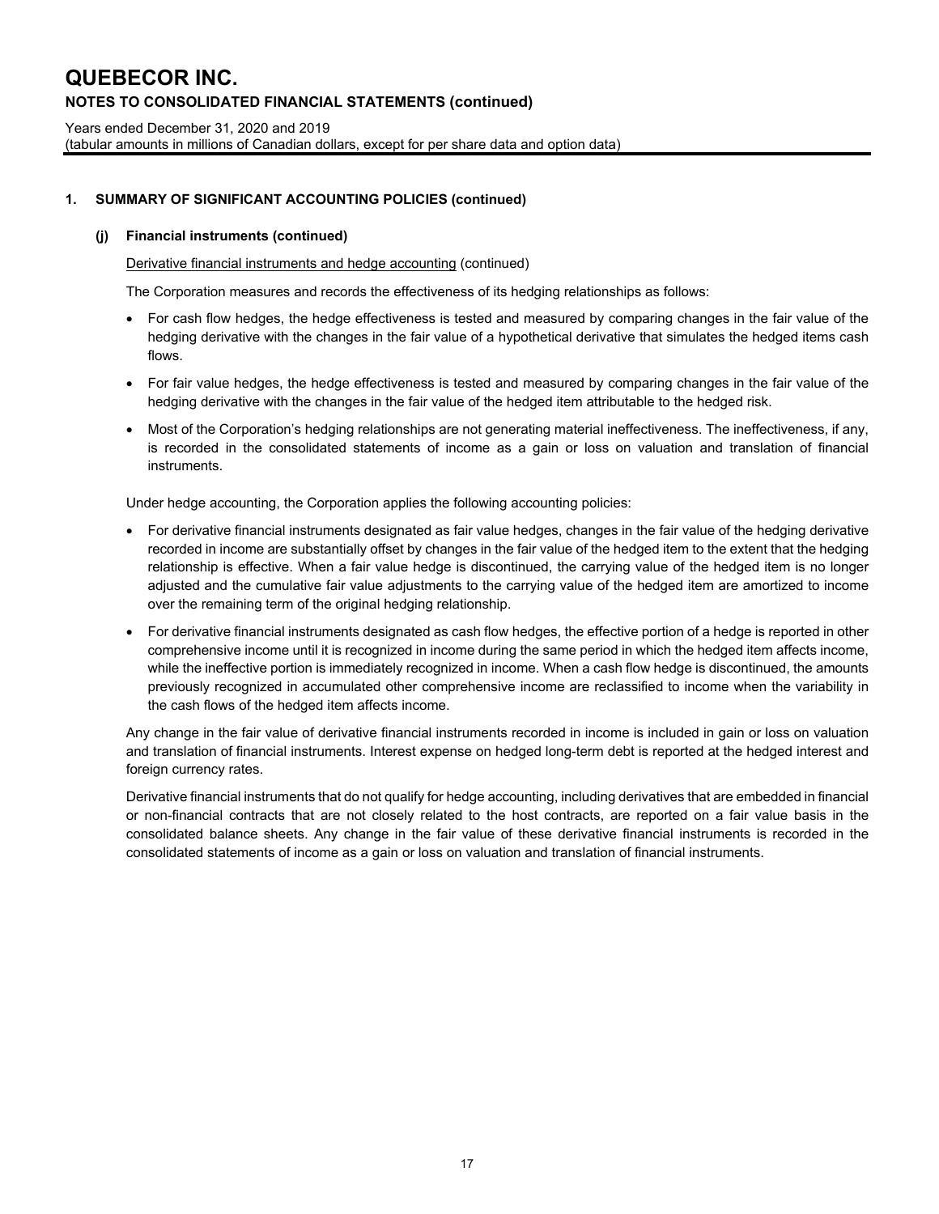## 1. SUMMARY OF SIGNIFICANT ACCOUNTING POLICIES (continued)

### (j) Financial instruments (continued)

Derivative financial instruments and hedge accounting (continued)

The Corporation measures and records the effectiveness of its hedging relationships as follows:

- For cash flow hedges, the hedge effectiveness is tested and measured by comparing changes in the fair value of the hedging derivative with the changes in the fair value of a hypothetical derivative that simulates the hedged items cash flows.
- For fair value hedges, the hedge effectiveness is tested and measured by comparing changes in the fair value of the hedging derivative with the changes in the fair value of the hedged item attributable to the hedged risk.
- Most of the Corporation's hedging relationships are not generating material ineffectiveness. The ineffectiveness, if any, is recorded in the consolidated statements of income as a gain or loss on valuation and translation of financial instruments.

Under hedge accounting, the Corporation applies the following accounting policies:

- For derivative financial instruments designated as fair value hedges, changes in the fair value of the hedging derivative recorded in income are substantially offset by changes in the fair value of the hedged item to the extent that the hedging relationship is effective. When a fair value hedge is discontinued, the carrying value of the hedged item is no longer adjusted and the cumulative fair value adjustments to the carrying value of the hedged item are amortized to income over the remaining term of the original hedging relationship.
- For derivative financial instruments designated as cash flow hedges, the effective portion of a hedge is reported in other comprehensive income until it is recognized in income during the same period in which the hedged item affects income, while the ineffective portion is immediately recognized in income. When a cash flow hedge is discontinued, the amounts previously recognized in accumulated other comprehensive income are reclassified to income when the variability in the cash flows of the hedged item affects income.

Any change in the fair value of derivative financial instruments recorded in income is included in gain or loss on valuation and translation of financial instruments. Interest expense on hedged long-term debt is reported at the hedged interest and foreign currency rates.

Derivative financial instruments that do not qualify for hedge accounting, including derivatives that are embedded in financial or non-financial contracts that are not closely related to the host contracts, are reported on a fair value basis in the consolidated balance sheets. Any change in the fair value of these derivative financial instruments is recorded in the consolidated statements of income as a gain or loss on valuation and translation of financial instruments.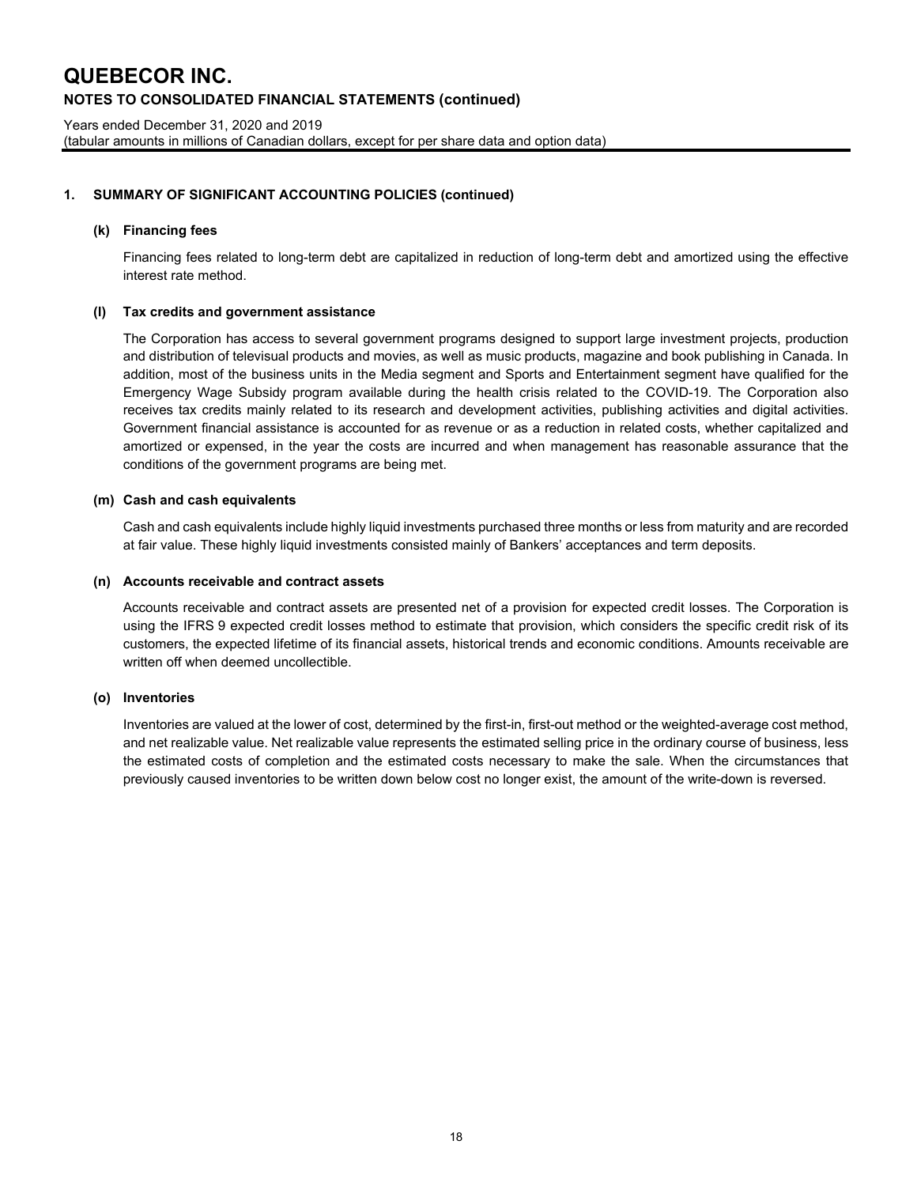## 1. SUMMARY OF SIGNIFICANT ACCOUNTING POLICIES (continued)

### (k) Financing fees

Financing fees related to long-term debt are capitalized in reduction of long-term debt and amortized using the effective interest rate method.

### (l) Tax credits and government assistance

The Corporation has access to several government programs designed to support large investment projects, production and distribution of televisual products and movies, as well as music products, magazine and book publishing in Canada. In addition, most of the business units in the Media segment and Sports and Entertainment segment have qualified for the Emergency Wage Subsidy program available during the health crisis related to the COVID-19. The Corporation also receives tax credits mainly related to its research and development activities, publishing activities and digital activities. Government financial assistance is accounted for as revenue or as a reduction in related costs, whether capitalized and amortized or expensed, in the year the costs are incurred and when management has reasonable assurance that the conditions of the government programs are being met.

### (m) Cash and cash equivalents

Cash and cash equivalents include highly liquid investments purchased three months or less from maturity and are recorded at fair value. These highly liquid investments consisted mainly of Bankers' acceptances and term deposits.

### (n) Accounts receivable and contract assets

Accounts receivable and contract assets are presented net of a provision for expected credit losses. The Corporation is using the IFRS 9 expected credit losses method to estimate that provision, which considers the specific credit risk of its customers, the expected lifetime of its financial assets, historical trends and economic conditions. Amounts receivable are written off when deemed uncollectible.

### (o) Inventories

Inventories are valued at the lower of cost, determined by the first-in, first-out method or the weighted-average cost method, and net realizable value. Net realizable value represents the estimated selling price in the ordinary course of business, less the estimated costs of completion and the estimated costs necessary to make the sale. When the circumstances that previously caused inventories to be written down below cost no longer exist, the amount of the write-down is reversed.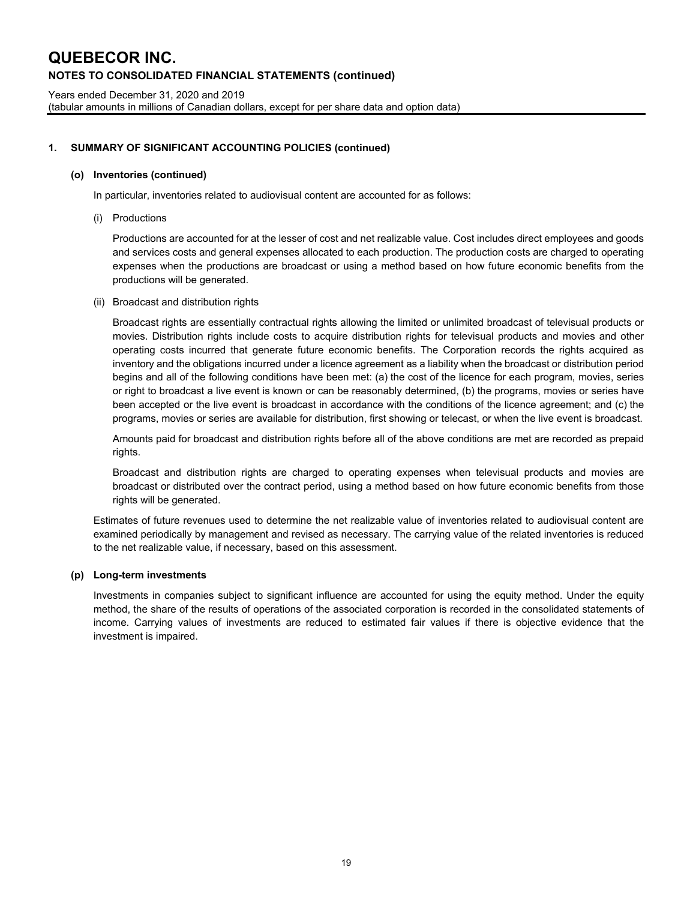## 1. SUMMARY OF SIGNIFICANT ACCOUNTING POLICIES (continued)

### (o) Inventories (continued)

In particular, inventories related to audiovisual content are accounted for as follows:

(i) Productions

Productions are accounted for at the lesser of cost and net realizable value. Cost includes direct employees and goods and services costs and general expenses allocated to each production. The production costs are charged to operating expenses when the productions are broadcast or using a method based on how future economic benefits from the productions will be generated.

(ii) Broadcast and distribution rights

Broadcast rights are essentially contractual rights allowing the limited or unlimited broadcast of televisual products or movies. Distribution rights include costs to acquire distribution rights for televisual products and movies and other operating costs incurred that generate future economic benefits. The Corporation records the rights acquired as inventory and the obligations incurred under a licence agreement as a liability when the broadcast or distribution period begins and all of the following conditions have been met: (a) the cost of the licence for each program, movies, series or right to broadcast a live event is known or can be reasonably determined, (b) the programs, movies or series have been accepted or the live event is broadcast in accordance with the conditions of the licence agreement; and (c) the programs, movies or series are available for distribution, first showing or telecast, or when the live event is broadcast.

Amounts paid for broadcast and distribution rights before all of the above conditions are met are recorded as prepaid rights.

Broadcast and distribution rights are charged to operating expenses when televisual products and movies are broadcast or distributed over the contract period, using a method based on how future economic benefits from those rights will be generated.

Estimates of future revenues used to determine the net realizable value of inventories related to audiovisual content are examined periodically by management and revised as necessary. The carrying value of the related inventories is reduced to the net realizable value, if necessary, based on this assessment.

### (p) Long-term investments

Investments in companies subject to significant influence are accounted for using the equity method. Under the equity method, the share of the results of operations of the associated corporation is recorded in the consolidated statements of income. Carrying values of investments are reduced to estimated fair values if there is objective evidence that the investment is impaired.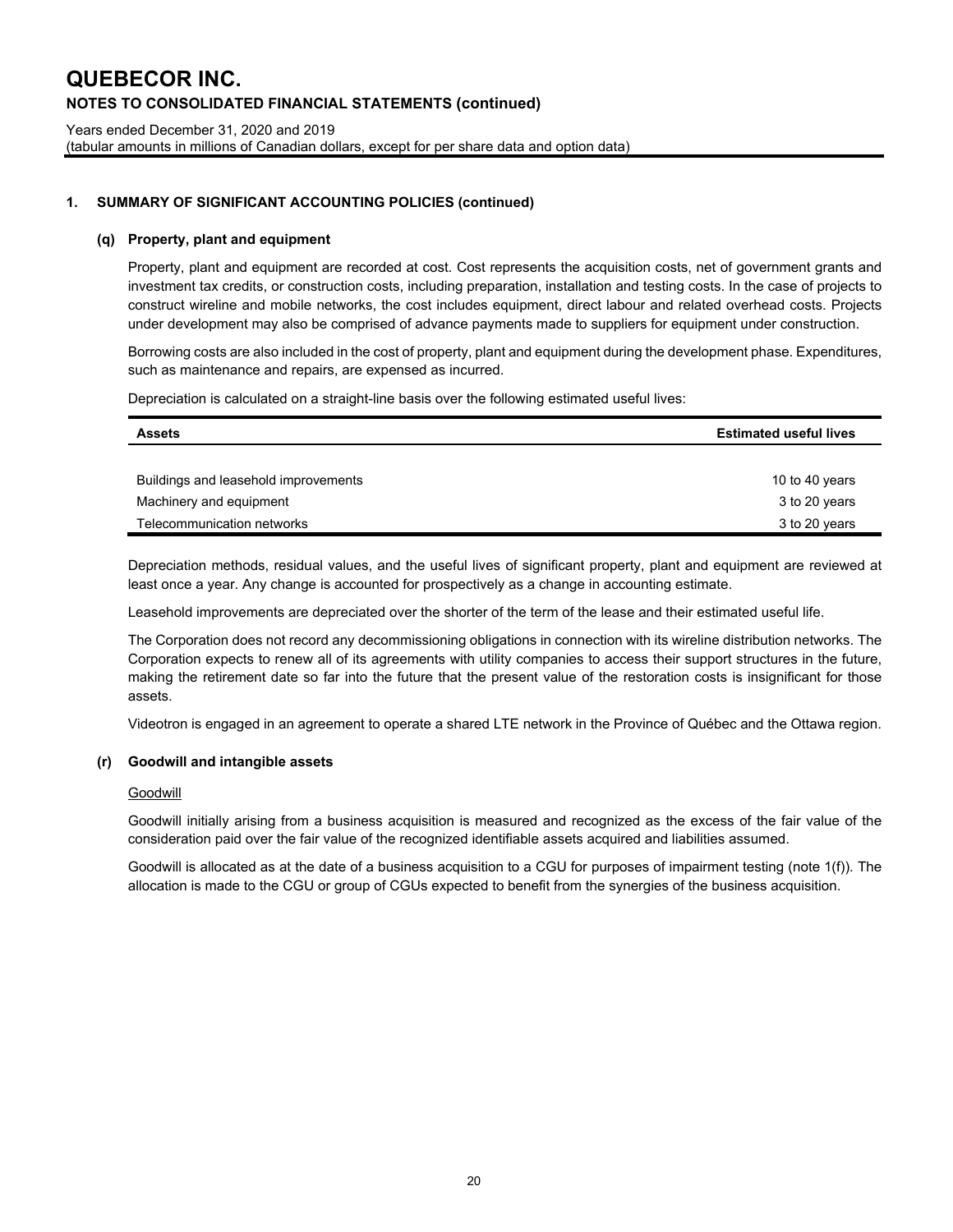## 1. SUMMARY OF SIGNIFICANT ACCOUNTING POLICIES (continued)

### (q) Property, plant and equipment

Property, plant and equipment are recorded at cost. Cost represents the acquisition costs, net of government grants and investment tax credits, or construction costs, including preparation, installation and testing costs. In the case of projects to construct wireline and mobile networks, the cost includes equipment, direct labour and related overhead costs. Projects under development may also be comprised of advance payments made to suppliers for equipment under construction.

Borrowing costs are also included in the cost of property, plant and equipment during the development phase. Expenditures, such as maintenance and repairs, are expensed as incurred.

Depreciation is calculated on a straight-line basis over the following estimated useful lives:

| Assets | Estimated useful lives |
|---|---|
| Buildings and leasehold improvements | 10 to 40 years |
| Machinery and equipment | 3 to 20 years |
| Telecommunication networks | 3 to 20 years |

Depreciation methods, residual values, and the useful lives of significant property, plant and equipment are reviewed at least once a year. Any change is accounted for prospectively as a change in accounting estimate.

Leasehold improvements are depreciated over the shorter of the term of the lease and their estimated useful life.

The Corporation does not record any decommissioning obligations in connection with its wireline distribution networks. The Corporation expects to renew all of its agreements with utility companies to access their support structures in the future, making the retirement date so far into the future that the present value of the restoration costs is insignificant for those assets.

Videotron is engaged in an agreement to operate a shared LTE network in the Province of Québec and the Ottawa region.

### (r) Goodwill and intangible assets

Goodwill

Goodwill initially arising from a business acquisition is measured and recognized as the excess of the fair value of the consideration paid over the fair value of the recognized identifiable assets acquired and liabilities assumed.

Goodwill is allocated as at the date of a business acquisition to a CGU for purposes of impairment testing (note 1(f)). The allocation is made to the CGU or group of CGUs expected to benefit from the synergies of the business acquisition.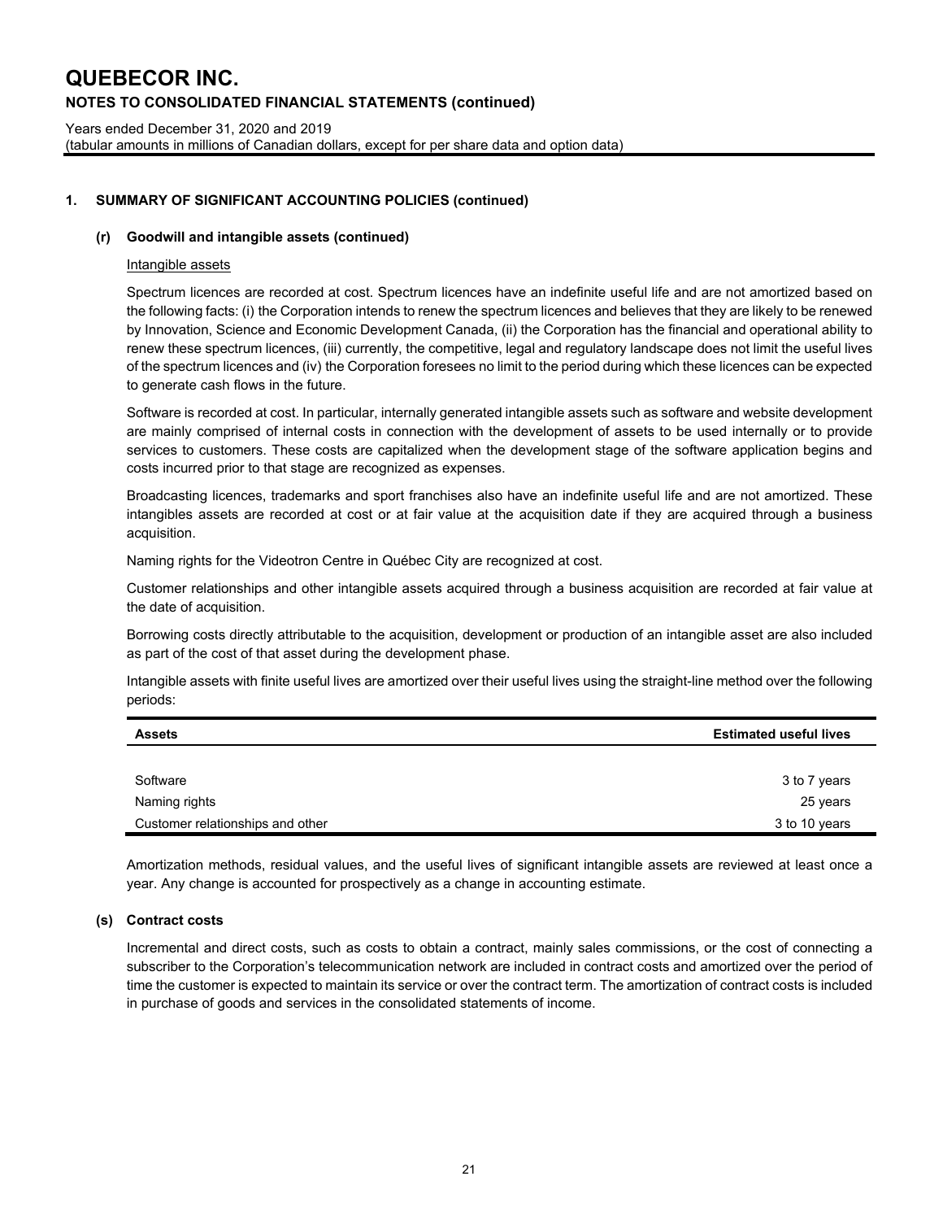# QUEBECOR INC.

## NOTES TO CONSOLIDATED FINANCIAL STATEMENTS (continued)

Years ended December 31, 2020 and 2019
(tabular amounts in millions of Canadian dollars, except for per share data and option data)

### 1. SUMMARY OF SIGNIFICANT ACCOUNTING POLICIES (continued)

#### (r) Goodwill and intangible assets (continued)

Intangible assets

Spectrum licences are recorded at cost. Spectrum licences have an indefinite useful life and are not amortized based on the following facts: (i) the Corporation intends to renew the spectrum licences and believes that they are likely to be renewed by Innovation, Science and Economic Development Canada, (ii) the Corporation has the financial and operational ability to renew these spectrum licences, (iii) currently, the competitive, legal and regulatory landscape does not limit the useful lives of the spectrum licences and (iv) the Corporation foresees no limit to the period during which these licences can be expected to generate cash flows in the future.

Software is recorded at cost. In particular, internally generated intangible assets such as software and website development are mainly comprised of internal costs in connection with the development of assets to be used internally or to provide services to customers. These costs are capitalized when the development stage of the software application begins and costs incurred prior to that stage are recognized as expenses.

Broadcasting licences, trademarks and sport franchises also have an indefinite useful life and are not amortized. These intangibles assets are recorded at cost or at fair value at the acquisition date if they are acquired through a business acquisition.

Naming rights for the Videotron Centre in Québec City are recognized at cost.

Customer relationships and other intangible assets acquired through a business acquisition are recorded at fair value at the date of acquisition.

Borrowing costs directly attributable to the acquisition, development or production of an intangible asset are also included as part of the cost of that asset during the development phase.

Intangible assets with finite useful lives are amortized over their useful lives using the straight-line method over the following periods:

| Assets | Estimated useful lives |
|---|---|
| Software | 3 to 7 years |
| Naming rights | 25 years |
| Customer relationships and other | 3 to 10 years |

Amortization methods, residual values, and the useful lives of significant intangible assets are reviewed at least once a year. Any change is accounted for prospectively as a change in accounting estimate.

#### (s) Contract costs

Incremental and direct costs, such as costs to obtain a contract, mainly sales commissions, or the cost of connecting a subscriber to the Corporation's telecommunication network are included in contract costs and amortized over the period of time the customer is expected to maintain its service or over the contract term. The amortization of contract costs is included in purchase of goods and services in the consolidated statements of income.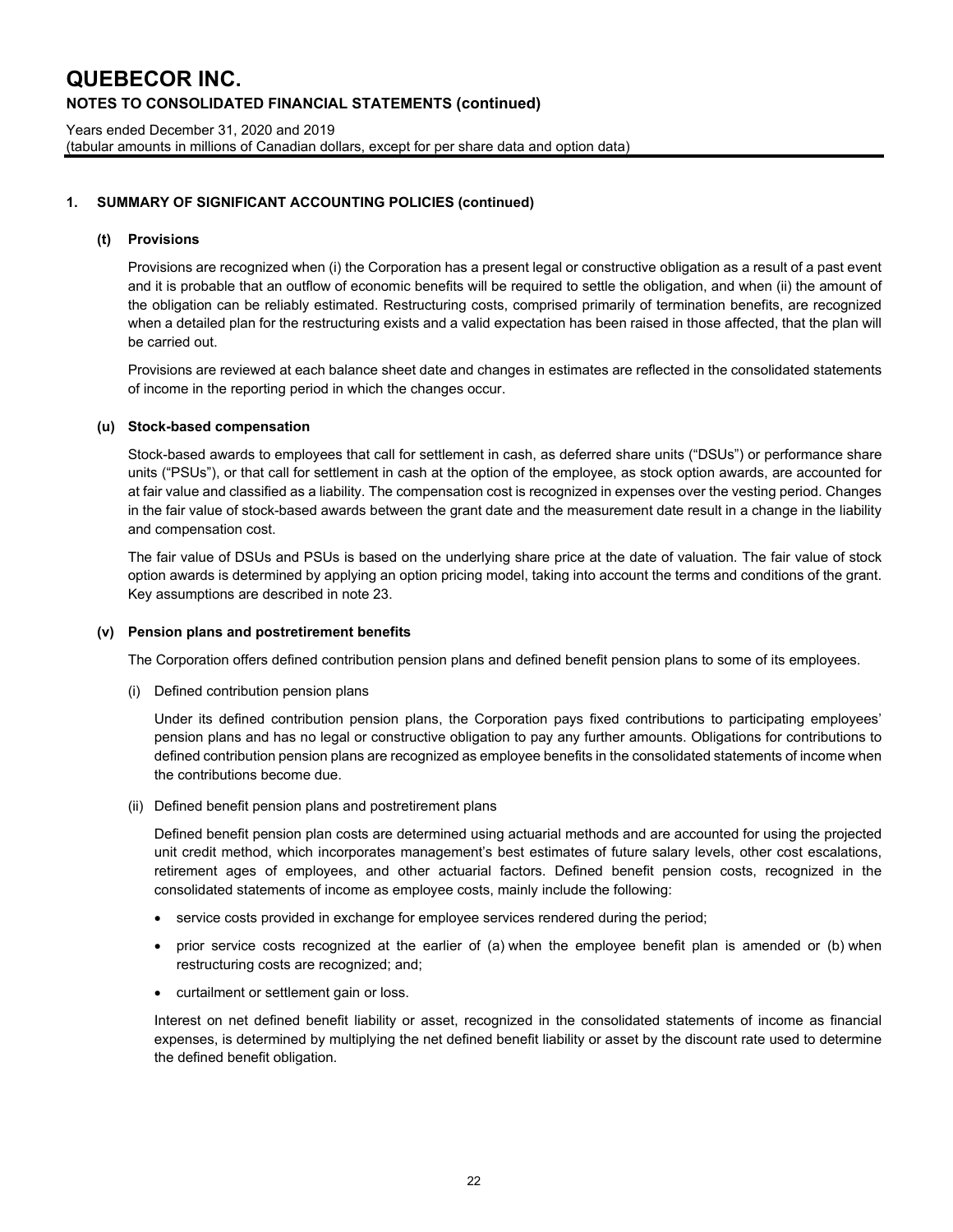## 1. SUMMARY OF SIGNIFICANT ACCOUNTING POLICIES (continued)

### (t) Provisions

Provisions are recognized when (i) the Corporation has a present legal or constructive obligation as a result of a past event and it is probable that an outflow of economic benefits will be required to settle the obligation, and when (ii) the amount of the obligation can be reliably estimated. Restructuring costs, comprised primarily of termination benefits, are recognized when a detailed plan for the restructuring exists and a valid expectation has been raised in those affected, that the plan will be carried out.

Provisions are reviewed at each balance sheet date and changes in estimates are reflected in the consolidated statements of income in the reporting period in which the changes occur.

### (u) Stock-based compensation

Stock-based awards to employees that call for settlement in cash, as deferred share units ("DSUs") or performance share units ("PSUs"), or that call for settlement in cash at the option of the employee, as stock option awards, are accounted for at fair value and classified as a liability. The compensation cost is recognized in expenses over the vesting period. Changes in the fair value of stock-based awards between the grant date and the measurement date result in a change in the liability and compensation cost.

The fair value of DSUs and PSUs is based on the underlying share price at the date of valuation. The fair value of stock option awards is determined by applying an option pricing model, taking into account the terms and conditions of the grant. Key assumptions are described in note 23.

### (v) Pension plans and postretirement benefits

The Corporation offers defined contribution pension plans and defined benefit pension plans to some of its employees.

(i) Defined contribution pension plans

Under its defined contribution pension plans, the Corporation pays fixed contributions to participating employees' pension plans and has no legal or constructive obligation to pay any further amounts. Obligations for contributions to defined contribution pension plans are recognized as employee benefits in the consolidated statements of income when the contributions become due.

(ii) Defined benefit pension plans and postretirement plans

Defined benefit pension plan costs are determined using actuarial methods and are accounted for using the projected unit credit method, which incorporates management's best estimates of future salary levels, other cost escalations, retirement ages of employees, and other actuarial factors. Defined benefit pension costs, recognized in the consolidated statements of income as employee costs, mainly include the following:

- service costs provided in exchange for employee services rendered during the period;
- prior service costs recognized at the earlier of (a) when the employee benefit plan is amended or (b) when restructuring costs are recognized; and;
- curtailment or settlement gain or loss.

Interest on net defined benefit liability or asset, recognized in the consolidated statements of income as financial expenses, is determined by multiplying the net defined benefit liability or asset by the discount rate used to determine the defined benefit obligation.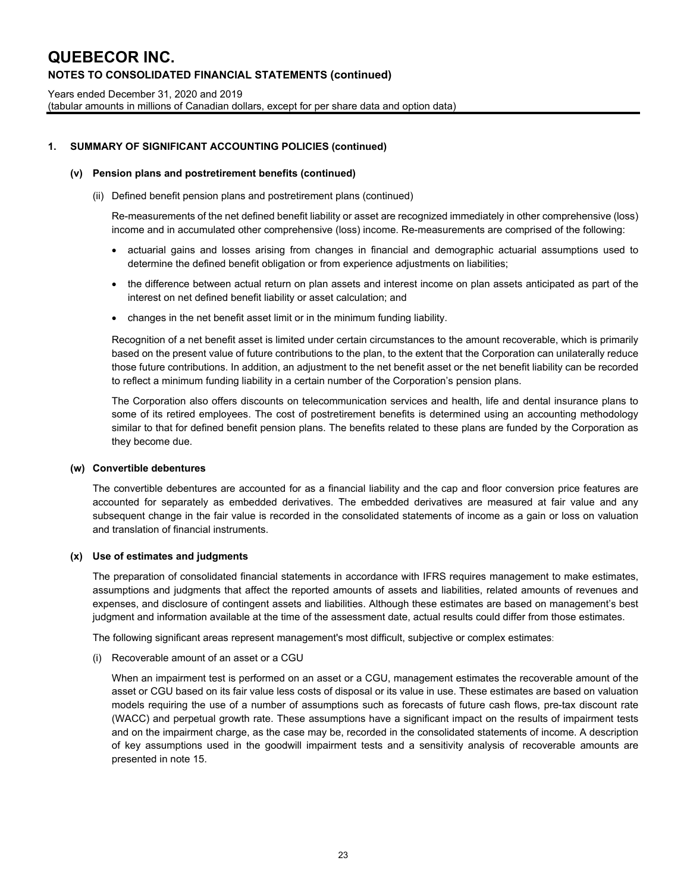## 1. SUMMARY OF SIGNIFICANT ACCOUNTING POLICIES (continued)

### (v) Pension plans and postretirement benefits (continued)

(ii) Defined benefit pension plans and postretirement plans (continued)

Re-measurements of the net defined benefit liability or asset are recognized immediately in other comprehensive (loss) income and in accumulated other comprehensive (loss) income. Re-measurements are comprised of the following:

- actuarial gains and losses arising from changes in financial and demographic actuarial assumptions used to determine the defined benefit obligation or from experience adjustments on liabilities;
- the difference between actual return on plan assets and interest income on plan assets anticipated as part of the interest on net defined benefit liability or asset calculation; and
- changes in the net benefit asset limit or in the minimum funding liability.

Recognition of a net benefit asset is limited under certain circumstances to the amount recoverable, which is primarily based on the present value of future contributions to the plan, to the extent that the Corporation can unilaterally reduce those future contributions. In addition, an adjustment to the net benefit asset or the net benefit liability can be recorded to reflect a minimum funding liability in a certain number of the Corporation's pension plans.

The Corporation also offers discounts on telecommunication services and health, life and dental insurance plans to some of its retired employees. The cost of postretirement benefits is determined using an accounting methodology similar to that for defined benefit pension plans. The benefits related to these plans are funded by the Corporation as they become due.

### (w) Convertible debentures

The convertible debentures are accounted for as a financial liability and the cap and floor conversion price features are accounted for separately as embedded derivatives. The embedded derivatives are measured at fair value and any subsequent change in the fair value is recorded in the consolidated statements of income as a gain or loss on valuation and translation of financial instruments.

### (x) Use of estimates and judgments

The preparation of consolidated financial statements in accordance with IFRS requires management to make estimates, assumptions and judgments that affect the reported amounts of assets and liabilities, related amounts of revenues and expenses, and disclosure of contingent assets and liabilities. Although these estimates are based on management's best judgment and information available at the time of the assessment date, actual results could differ from those estimates.

The following significant areas represent management's most difficult, subjective or complex estimates:

(i) Recoverable amount of an asset or a CGU

When an impairment test is performed on an asset or a CGU, management estimates the recoverable amount of the asset or CGU based on its fair value less costs of disposal or its value in use. These estimates are based on valuation models requiring the use of a number of assumptions such as forecasts of future cash flows, pre-tax discount rate (WACC) and perpetual growth rate. These assumptions have a significant impact on the results of impairment tests and on the impairment charge, as the case may be, recorded in the consolidated statements of income. A description of key assumptions used in the goodwill impairment tests and a sensitivity analysis of recoverable amounts are presented in note 15.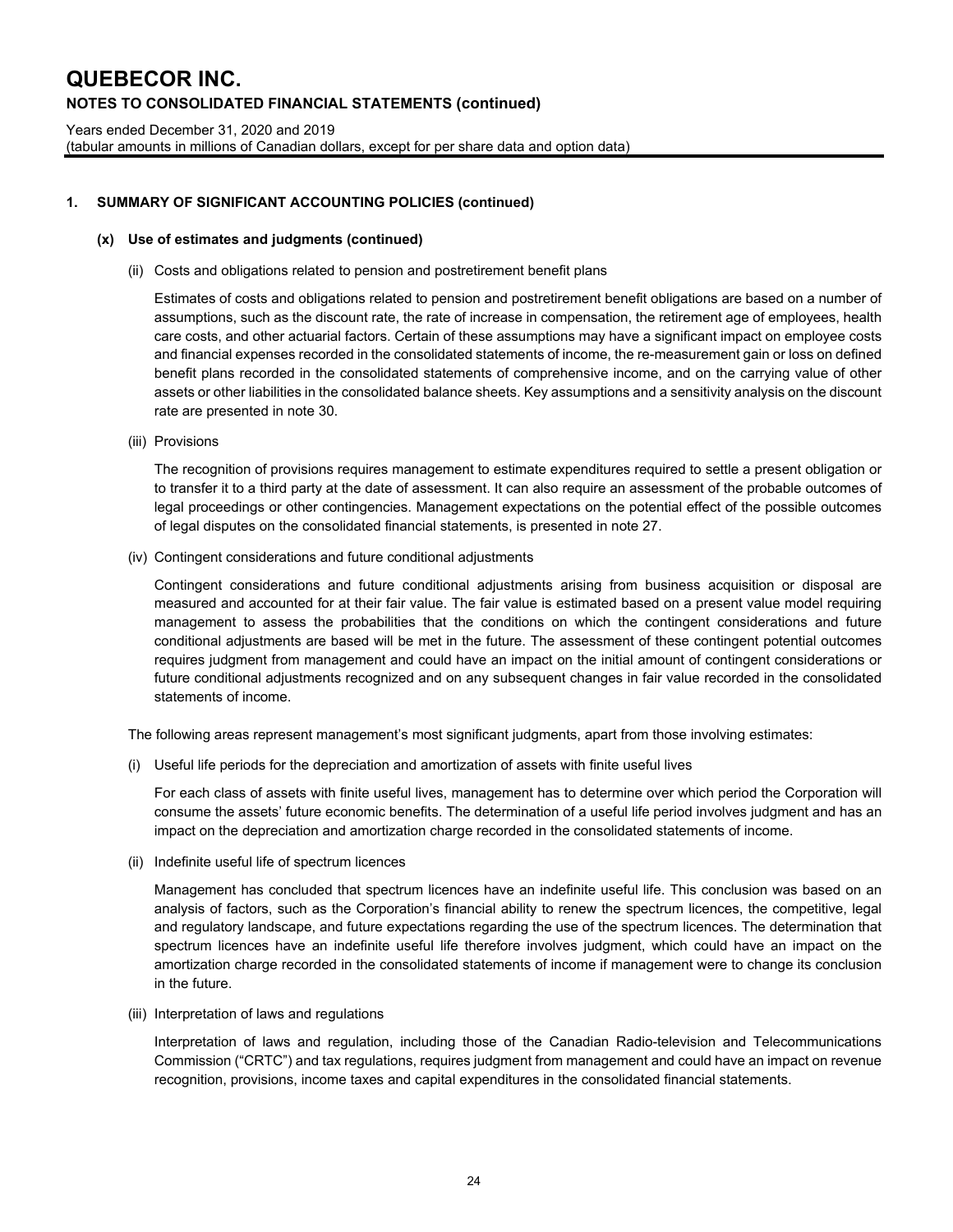## 1. SUMMARY OF SIGNIFICANT ACCOUNTING POLICIES (continued)

### (x) Use of estimates and judgments (continued)

(ii) Costs and obligations related to pension and postretirement benefit plans

Estimates of costs and obligations related to pension and postretirement benefit obligations are based on a number of assumptions, such as the discount rate, the rate of increase in compensation, the retirement age of employees, health care costs, and other actuarial factors. Certain of these assumptions may have a significant impact on employee costs and financial expenses recorded in the consolidated statements of income, the re-measurement gain or loss on defined benefit plans recorded in the consolidated statements of comprehensive income, and on the carrying value of other assets or other liabilities in the consolidated balance sheets. Key assumptions and a sensitivity analysis on the discount rate are presented in note 30.

(iii) Provisions

The recognition of provisions requires management to estimate expenditures required to settle a present obligation or to transfer it to a third party at the date of assessment. It can also require an assessment of the probable outcomes of legal proceedings or other contingencies. Management expectations on the potential effect of the possible outcomes of legal disputes on the consolidated financial statements, is presented in note 27.

(iv) Contingent considerations and future conditional adjustments

Contingent considerations and future conditional adjustments arising from business acquisition or disposal are measured and accounted for at their fair value. The fair value is estimated based on a present value model requiring management to assess the probabilities that the conditions on which the contingent considerations and future conditional adjustments are based will be met in the future. The assessment of these contingent potential outcomes requires judgment from management and could have an impact on the initial amount of contingent considerations or future conditional adjustments recognized and on any subsequent changes in fair value recorded in the consolidated statements of income.

The following areas represent management's most significant judgments, apart from those involving estimates:

(i) Useful life periods for the depreciation and amortization of assets with finite useful lives

For each class of assets with finite useful lives, management has to determine over which period the Corporation will consume the assets' future economic benefits. The determination of a useful life period involves judgment and has an impact on the depreciation and amortization charge recorded in the consolidated statements of income.

(ii) Indefinite useful life of spectrum licences

Management has concluded that spectrum licences have an indefinite useful life. This conclusion was based on an analysis of factors, such as the Corporation's financial ability to renew the spectrum licences, the competitive, legal and regulatory landscape, and future expectations regarding the use of the spectrum licences. The determination that spectrum licences have an indefinite useful life therefore involves judgment, which could have an impact on the amortization charge recorded in the consolidated statements of income if management were to change its conclusion in the future.

(iii) Interpretation of laws and regulations

Interpretation of laws and regulation, including those of the Canadian Radio-television and Telecommunications Commission ("CRTC") and tax regulations, requires judgment from management and could have an impact on revenue recognition, provisions, income taxes and capital expenditures in the consolidated financial statements.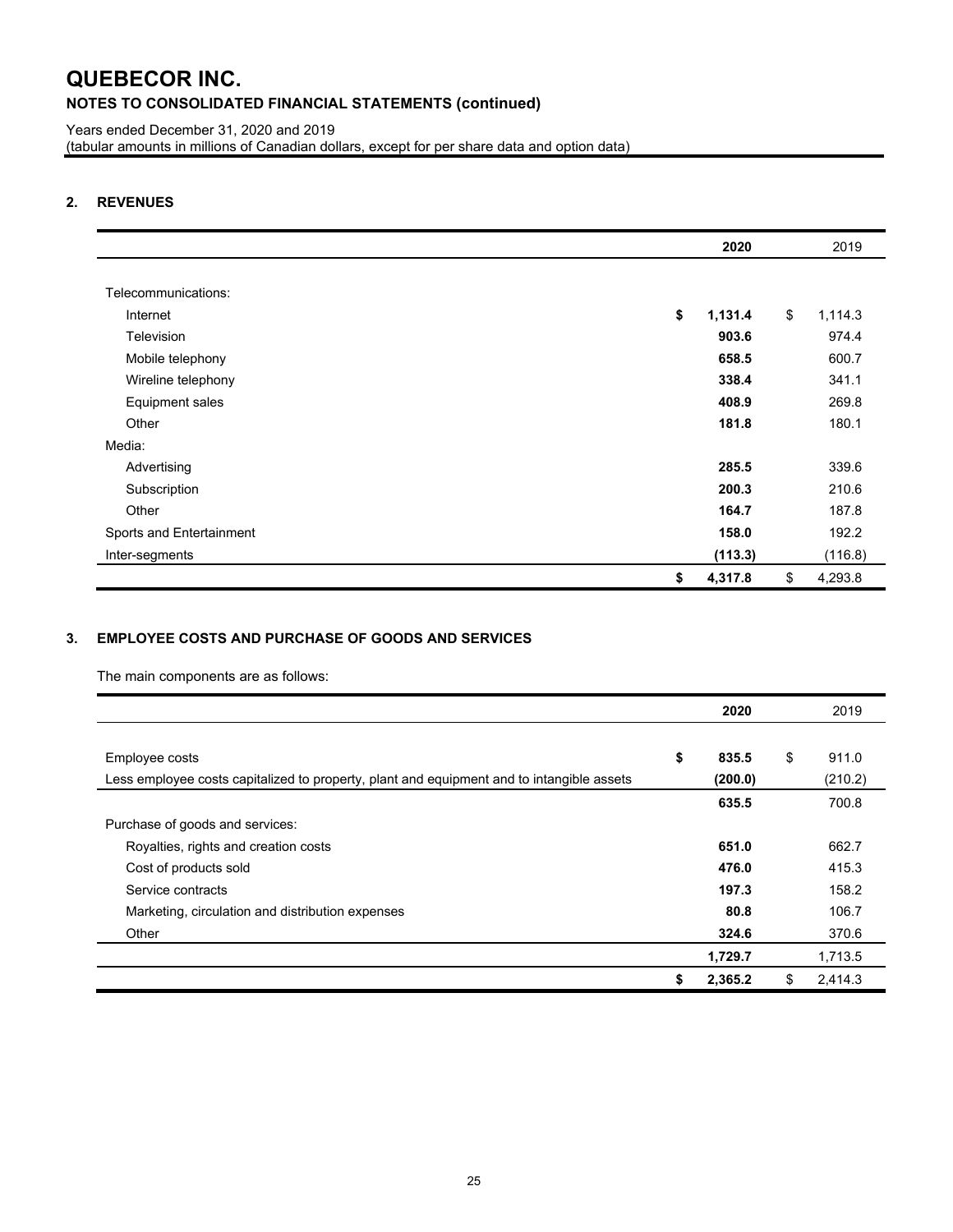# QUEBECOR INC.

## NOTES TO CONSOLIDATED FINANCIAL STATEMENTS (continued)

Years ended December 31, 2020 and 2019
(tabular amounts in millions of Canadian dollars, except for per share data and option data)

### 2. REVENUES

| | 2020 | 2019 |
|---|---|---|
| Telecommunications: | | |
| Internet | **$ 1,131.4** | $ 1,114.3 |
| Television | **903.6** | 974.4 |
| Mobile telephony | **658.5** | 600.7 |
| Wireline telephony | **338.4** | 341.1 |
| Equipment sales | **408.9** | 269.8 |
| Other | **181.8** | 180.1 |
| Media: | | |
| Advertising | **285.5** | 339.6 |
| Subscription | **200.3** | 210.6 |
| Other | **164.7** | 187.8 |
| Sports and Entertainment | **158.0** | 192.2 |
| Inter-segments | **(113.3)** | (116.8) |
| | **$ 4,317.8** | $ 4,293.8 |

### 3. EMPLOYEE COSTS AND PURCHASE OF GOODS AND SERVICES

The main components are as follows:

| | 2020 | 2019 |
|---|---|---|
| Employee costs | **$ 835.5** | $ 911.0 |
| Less employee costs capitalized to property, plant and equipment and to intangible assets | **(200.0)** | (210.2) |
| | **635.5** | 700.8 |
| Purchase of goods and services: | | |
| Royalties, rights and creation costs | **651.0** | 662.7 |
| Cost of products sold | **476.0** | 415.3 |
| Service contracts | **197.3** | 158.2 |
| Marketing, circulation and distribution expenses | **80.8** | 106.7 |
| Other | **324.6** | 370.6 |
| | **1,729.7** | 1,713.5 |
| | **$ 2,365.2** | $ 2,414.3 |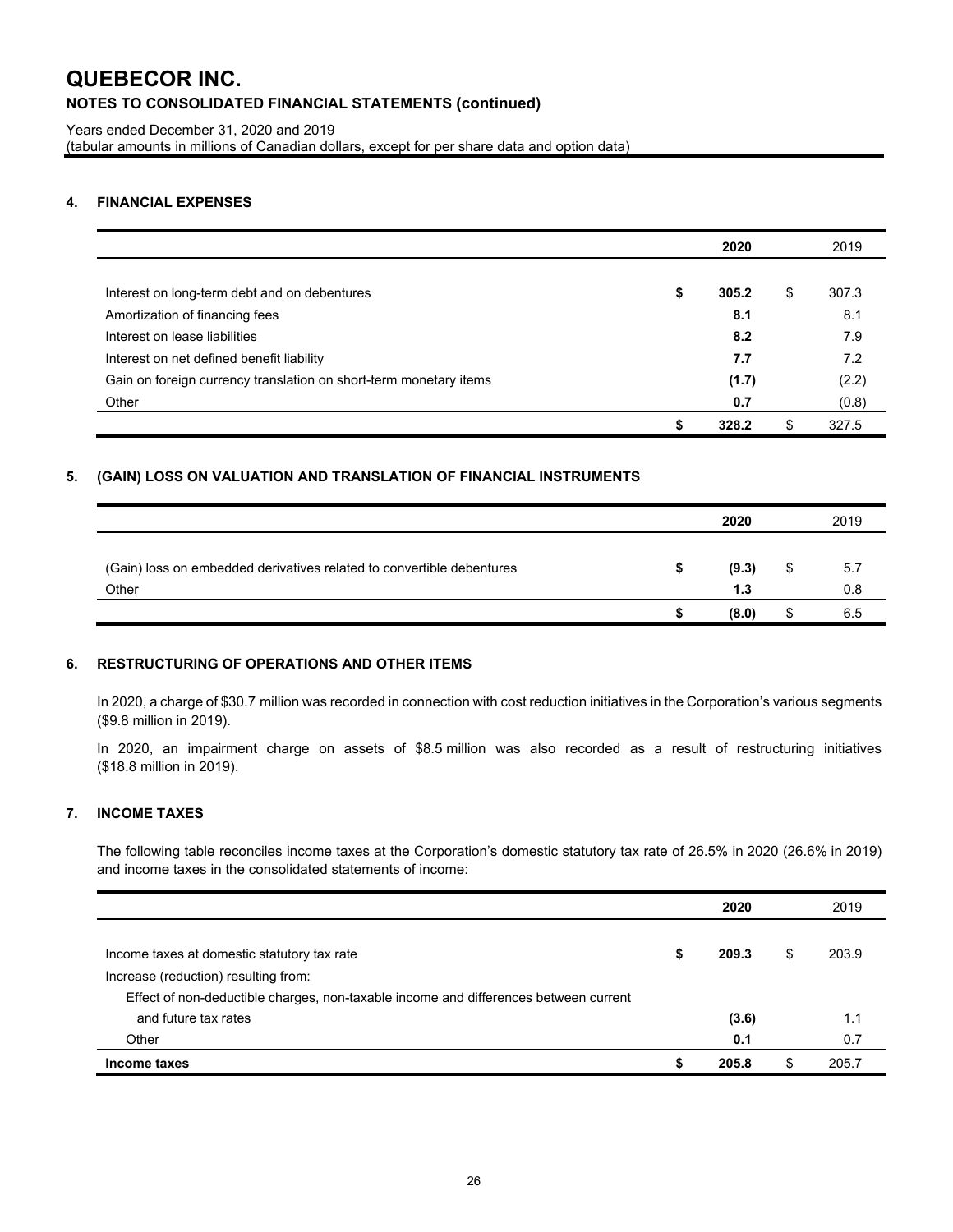# QUEBECOR INC.

## NOTES TO CONSOLIDATED FINANCIAL STATEMENTS (continued)

Years ended December 31, 2020 and 2019
(tabular amounts in millions of Canadian dollars, except for per share data and option data)

### 4. FINANCIAL EXPENSES

| | 2020 | 2019 |
|---|---|---|
| Interest on long-term debt and on debentures | **$ 305.2** | $ 307.3 |
| Amortization of financing fees | **8.1** | 8.1 |
| Interest on lease liabilities | **8.2** | 7.9 |
| Interest on net defined benefit liability | **7.7** | 7.2 |
| Gain on foreign currency translation on short-term monetary items | **(1.7)** | (2.2) |
| Other | **0.7** | (0.8) |
| | **$ 328.2** | $ 327.5 |

### 5. (GAIN) LOSS ON VALUATION AND TRANSLATION OF FINANCIAL INSTRUMENTS

| | 2020 | 2019 |
|---|---|---|
| (Gain) loss on embedded derivatives related to convertible debentures | **$ (9.3)** | $ 5.7 |
| Other | **1.3** | 0.8 |
| | **$ (8.0)** | $ 6.5 |

### 6. RESTRUCTURING OF OPERATIONS AND OTHER ITEMS

In 2020, a charge of $30.7 million was recorded in connection with cost reduction initiatives in the Corporation's various segments ($9.8 million in 2019).

In 2020, an impairment charge on assets of $8.5 million was also recorded as a result of restructuring initiatives ($18.8 million in 2019).

### 7. INCOME TAXES

The following table reconciles income taxes at the Corporation's domestic statutory tax rate of 26.5% in 2020 (26.6% in 2019) and income taxes in the consolidated statements of income:

| | 2020 | 2019 |
|---|---|---|
| Income taxes at domestic statutory tax rate | **$ 209.3** | $ 203.9 |
| Increase (reduction) resulting from: | | |
| Effect of non-deductible charges, non-taxable income and differences between current and future tax rates | **(3.6)** | 1.1 |
| Other | **0.1** | 0.7 |
| **Income taxes** | **$ 205.8** | $ 205.7 |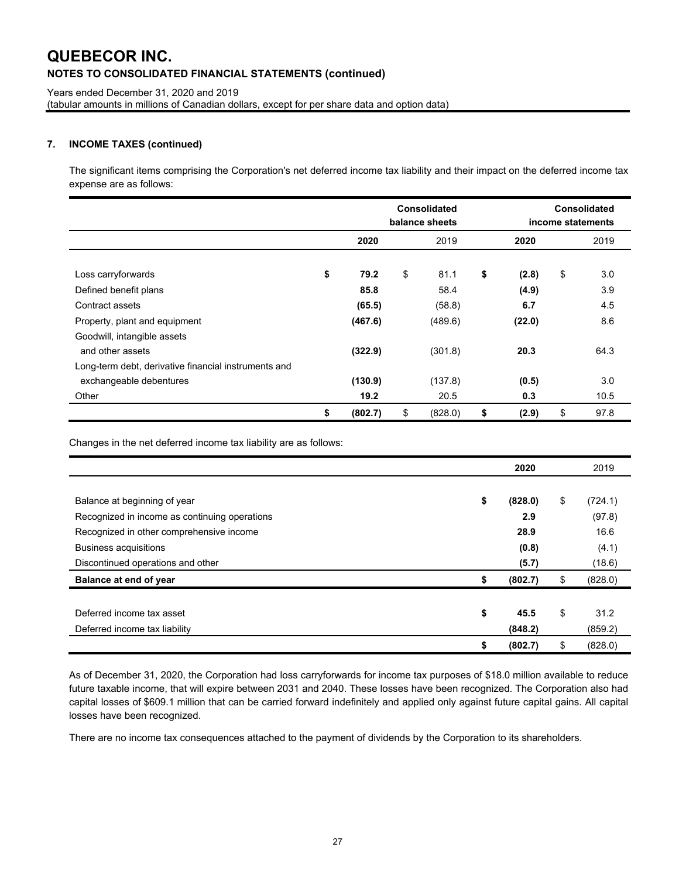# QUEBECOR INC.

## NOTES TO CONSOLIDATED FINANCIAL STATEMENTS (continued)

Years ended December 31, 2020 and 2019
(tabular amounts in millions of Canadian dollars, except for per share data and option data)

### 7. INCOME TAXES (continued)

The significant items comprising the Corporation's net deferred income tax liability and their impact on the deferred income tax expense are as follows:

| | Consolidated balance sheets | | Consolidated income statements | |
|---|---|---|---|---|
| | **2020** | 2019 | **2020** | 2019 |
| Loss carryforwards | **$ 79.2** | $ 81.1 | **$ (2.8)** | $ 3.0 |
| Defined benefit plans | **85.8** | 58.4 | **(4.9)** | 3.9 |
| Contract assets | **(65.5)** | (58.8) | **6.7** | 4.5 |
| Property, plant and equipment | **(467.6)** | (489.6) | **(22.0)** | 8.6 |
| Goodwill, intangible assets and other assets | **(322.9)** | (301.8) | **20.3** | 64.3 |
| Long-term debt, derivative financial instruments and exchangeable debentures | **(130.9)** | (137.8) | **(0.5)** | 3.0 |
| Other | **19.2** | 20.5 | **0.3** | 10.5 |
| | **$ (802.7)** | $ (828.0) | **$ (2.9)** | $ 97.8 |

Changes in the net deferred income tax liability are as follows:

| | **2020** | 2019 |
|---|---|---|
| Balance at beginning of year | **$ (828.0)** | $ (724.1) |
| Recognized in income as continuing operations | **2.9** | (97.8) |
| Recognized in other comprehensive income | **28.9** | 16.6 |
| Business acquisitions | **(0.8)** | (4.1) |
| Discontinued operations and other | **(5.7)** | (18.6) |
| **Balance at end of year** | **$ (802.7)** | $ (828.0) |
| | | |
| Deferred income tax asset | **$ 45.5** | $ 31.2 |
| Deferred income tax liability | **(848.2)** | (859.2) |
| | **$ (802.7)** | $ (828.0) |

As of December 31, 2020, the Corporation had loss carryforwards for income tax purposes of $18.0 million available to reduce future taxable income, that will expire between 2031 and 2040. These losses have been recognized. The Corporation also had capital losses of $609.1 million that can be carried forward indefinitely and applied only against future capital gains. All capital losses have been recognized.

There are no income tax consequences attached to the payment of dividends by the Corporation to its shareholders.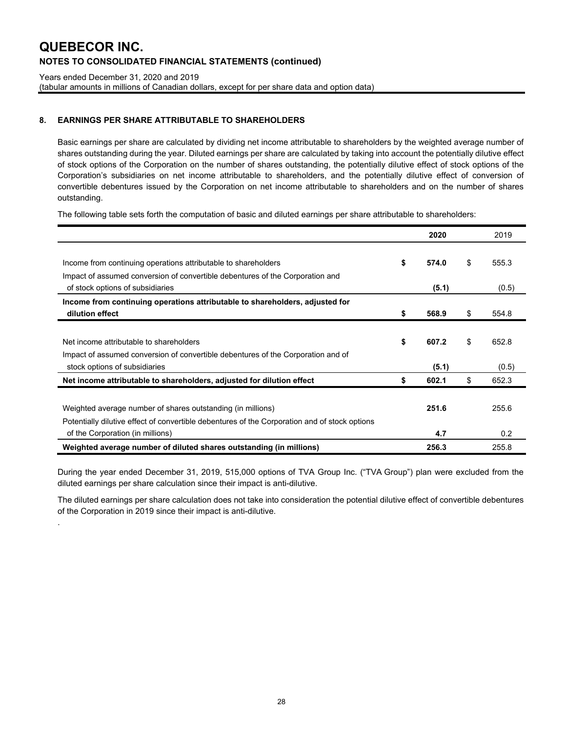# QUEBECOR INC.

## NOTES TO CONSOLIDATED FINANCIAL STATEMENTS (continued)

Years ended December 31, 2020 and 2019
(tabular amounts in millions of Canadian dollars, except for per share data and option data)

### 8. EARNINGS PER SHARE ATTRIBUTABLE TO SHAREHOLDERS

Basic earnings per share are calculated by dividing net income attributable to shareholders by the weighted average number of shares outstanding during the year. Diluted earnings per share are calculated by taking into account the potentially dilutive effect of stock options of the Corporation on the number of shares outstanding, the potentially dilutive effect of stock options of the Corporation's subsidiaries on net income attributable to shareholders, and the potentially dilutive effect of conversion of convertible debentures issued by the Corporation on net income attributable to shareholders and on the number of shares outstanding.

The following table sets forth the computation of basic and diluted earnings per share attributable to shareholders:

| | **2020** | 2019 |
|---|---|---|
| Income from continuing operations attributable to shareholders | **$ 574.0** | $ 555.3 |
| Impact of assumed conversion of convertible debentures of the Corporation and of stock options of subsidiaries | **(5.1)** | (0.5) |
| **Income from continuing operations attributable to shareholders, adjusted for dilution effect** | **$ 568.9** | $ 554.8 |
| Net income attributable to shareholders | **$ 607.2** | $ 652.8 |
| Impact of assumed conversion of convertible debentures of the Corporation and of stock options of subsidiaries | **(5.1)** | (0.5) |
| **Net income attributable to shareholders, adjusted for dilution effect** | **$ 602.1** | $ 652.3 |
| Weighted average number of shares outstanding (in millions) | **251.6** | 255.6 |
| Potentially dilutive effect of convertible debentures of the Corporation and of stock options of the Corporation (in millions) | **4.7** | 0.2 |
| **Weighted average number of diluted shares outstanding (in millions)** | **256.3** | 255.8 |

During the year ended December 31, 2019, 515,000 options of TVA Group Inc. ("TVA Group") plan were excluded from the diluted earnings per share calculation since their impact is anti-dilutive.

The diluted earnings per share calculation does not take into consideration the potential dilutive effect of convertible debentures of the Corporation in 2019 since their impact is anti-dilutive.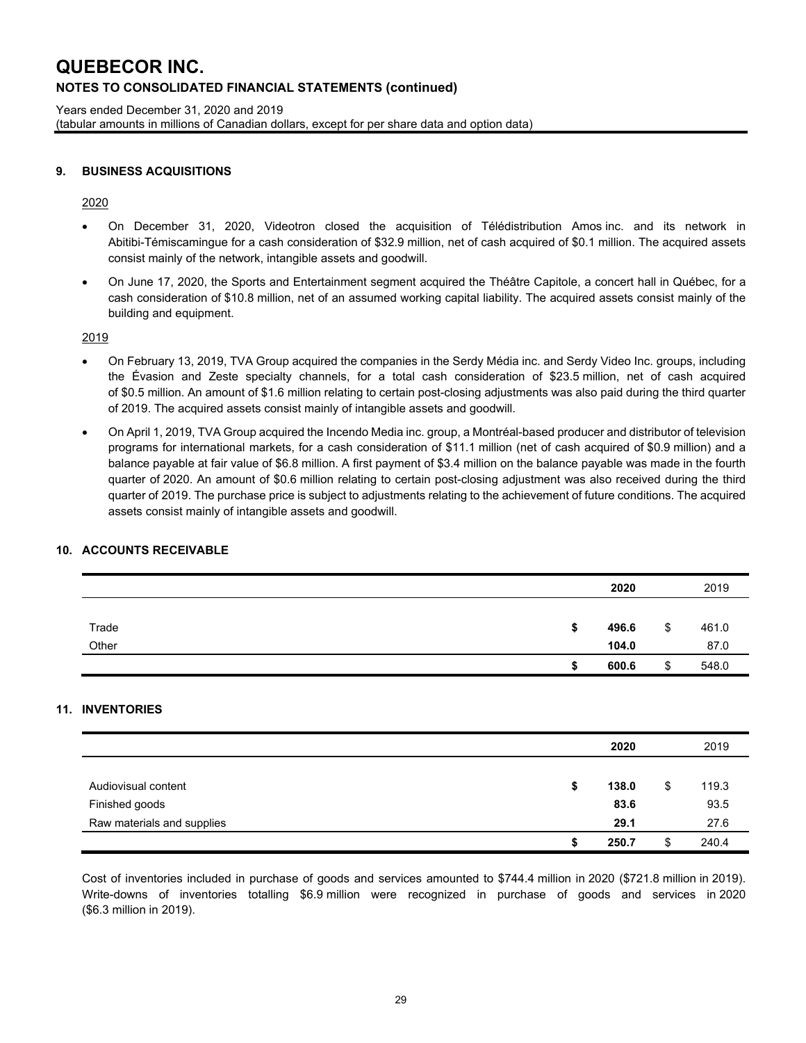## 9. BUSINESS ACQUISITIONS

2020

- On December 31, 2020, Videotron closed the acquisition of Télédistribution Amos inc. and its network in Abitibi-Témiscamingue for a cash consideration of $32.9 million, net of cash acquired of $0.1 million. The acquired assets consist mainly of the network, intangible assets and goodwill.
- On June 17, 2020, the Sports and Entertainment segment acquired the Théâtre Capitole, a concert hall in Québec, for a cash consideration of $10.8 million, net of an assumed working capital liability. The acquired assets consist mainly of the building and equipment.

2019

- On February 13, 2019, TVA Group acquired the companies in the Serdy Média inc. and Serdy Video Inc. groups, including the Évasion and Zeste specialty channels, for a total cash consideration of $23.5 million, net of cash acquired of $0.5 million. An amount of $1.6 million relating to certain post-closing adjustments was also paid during the third quarter of 2019. The acquired assets consist mainly of intangible assets and goodwill.
- On April 1, 2019, TVA Group acquired the Incendo Media inc. group, a Montréal-based producer and distributor of television programs for international markets, for a cash consideration of $11.1 million (net of cash acquired of $0.9 million) and a balance payable at fair value of $6.8 million. A first payment of $3.4 million on the balance payable was made in the fourth quarter of 2020. An amount of $0.6 million relating to certain post-closing adjustment was also received during the third quarter of 2019. The purchase price is subject to adjustments relating to the achievement of future conditions. The acquired assets consist mainly of intangible assets and goodwill.

## 10. ACCOUNTS RECEIVABLE

| | 2020 | 2019 |
|---|---|---|
| Trade | $ 496.6 | $ 461.0 |
| Other | 104.0 | 87.0 |
| | $ 600.6 | $ 548.0 |

## 11. INVENTORIES

| | 2020 | 2019 |
|---|---|---|
| Audiovisual content | $ 138.0 | $ 119.3 |
| Finished goods | 83.6 | 93.5 |
| Raw materials and supplies | 29.1 | 27.6 |
| | $ 250.7 | $ 240.4 |

Cost of inventories included in purchase of goods and services amounted to $744.4 million in 2020 ($721.8 million in 2019). Write-downs of inventories totalling $6.9 million were recognized in purchase of goods and services in 2020 ($6.3 million in 2019).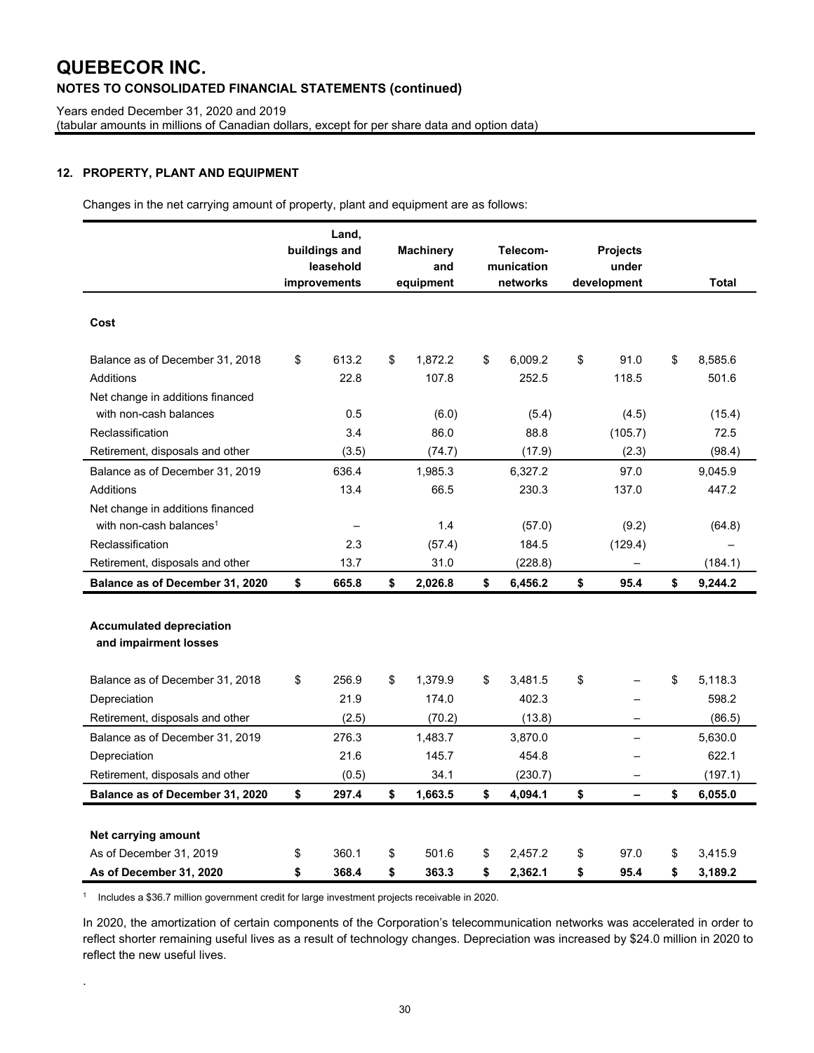# QUEBECOR INC.

## NOTES TO CONSOLIDATED FINANCIAL STATEMENTS (continued)

Years ended December 31, 2020 and 2019
(tabular amounts in millions of Canadian dollars, except for per share data and option data)

### 12. PROPERTY, PLANT AND EQUIPMENT

Changes in the net carrying amount of property, plant and equipment are as follows:

| | Land, buildings and leasehold improvements | Machinery and equipment | Telecom-munication networks | Projects under development | Total |
|---|---|---|---|---|---|
| **Cost** | | | | | |
| Balance as of December 31, 2018 | $ 613.2 | $ 1,872.2 | $ 6,009.2 | $ 91.0 | $ 8,585.6 |
| Additions | 22.8 | 107.8 | 252.5 | 118.5 | 501.6 |
| Net change in additions financed with non-cash balances | 0.5 | (6.0) | (5.4) | (4.5) | (15.4) |
| Reclassification | 3.4 | 86.0 | 88.8 | (105.7) | 72.5 |
| Retirement, disposals and other | (3.5) | (74.7) | (17.9) | (2.3) | (98.4) |
| Balance as of December 31, 2019 | 636.4 | 1,985.3 | 6,327.2 | 97.0 | 9,045.9 |
| Additions | 13.4 | 66.5 | 230.3 | 137.0 | 447.2 |
| Net change in additions financed with non-cash balances[1] | – | 1.4 | (57.0) | (9.2) | (64.8) |
| Reclassification | 2.3 | (57.4) | 184.5 | (129.4) | – |
| Retirement, disposals and other | 13.7 | 31.0 | (228.8) | – | (184.1) |
| **Balance as of December 31, 2020** | **$ 665.8** | **$ 2,026.8** | **$ 6,456.2** | **$ 95.4** | **$ 9,244.2** |
| **Accumulated depreciation and impairment losses** | | | | | |
| Balance as of December 31, 2018 | $ 256.9 | $ 1,379.9 | $ 3,481.5 | $ – | $ 5,118.3 |
| Depreciation | 21.9 | 174.0 | 402.3 | – | 598.2 |
| Retirement, disposals and other | (2.5) | (70.2) | (13.8) | – | (86.5) |
| Balance as of December 31, 2019 | 276.3 | 1,483.7 | 3,870.0 | – | 5,630.0 |
| Depreciation | 21.6 | 145.7 | 454.8 | – | 622.1 |
| Retirement, disposals and other | (0.5) | 34.1 | (230.7) | – | (197.1) |
| **Balance as of December 31, 2020** | **$ 297.4** | **$ 1,663.5** | **$ 4,094.1** | **$ –** | **$ 6,055.0** |
| **Net carrying amount** | | | | | |
| As of December 31, 2019 | $ 360.1 | $ 501.6 | $ 2,457.2 | $ 97.0 | $ 3,415.9 |
| **As of December 31, 2020** | **$ 368.4** | **$ 363.3** | **$ 2,362.1** | **$ 95.4** | **$ 3,189.2** |

[1] Includes a $36.7 million government credit for large investment projects receivable in 2020.

In 2020, the amortization of certain components of the Corporation's telecommunication networks was accelerated in order to reflect shorter remaining useful lives as a result of technology changes. Depreciation was increased by $24.0 million in 2020 to reflect the new useful lives.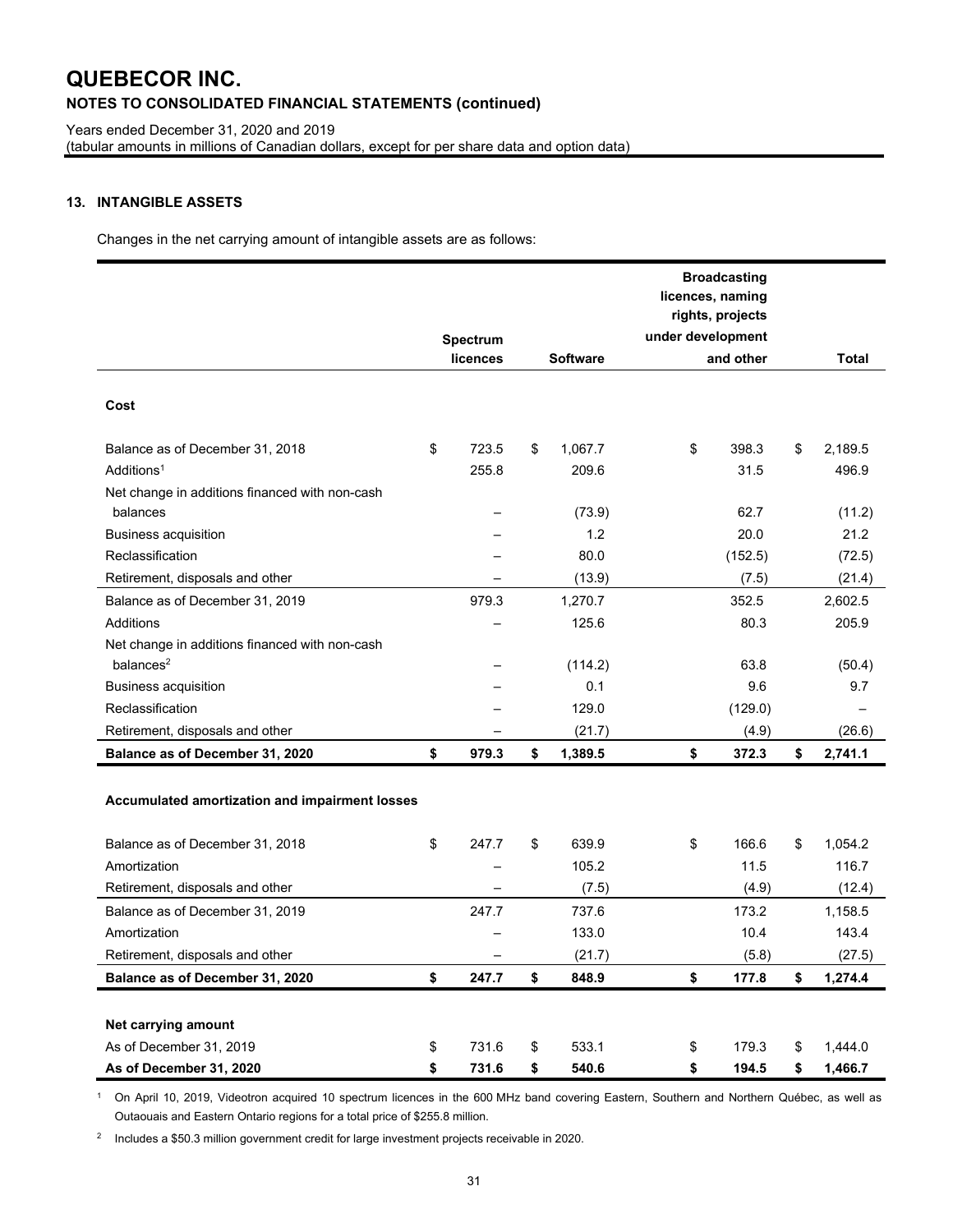# QUEBECOR INC.

## NOTES TO CONSOLIDATED FINANCIAL STATEMENTS (continued)

Years ended December 31, 2020 and 2019
(tabular amounts in millions of Canadian dollars, except for per share data and option data)

### 13. INTANGIBLE ASSETS

Changes in the net carrying amount of intangible assets are as follows:

| | Spectrum licences | Software | Broadcasting licences, naming rights, projects under development and other | Total |
|---|---|---|---|---|
| **Cost** | | | | |
| Balance as of December 31, 2018 | $ 723.5 | $ 1,067.7 | $ 398.3 | $ 2,189.5 |
| Additions[1] | 255.8 | 209.6 | 31.5 | 496.9 |
| Net change in additions financed with non-cash balances | – | (73.9) | 62.7 | (11.2) |
| Business acquisition | – | 1.2 | 20.0 | 21.2 |
| Reclassification | – | 80.0 | (152.5) | (72.5) |
| Retirement, disposals and other | – | (13.9) | (7.5) | (21.4) |
| Balance as of December 31, 2019 | 979.3 | 1,270.7 | 352.5 | 2,602.5 |
| Additions | – | 125.6 | 80.3 | 205.9 |
| Net change in additions financed with non-cash balances[2] | – | (114.2) | 63.8 | (50.4) |
| Business acquisition | – | 0.1 | 9.6 | 9.7 |
| Reclassification | – | 129.0 | (129.0) | – |
| Retirement, disposals and other | – | (21.7) | (4.9) | (26.6) |
| **Balance as of December 31, 2020** | **$ 979.3** | **$ 1,389.5** | **$ 372.3** | **$ 2,741.1** |
| **Accumulated amortization and impairment losses** | | | | |
| Balance as of December 31, 2018 | $ 247.7 | $ 639.9 | $ 166.6 | $ 1,054.2 |
| Amortization | – | 105.2 | 11.5 | 116.7 |
| Retirement, disposals and other | – | (7.5) | (4.9) | (12.4) |
| Balance as of December 31, 2019 | 247.7 | 737.6 | 173.2 | 1,158.5 |
| Amortization | – | 133.0 | 10.4 | 143.4 |
| Retirement, disposals and other | – | (21.7) | (5.8) | (27.5) |
| **Balance as of December 31, 2020** | **$ 247.7** | **$ 848.9** | **$ 177.8** | **$ 1,274.4** |
| **Net carrying amount** | | | | |
| As of December 31, 2019 | $ 731.6 | $ 533.1 | $ 179.3 | $ 1,444.0 |
| **As of December 31, 2020** | **$ 731.6** | **$ 540.6** | **$ 194.5** | **$ 1,466.7** |

[1] On April 10, 2019, Videotron acquired 10 spectrum licences in the 600 MHz band covering Eastern, Southern and Northern Québec, as well as Outaouais and Eastern Ontario regions for a total price of $255.8 million.

[2] Includes a $50.3 million government credit for large investment projects receivable in 2020.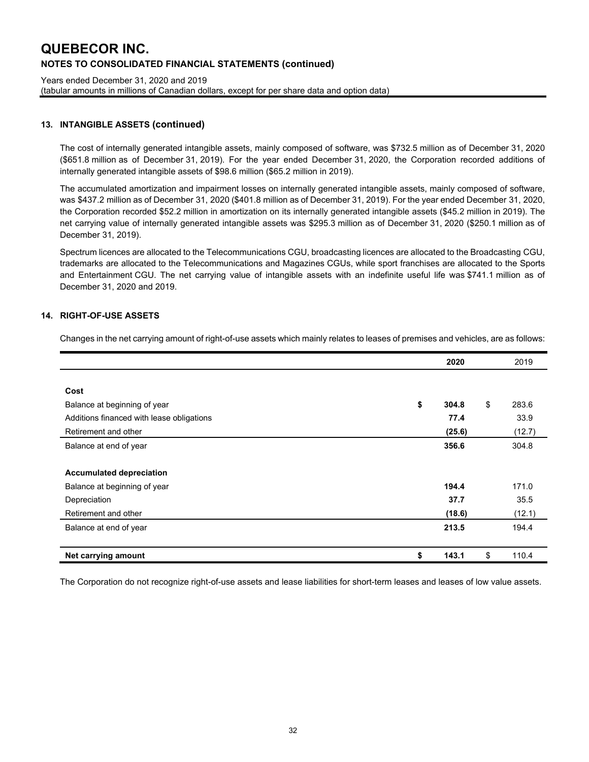# QUEBECOR INC.

## NOTES TO CONSOLIDATED FINANCIAL STATEMENTS (continued)

Years ended December 31, 2020 and 2019
(tabular amounts in millions of Canadian dollars, except for per share data and option data)

### 13. INTANGIBLE ASSETS (continued)

The cost of internally generated intangible assets, mainly composed of software, was $732.5 million as of December 31, 2020 ($651.8 million as of December 31, 2019). For the year ended December 31, 2020, the Corporation recorded additions of internally generated intangible assets of $98.6 million ($65.2 million in 2019).

The accumulated amortization and impairment losses on internally generated intangible assets, mainly composed of software, was $437.2 million as of December 31, 2020 ($401.8 million as of December 31, 2019). For the year ended December 31, 2020, the Corporation recorded $52.2 million in amortization on its internally generated intangible assets ($45.2 million in 2019). The net carrying value of internally generated intangible assets was $295.3 million as of December 31, 2020 ($250.1 million as of December 31, 2019).

Spectrum licences are allocated to the Telecommunications CGU, broadcasting licences are allocated to the Broadcasting CGU, trademarks are allocated to the Telecommunications and Magazines CGUs, while sport franchises are allocated to the Sports and Entertainment CGU. The net carrying value of intangible assets with an indefinite useful life was $741.1 million as of December 31, 2020 and 2019.

### 14. RIGHT-OF-USE ASSETS

Changes in the net carrying amount of right-of-use assets which mainly relates to leases of premises and vehicles, are as follows:

| | **2020** | 2019 |
|---|---|---|
| **Cost** | | |
| Balance at beginning of year | **$ 304.8** | $ 283.6 |
| Additions financed with lease obligations | **77.4** | 33.9 |
| Retirement and other | **(25.6)** | (12.7) |
| Balance at end of year | **356.6** | 304.8 |
| **Accumulated depreciation** | | |
| Balance at beginning of year | **194.4** | 171.0 |
| Depreciation | **37.7** | 35.5 |
| Retirement and other | **(18.6)** | (12.1) |
| Balance at end of year | **213.5** | 194.4 |
| **Net carrying amount** | **$ 143.1** | $ 110.4 |

The Corporation do not recognize right-of-use assets and lease liabilities for short-term leases and leases of low value assets.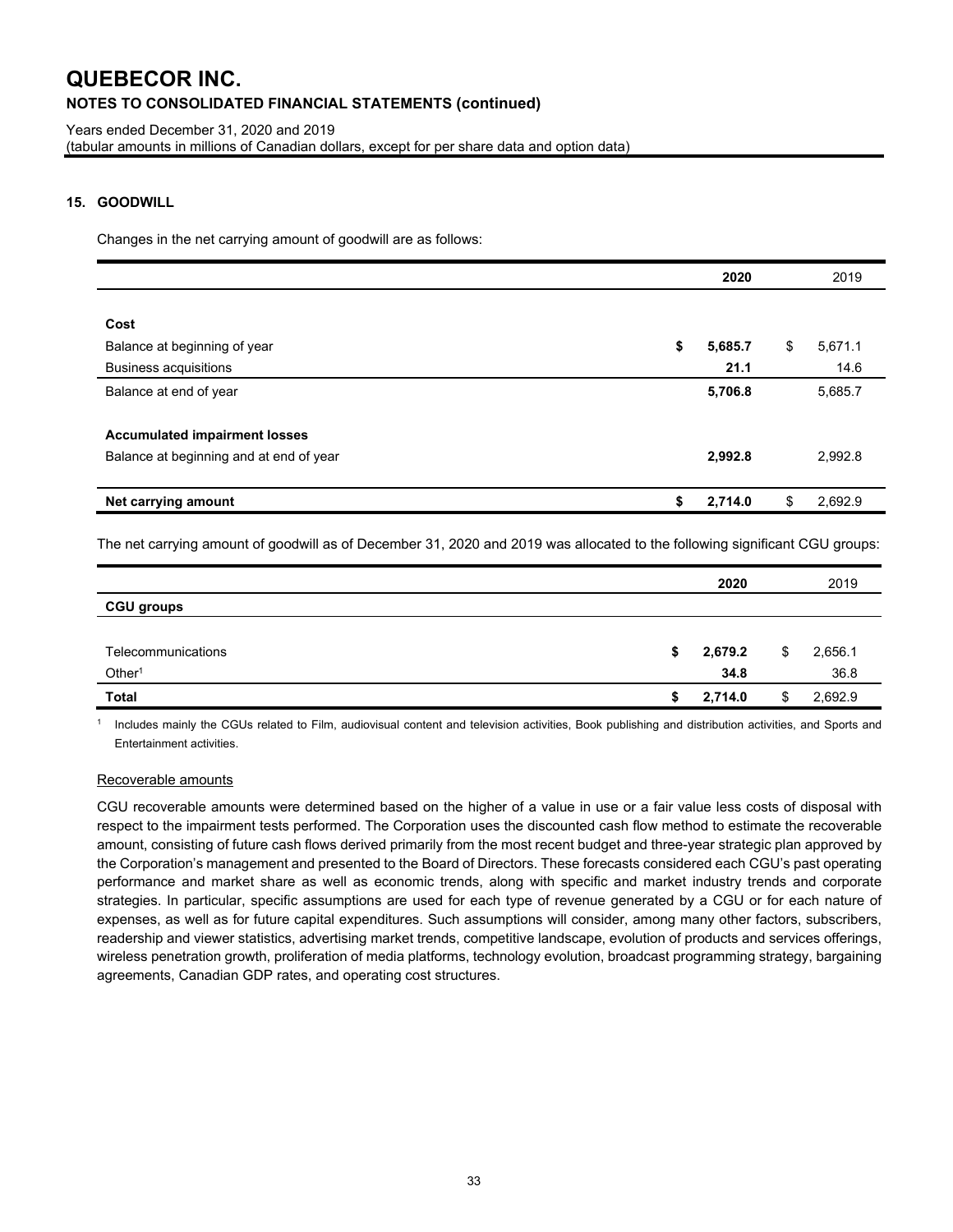# QUEBECOR INC.

**NOTES TO CONSOLIDATED FINANCIAL STATEMENTS (continued)**

Years ended December 31, 2020 and 2019
(tabular amounts in millions of Canadian dollars, except for per share data and option data)

## 15. GOODWILL

Changes in the net carrying amount of goodwill are as follows:

| | 2020 | 2019 |
|---|---|---|
| **Cost** | | |
| Balance at beginning of year | $ 5,685.7 | $ 5,671.1 |
| Business acquisitions | 21.1 | 14.6 |
| Balance at end of year | 5,706.8 | 5,685.7 |
| **Accumulated impairment losses** | | |
| Balance at beginning and at end of year | 2,992.8 | 2,992.8 |
| **Net carrying amount** | $ 2,714.0 | $ 2,692.9 |

The net carrying amount of goodwill as of December 31, 2020 and 2019 was allocated to the following significant CGU groups:

| | 2020 | 2019 |
|---|---|---|
| **CGU groups** | | |
| Telecommunications | $ 2,679.2 | $ 2,656.1 |
| Other[1] | 34.8 | 36.8 |
| **Total** | $ 2,714.0 | $ 2,692.9 |

[1] Includes mainly the CGUs related to Film, audiovisual content and television activities, Book publishing and distribution activities, and Sports and Entertainment activities.

Recoverable amounts

CGU recoverable amounts were determined based on the higher of a value in use or a fair value less costs of disposal with respect to the impairment tests performed. The Corporation uses the discounted cash flow method to estimate the recoverable amount, consisting of future cash flows derived primarily from the most recent budget and three-year strategic plan approved by the Corporation's management and presented to the Board of Directors. These forecasts considered each CGU's past operating performance and market share as well as economic trends, along with specific and market industry trends and corporate strategies. In particular, specific assumptions are used for each type of revenue generated by a CGU or for each nature of expenses, as well as for future capital expenditures. Such assumptions will consider, among many other factors, subscribers, readership and viewer statistics, advertising market trends, competitive landscape, evolution of products and services offerings, wireless penetration growth, proliferation of media platforms, technology evolution, broadcast programming strategy, bargaining agreements, Canadian GDP rates, and operating cost structures.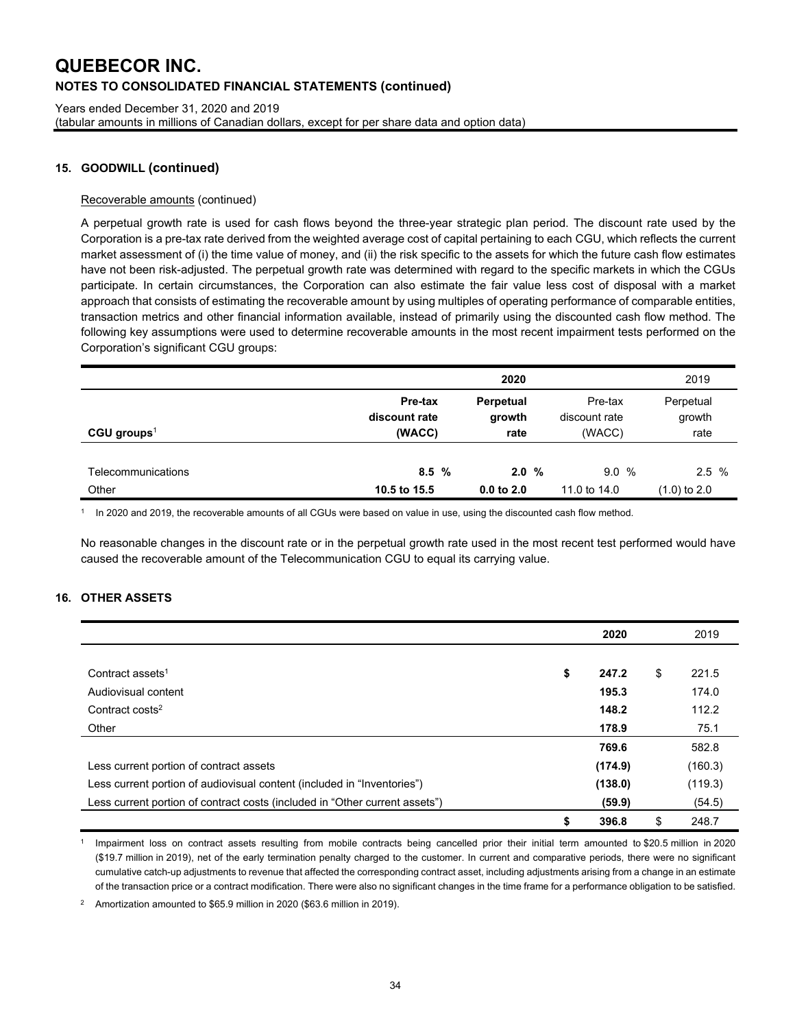## 15. GOODWILL (continued)

Recoverable amounts (continued)

A perpetual growth rate is used for cash flows beyond the three-year strategic plan period. The discount rate used by the Corporation is a pre-tax rate derived from the weighted average cost of capital pertaining to each CGU, which reflects the current market assessment of (i) the time value of money, and (ii) the risk specific to the assets for which the future cash flow estimates have not been risk-adjusted. The perpetual growth rate was determined with regard to the specific markets in which the CGUs participate. In certain circumstances, the Corporation can also estimate the fair value less cost of disposal with a market approach that consists of estimating the recoverable amount by using multiples of operating performance of comparable entities, transaction metrics and other financial information available, instead of primarily using the discounted cash flow method. The following key assumptions were used to determine recoverable amounts in the most recent impairment tests performed on the Corporation's significant CGU groups:

| | **2020** | | 2019 | |
|---|---|---|---|---|
| **CGU groups**[1] | **Pre-tax discount rate (WACC)** | **Perpetual growth rate** | Pre-tax discount rate (WACC) | Perpetual growth rate |
| Telecommunications | **8.5 %** | **2.0 %** | 9.0 % | 2.5 % |
| Other | **10.5 to 15.5** | **0.0 to 2.0** | 11.0 to 14.0 | (1.0) to 2.0 |

[1] In 2020 and 2019, the recoverable amounts of all CGUs were based on value in use, using the discounted cash flow method.

No reasonable changes in the discount rate or in the perpetual growth rate used in the most recent test performed would have caused the recoverable amount of the Telecommunication CGU to equal its carrying value.

## 16. OTHER ASSETS

| | **2020** | 2019 |
|---|---|---|
| Contract assets[1] | **$ 247.2** | $ 221.5 |
| Audiovisual content | **195.3** | 174.0 |
| Contract costs[2] | **148.2** | 112.2 |
| Other | **178.9** | 75.1 |
| | **769.6** | 582.8 |
| Less current portion of contract assets | **(174.9)** | (160.3) |
| Less current portion of audiovisual content (included in "Inventories") | **(138.0)** | (119.3) |
| Less current portion of contract costs (included in "Other current assets") | **(59.9)** | (54.5) |
| | **$ 396.8** | $ 248.7 |

[1] Impairment loss on contract assets resulting from mobile contracts being cancelled prior their initial term amounted to $20.5 million in 2020 ($19.7 million in 2019), net of the early termination penalty charged to the customer. In current and comparative periods, there were no significant cumulative catch-up adjustments to revenue that affected the corresponding contract asset, including adjustments arising from a change in an estimate of the transaction price or a contract modification. There were also no significant changes in the time frame for a performance obligation to be satisfied.

[2] Amortization amounted to $65.9 million in 2020 ($63.6 million in 2019).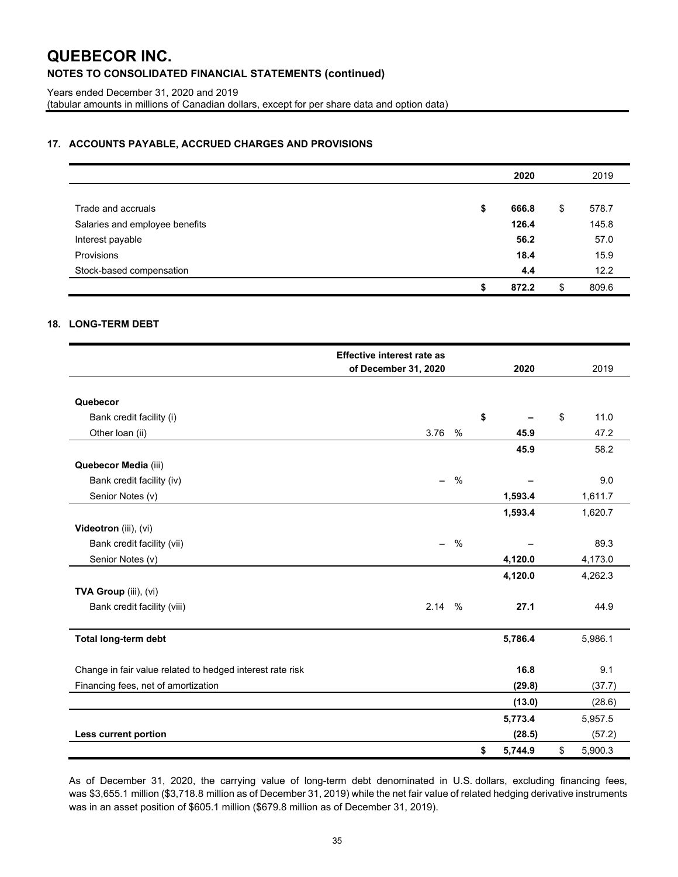## QUEBECOR INC.

### NOTES TO CONSOLIDATED FINANCIAL STATEMENTS (continued)

Years ended December 31, 2020 and 2019
(tabular amounts in millions of Canadian dollars, except for per share data and option data)

### 17. ACCOUNTS PAYABLE, ACCRUED CHARGES AND PROVISIONS

| | 2020 | 2019 |
|---|---|---|
| Trade and accruals | $ 666.8 | $ 578.7 |
| Salaries and employee benefits | 126.4 | 145.8 |
| Interest payable | 56.2 | 57.0 |
| Provisions | 18.4 | 15.9 |
| Stock-based compensation | 4.4 | 12.2 |
| | $ 872.2 | $ 809.6 |

### 18. LONG-TERM DEBT

| | Effective interest rate as of December 31, 2020 | 2020 | 2019 |
|---|---|---|---|
| **Quebecor** | | | |
| Bank credit facility (i) | | $ – | $ 11.0 |
| Other loan (ii) | 3.76 % | 45.9 | 47.2 |
| | | 45.9 | 58.2 |
| **Quebecor Media** (iii) | | | |
| Bank credit facility (iv) | – % | – | 9.0 |
| Senior Notes (v) | | 1,593.4 | 1,611.7 |
| | | 1,593.4 | 1,620.7 |
| **Videotron** (iii), (vi) | | | |
| Bank credit facility (vii) | – % | – | 89.3 |
| Senior Notes (v) | | 4,120.0 | 4,173.0 |
| | | 4,120.0 | 4,262.3 |
| **TVA Group** (iii), (vi) | | | |
| Bank credit facility (viii) | 2.14 % | 27.1 | 44.9 |
| **Total long-term debt** | | 5,786.4 | 5,986.1 |
| Change in fair value related to hedged interest rate risk | | 16.8 | 9.1 |
| Financing fees, net of amortization | | (29.8) | (37.7) |
| | | (13.0) | (28.6) |
| | | 5,773.4 | 5,957.5 |
| **Less current portion** | | (28.5) | (57.2) |
| | | $ 5,744.9 | $ 5,900.3 |

As of December 31, 2020, the carrying value of long-term debt denominated in U.S. dollars, excluding financing fees, was $3,655.1 million ($3,718.8 million as of December 31, 2019) while the net fair value of related hedging derivative instruments was in an asset position of $605.1 million ($679.8 million as of December 31, 2019).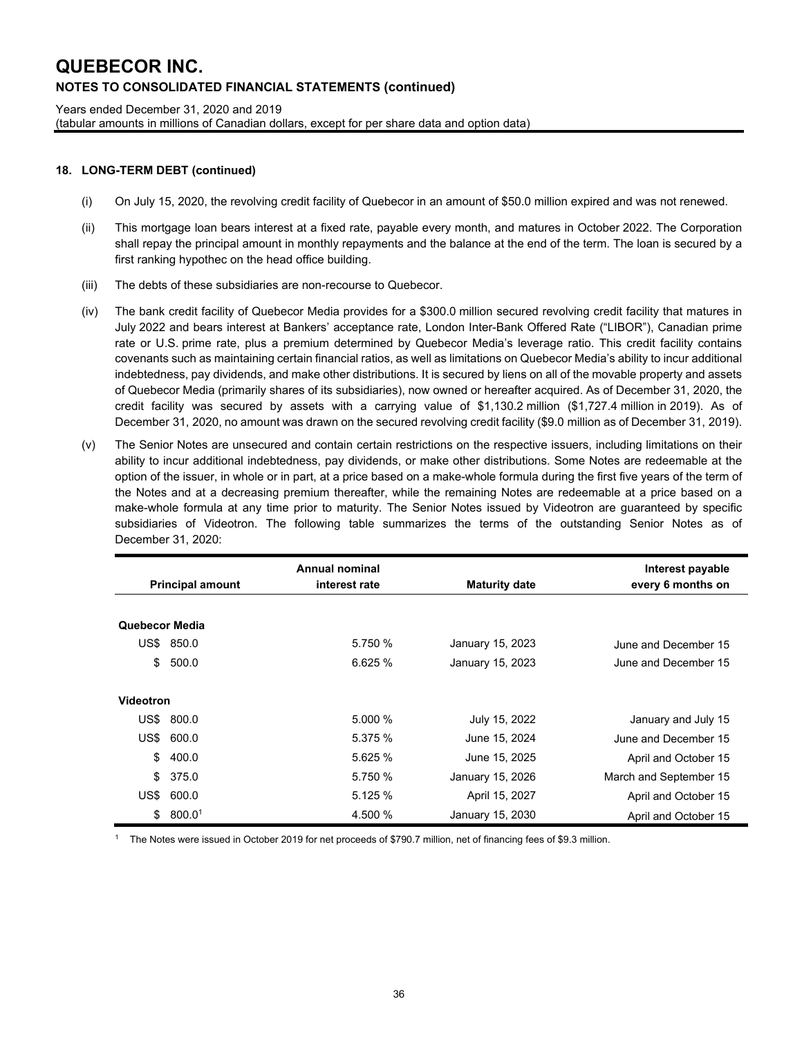## 18. LONG-TERM DEBT (continued)

(i) On July 15, 2020, the revolving credit facility of Quebecor in an amount of $50.0 million expired and was not renewed.

(ii) This mortgage loan bears interest at a fixed rate, payable every month, and matures in October 2022. The Corporation shall repay the principal amount in monthly repayments and the balance at the end of the term. The loan is secured by a first ranking hypothec on the head office building.

(iii) The debts of these subsidiaries are non-recourse to Quebecor.

(iv) The bank credit facility of Quebecor Media provides for a $300.0 million secured revolving credit facility that matures in July 2022 and bears interest at Bankers' acceptance rate, London Inter-Bank Offered Rate ("LIBOR"), Canadian prime rate or U.S. prime rate, plus a premium determined by Quebecor Media's leverage ratio. This credit facility contains covenants such as maintaining certain financial ratios, as well as limitations on Quebecor Media's ability to incur additional indebtedness, pay dividends, and make other distributions. It is secured by liens on all of the movable property and assets of Quebecor Media (primarily shares of its subsidiaries), now owned or hereafter acquired. As of December 31, 2020, the credit facility was secured by assets with a carrying value of $1,130.2 million ($1,727.4 million in 2019). As of December 31, 2020, no amount was drawn on the secured revolving credit facility ($9.0 million as of December 31, 2019).

(v) The Senior Notes are unsecured and contain certain restrictions on the respective issuers, including limitations on their ability to incur additional indebtedness, pay dividends, or make other distributions. Some Notes are redeemable at the option of the issuer, in whole or in part, at a price based on a make-whole formula during the first five years of the term of the Notes and at a decreasing premium thereafter, while the remaining Notes are redeemable at a price based on a make-whole formula at any time prior to maturity. The Senior Notes issued by Videotron are guaranteed by specific subsidiaries of Videotron. The following table summarizes the terms of the outstanding Senior Notes as of December 31, 2020:

| Principal amount | Annual nominal interest rate | Maturity date | Interest payable every 6 months on |
|---|---|---|---|
| **Quebecor Media** | | | |
| US$ 850.0 | 5.750 % | January 15, 2023 | June and December 15 |
| $ 500.0 | 6.625 % | January 15, 2023 | June and December 15 |
| **Videotron** | | | |
| US$ 800.0 | 5.000 % | July 15, 2022 | January and July 15 |
| US$ 600.0 | 5.375 % | June 15, 2024 | June and December 15 |
| $ 400.0 | 5.625 % | June 15, 2025 | April and October 15 |
| $ 375.0 | 5.750 % | January 15, 2026 | March and September 15 |
| US$ 600.0 | 5.125 % | April 15, 2027 | April and October 15 |
| $ 800.0[1] | 4.500 % | January 15, 2030 | April and October 15 |

[1] The Notes were issued in October 2019 for net proceeds of $790.7 million, net of financing fees of $9.3 million.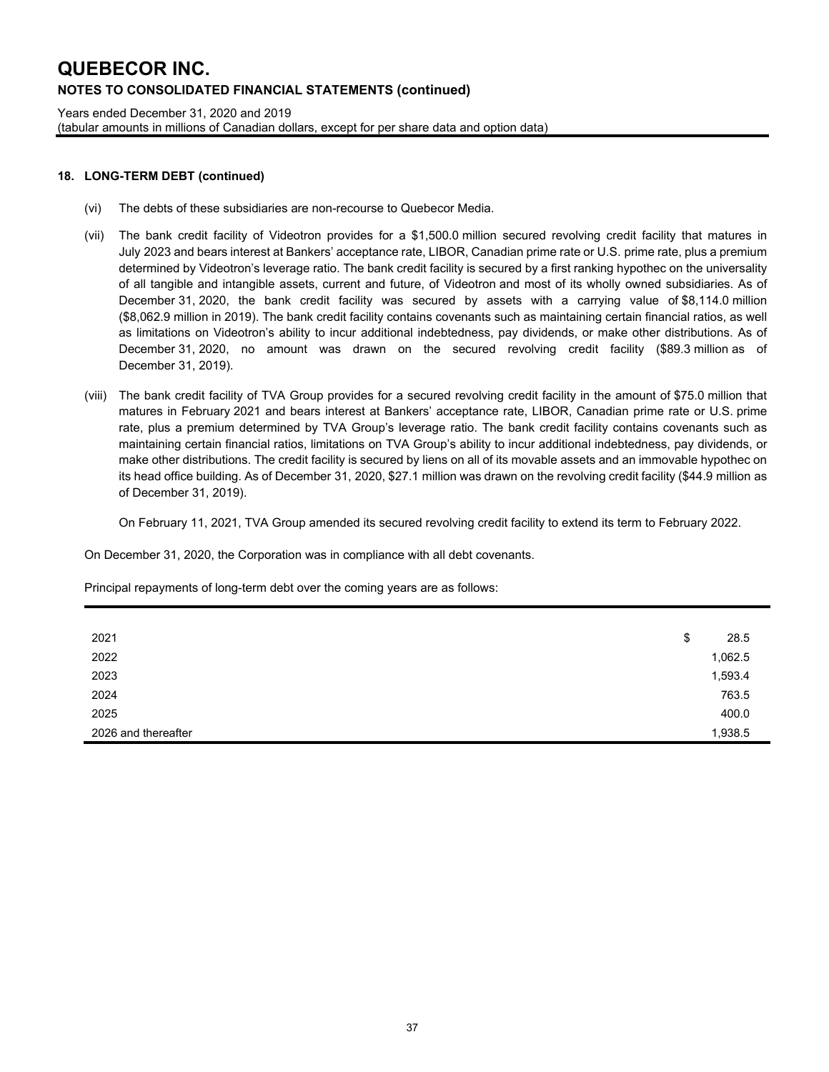## 18. LONG-TERM DEBT (continued)

(vi) The debts of these subsidiaries are non-recourse to Quebecor Media.

(vii) The bank credit facility of Videotron provides for a $1,500.0 million secured revolving credit facility that matures in July 2023 and bears interest at Bankers' acceptance rate, LIBOR, Canadian prime rate or U.S. prime rate, plus a premium determined by Videotron's leverage ratio. The bank credit facility is secured by a first ranking hypothec on the universality of all tangible and intangible assets, current and future, of Videotron and most of its wholly owned subsidiaries. As of December 31, 2020, the bank credit facility was secured by assets with a carrying value of $8,114.0 million ($8,062.9 million in 2019). The bank credit facility contains covenants such as maintaining certain financial ratios, as well as limitations on Videotron's ability to incur additional indebtedness, pay dividends, or make other distributions. As of December 31, 2020, no amount was drawn on the secured revolving credit facility ($89.3 million as of December 31, 2019).

(viii) The bank credit facility of TVA Group provides for a secured revolving credit facility in the amount of $75.0 million that matures in February 2021 and bears interest at Bankers' acceptance rate, LIBOR, Canadian prime rate or U.S. prime rate, plus a premium determined by TVA Group's leverage ratio. The bank credit facility contains covenants such as maintaining certain financial ratios, limitations on TVA Group's ability to incur additional indebtedness, pay dividends, or make other distributions. The credit facility is secured by liens on all of its movable assets and an immovable hypothec on its head office building. As of December 31, 2020, $27.1 million was drawn on the revolving credit facility ($44.9 million as of December 31, 2019).

On February 11, 2021, TVA Group amended its secured revolving credit facility to extend its term to February 2022.

On December 31, 2020, the Corporation was in compliance with all debt covenants.

Principal repayments of long-term debt over the coming years are as follows:

| | |
|---|---|
| 2021 | $ 28.5 |
| 2022 | 1,062.5 |
| 2023 | 1,593.4 |
| 2024 | 763.5 |
| 2025 | 400.0 |
| 2026 and thereafter | 1,938.5 |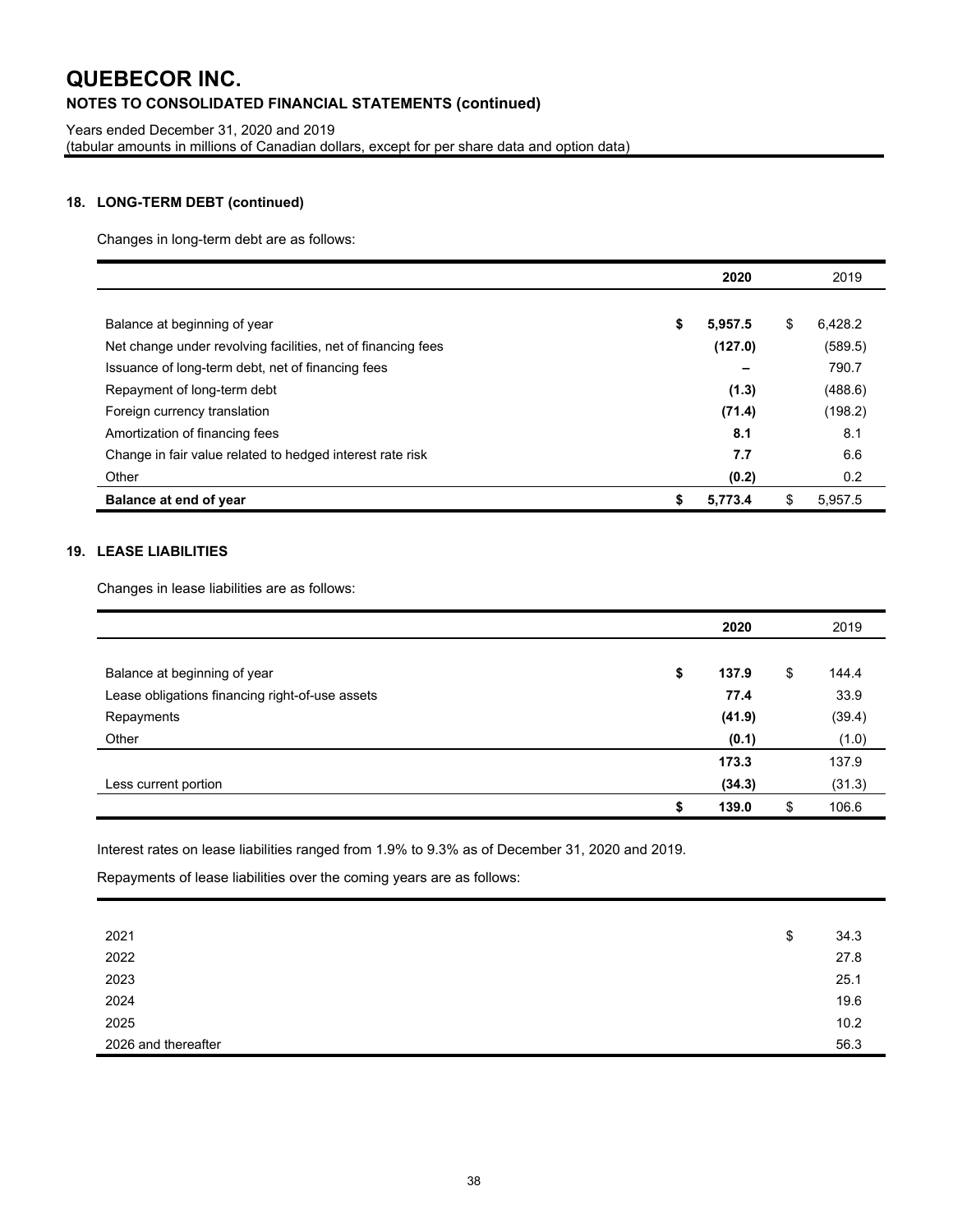# QUEBECOR INC.

## NOTES TO CONSOLIDATED FINANCIAL STATEMENTS (continued)

Years ended December 31, 2020 and 2019
(tabular amounts in millions of Canadian dollars, except for per share data and option data)

### 18. LONG-TERM DEBT (continued)

Changes in long-term debt are as follows:

| | 2020 | 2019 |
|---|---|---|
| Balance at beginning of year | $ 5,957.5 | $ 6,428.2 |
| Net change under revolving facilities, net of financing fees | (127.0) | (589.5) |
| Issuance of long-term debt, net of financing fees | – | 790.7 |
| Repayment of long-term debt | (1.3) | (488.6) |
| Foreign currency translation | (71.4) | (198.2) |
| Amortization of financing fees | 8.1 | 8.1 |
| Change in fair value related to hedged interest rate risk | 7.7 | 6.6 |
| Other | (0.2) | 0.2 |
| **Balance at end of year** | $ 5,773.4 | $ 5,957.5 |

### 19. LEASE LIABILITIES

Changes in lease liabilities are as follows:

| | 2020 | 2019 |
|---|---|---|
| Balance at beginning of year | $ 137.9 | $ 144.4 |
| Lease obligations financing right-of-use assets | 77.4 | 33.9 |
| Repayments | (41.9) | (39.4) |
| Other | (0.1) | (1.0) |
| | 173.3 | 137.9 |
| Less current portion | (34.3) | (31.3) |
| | $ 139.0 | $ 106.6 |

Interest rates on lease liabilities ranged from 1.9% to 9.3% as of December 31, 2020 and 2019.

Repayments of lease liabilities over the coming years are as follows:

| | |
|---|---|
| 2021 | $ 34.3 |
| 2022 | 27.8 |
| 2023 | 25.1 |
| 2024 | 19.6 |
| 2025 | 10.2 |
| 2026 and thereafter | 56.3 |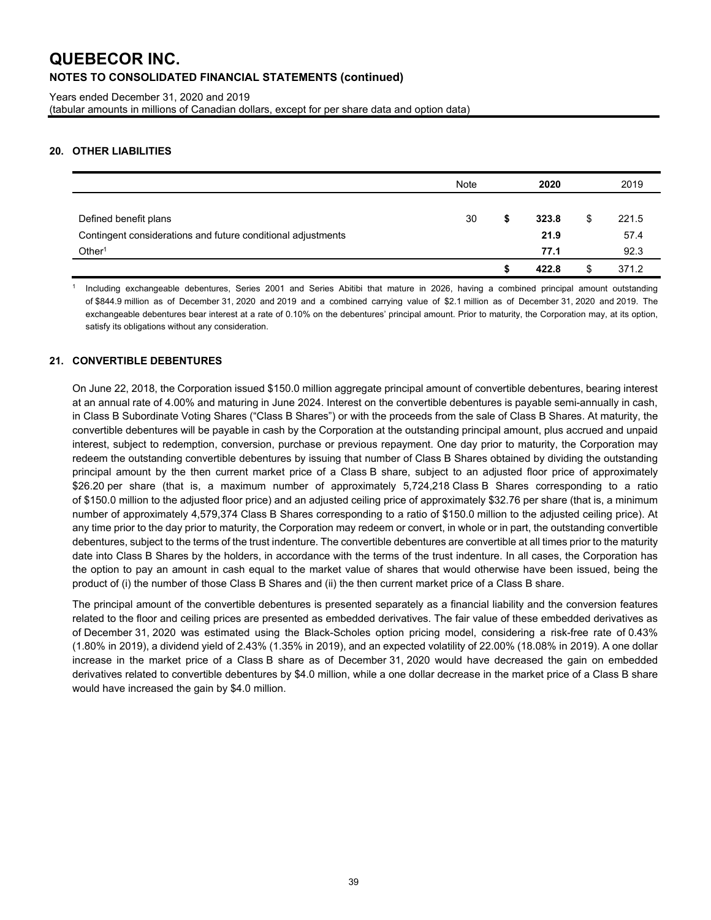## 20. OTHER LIABILITIES

| | Note | 2020 | 2019 |
|---|---|---|---|
| Defined benefit plans | 30 | **$ 323.8** | $ 221.5 |
| Contingent considerations and future conditional adjustments | | **21.9** | 57.4 |
| Other[1] | | **77.1** | 92.3 |
| | | **$ 422.8** | $ 371.2 |

[1] Including exchangeable debentures, Series 2001 and Series Abitibi that mature in 2026, having a combined principal amount outstanding of $844.9 million as of December 31, 2020 and 2019 and a combined carrying value of $2.1 million as of December 31, 2020 and 2019. The exchangeable debentures bear interest at a rate of 0.10% on the debentures' principal amount. Prior to maturity, the Corporation may, at its option, satisfy its obligations without any consideration.

## 21. CONVERTIBLE DEBENTURES

On June 22, 2018, the Corporation issued $150.0 million aggregate principal amount of convertible debentures, bearing interest at an annual rate of 4.00% and maturing in June 2024. Interest on the convertible debentures is payable semi-annually in cash, in Class B Subordinate Voting Shares ("Class B Shares") or with the proceeds from the sale of Class B Shares. At maturity, the convertible debentures will be payable in cash by the Corporation at the outstanding principal amount, plus accrued and unpaid interest, subject to redemption, conversion, purchase or previous repayment. One day prior to maturity, the Corporation may redeem the outstanding convertible debentures by issuing that number of Class B Shares obtained by dividing the outstanding principal amount by the then current market price of a Class B share, subject to an adjusted floor price of approximately $26.20 per share (that is, a maximum number of approximately 5,724,218 Class B Shares corresponding to a ratio of $150.0 million to the adjusted floor price) and an adjusted ceiling price of approximately $32.76 per share (that is, a minimum number of approximately 4,579,374 Class B Shares corresponding to a ratio of $150.0 million to the adjusted ceiling price). At any time prior to the day prior to maturity, the Corporation may redeem or convert, in whole or in part, the outstanding convertible debentures, subject to the terms of the trust indenture. The convertible debentures are convertible at all times prior to the maturity date into Class B Shares by the holders, in accordance with the terms of the trust indenture. In all cases, the Corporation has the option to pay an amount in cash equal to the market value of shares that would otherwise have been issued, being the product of (i) the number of those Class B Shares and (ii) the then current market price of a Class B share.

The principal amount of the convertible debentures is presented separately as a financial liability and the conversion features related to the floor and ceiling prices are presented as embedded derivatives. The fair value of these embedded derivatives as of December 31, 2020 was estimated using the Black-Scholes option pricing model, considering a risk-free rate of 0.43% (1.80% in 2019), a dividend yield of 2.43% (1.35% in 2019), and an expected volatility of 22.00% (18.08% in 2019). A one dollar increase in the market price of a Class B share as of December 31, 2020 would have decreased the gain on embedded derivatives related to convertible debentures by $4.0 million, while a one dollar decrease in the market price of a Class B share would have increased the gain by $4.0 million.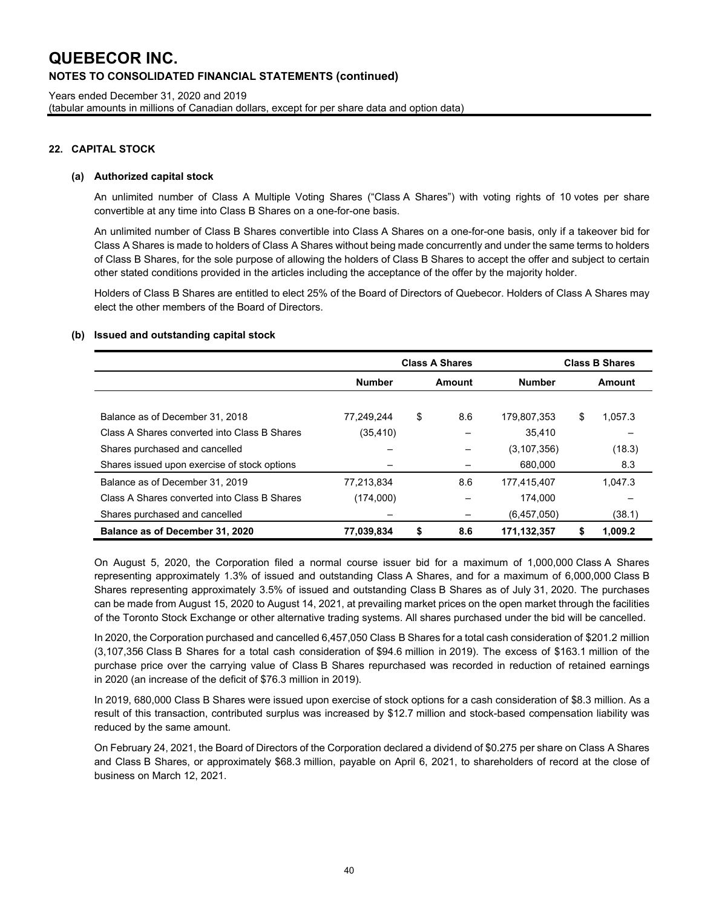# QUEBECOR INC.

## NOTES TO CONSOLIDATED FINANCIAL STATEMENTS (continued)

Years ended December 31, 2020 and 2019
(tabular amounts in millions of Canadian dollars, except for per share data and option data)

### 22. CAPITAL STOCK

#### (a) Authorized capital stock

An unlimited number of Class A Multiple Voting Shares ("Class A Shares") with voting rights of 10 votes per share convertible at any time into Class B Shares on a one-for-one basis.

An unlimited number of Class B Shares convertible into Class A Shares on a one-for-one basis, only if a takeover bid for Class A Shares is made to holders of Class A Shares without being made concurrently and under the same terms to holders of Class B Shares, for the sole purpose of allowing the holders of Class B Shares to accept the offer and subject to certain other stated conditions provided in the articles including the acceptance of the offer by the majority holder.

Holders of Class B Shares are entitled to elect 25% of the Board of Directors of Quebecor. Holders of Class A Shares may elect the other members of the Board of Directors.

#### (b) Issued and outstanding capital stock

| | Class A Shares | | Class B Shares | |
|---|---|---|---|---|
| | Number | Amount | Number | Amount |
| Balance as of December 31, 2018 | 77,249,244 | $ 8.6 | 179,807,353 | $ 1,057.3 |
| Class A Shares converted into Class B Shares | (35,410) | – | 35,410 | – |
| Shares purchased and cancelled | – | – | (3,107,356) | (18.3) |
| Shares issued upon exercise of stock options | – | – | 680,000 | 8.3 |
| Balance as of December 31, 2019 | 77,213,834 | 8.6 | 177,415,407 | 1,047.3 |
| Class A Shares converted into Class B Shares | (174,000) | – | 174,000 | – |
| Shares purchased and cancelled | – | – | (6,457,050) | (38.1) |
| **Balance as of December 31, 2020** | **77,039,834** | **$ 8.6** | **171,132,357** | **$ 1,009.2** |

On August 5, 2020, the Corporation filed a normal course issuer bid for a maximum of 1,000,000 Class A Shares representing approximately 1.3% of issued and outstanding Class A Shares, and for a maximum of 6,000,000 Class B Shares representing approximately 3.5% of issued and outstanding Class B Shares as of July 31, 2020. The purchases can be made from August 15, 2020 to August 14, 2021, at prevailing market prices on the open market through the facilities of the Toronto Stock Exchange or other alternative trading systems. All shares purchased under the bid will be cancelled.

In 2020, the Corporation purchased and cancelled 6,457,050 Class B Shares for a total cash consideration of $201.2 million (3,107,356 Class B Shares for a total cash consideration of $94.6 million in 2019). The excess of $163.1 million of the purchase price over the carrying value of Class B Shares repurchased was recorded in reduction of retained earnings in 2020 (an increase of the deficit of $76.3 million in 2019).

In 2019, 680,000 Class B Shares were issued upon exercise of stock options for a cash consideration of $8.3 million. As a result of this transaction, contributed surplus was increased by $12.7 million and stock-based compensation liability was reduced by the same amount.

On February 24, 2021, the Board of Directors of the Corporation declared a dividend of $0.275 per share on Class A Shares and Class B Shares, or approximately $68.3 million, payable on April 6, 2021, to shareholders of record at the close of business on March 12, 2021.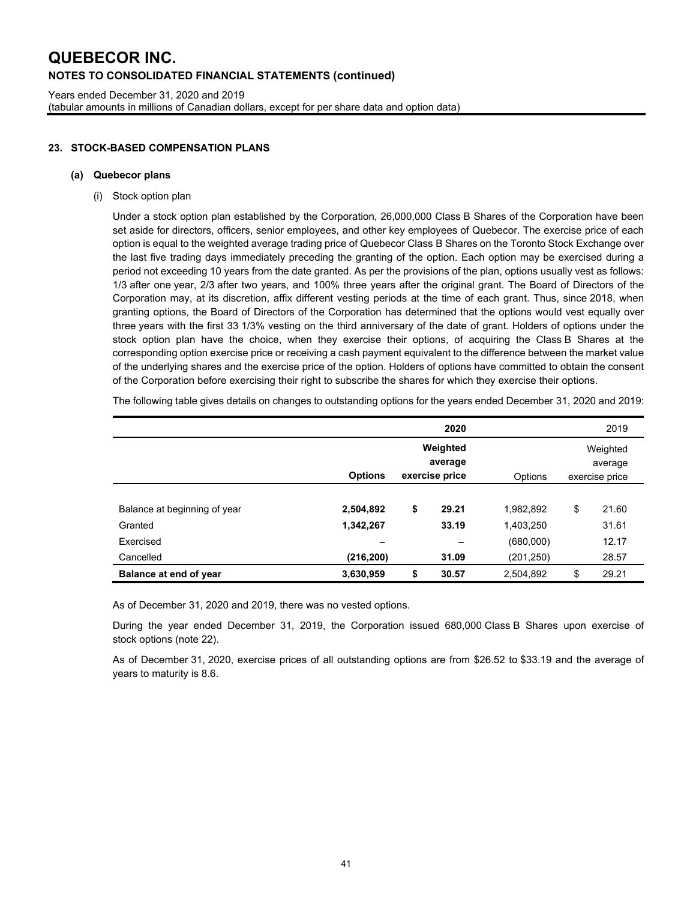# QUEBECOR INC.

## NOTES TO CONSOLIDATED FINANCIAL STATEMENTS (continued)

Years ended December 31, 2020 and 2019
(tabular amounts in millions of Canadian dollars, except for per share data and option data)

### 23. STOCK-BASED COMPENSATION PLANS

#### (a) Quebecor plans

(i) Stock option plan

Under a stock option plan established by the Corporation, 26,000,000 Class B Shares of the Corporation have been set aside for directors, officers, senior employees, and other key employees of Quebecor. The exercise price of each option is equal to the weighted average trading price of Quebecor Class B Shares on the Toronto Stock Exchange over the last five trading days immediately preceding the granting of the option. Each option may be exercised during a period not exceeding 10 years from the date granted. As per the provisions of the plan, options usually vest as follows: 1/3 after one year, 2/3 after two years, and 100% three years after the original grant. The Board of Directors of the Corporation may, at its discretion, affix different vesting periods at the time of each grant. Thus, since 2018, when granting options, the Board of Directors of the Corporation has determined that the options would vest equally over three years with the first 33 1/3% vesting on the third anniversary of the date of grant. Holders of options under the stock option plan have the choice, when they exercise their options, of acquiring the Class B Shares at the corresponding option exercise price or receiving a cash payment equivalent to the difference between the market value of the underlying shares and the exercise price of the option. Holders of options have committed to obtain the consent of the Corporation before exercising their right to subscribe the shares for which they exercise their options.

The following table gives details on changes to outstanding options for the years ended December 31, 2020 and 2019:

| | **2020** | | 2019 | |
|---|---|---|---|---|
| | **Options** | **Weighted average exercise price** | Options | Weighted average exercise price |
| Balance at beginning of year | **2,504,892** | **$ 29.21** | 1,982,892 | $ 21.60 |
| Granted | **1,342,267** | **33.19** | 1,403,250 | 31.61 |
| Exercised | **–** | **–** | (680,000) | 12.17 |
| Cancelled | **(216,200)** | **31.09** | (201,250) | 28.57 |
| **Balance at end of year** | **3,630,959** | **$ 30.57** | 2,504,892 | $ 29.21 |

As of December 31, 2020 and 2019, there was no vested options.

During the year ended December 31, 2019, the Corporation issued 680,000 Class B Shares upon exercise of stock options (note 22).

As of December 31, 2020, exercise prices of all outstanding options are from $26.52 to $33.19 and the average of years to maturity is 8.6.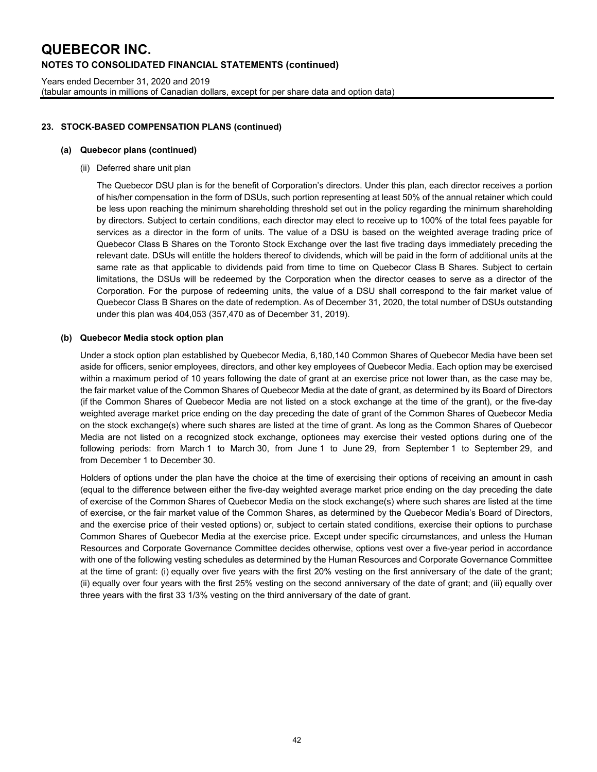## 23. STOCK-BASED COMPENSATION PLANS (continued)

### (a) Quebecor plans (continued)

(ii) Deferred share unit plan

The Quebecor DSU plan is for the benefit of Corporation's directors. Under this plan, each director receives a portion of his/her compensation in the form of DSUs, such portion representing at least 50% of the annual retainer which could be less upon reaching the minimum shareholding threshold set out in the policy regarding the minimum shareholding by directors. Subject to certain conditions, each director may elect to receive up to 100% of the total fees payable for services as a director in the form of units. The value of a DSU is based on the weighted average trading price of Quebecor Class B Shares on the Toronto Stock Exchange over the last five trading days immediately preceding the relevant date. DSUs will entitle the holders thereof to dividends, which will be paid in the form of additional units at the same rate as that applicable to dividends paid from time to time on Quebecor Class B Shares. Subject to certain limitations, the DSUs will be redeemed by the Corporation when the director ceases to serve as a director of the Corporation. For the purpose of redeeming units, the value of a DSU shall correspond to the fair market value of Quebecor Class B Shares on the date of redemption. As of December 31, 2020, the total number of DSUs outstanding under this plan was 404,053 (357,470 as of December 31, 2019).

### (b) Quebecor Media stock option plan

Under a stock option plan established by Quebecor Media, 6,180,140 Common Shares of Quebecor Media have been set aside for officers, senior employees, directors, and other key employees of Quebecor Media. Each option may be exercised within a maximum period of 10 years following the date of grant at an exercise price not lower than, as the case may be, the fair market value of the Common Shares of Quebecor Media at the date of grant, as determined by its Board of Directors (if the Common Shares of Quebecor Media are not listed on a stock exchange at the time of the grant), or the five-day weighted average market price ending on the day preceding the date of grant of the Common Shares of Quebecor Media on the stock exchange(s) where such shares are listed at the time of grant. As long as the Common Shares of Quebecor Media are not listed on a recognized stock exchange, optionees may exercise their vested options during one of the following periods: from March 1 to March 30, from June 1 to June 29, from September 1 to September 29, and from December 1 to December 30.

Holders of options under the plan have the choice at the time of exercising their options of receiving an amount in cash (equal to the difference between either the five-day weighted average market price ending on the day preceding the date of exercise of the Common Shares of Quebecor Media on the stock exchange(s) where such shares are listed at the time of exercise, or the fair market value of the Common Shares, as determined by the Quebecor Media's Board of Directors, and the exercise price of their vested options) or, subject to certain stated conditions, exercise their options to purchase Common Shares of Quebecor Media at the exercise price. Except under specific circumstances, and unless the Human Resources and Corporate Governance Committee decides otherwise, options vest over a five-year period in accordance with one of the following vesting schedules as determined by the Human Resources and Corporate Governance Committee at the time of grant: (i) equally over five years with the first 20% vesting on the first anniversary of the date of the grant; (ii) equally over four years with the first 25% vesting on the second anniversary of the date of grant; and (iii) equally over three years with the first 33 1/3% vesting on the third anniversary of the date of grant.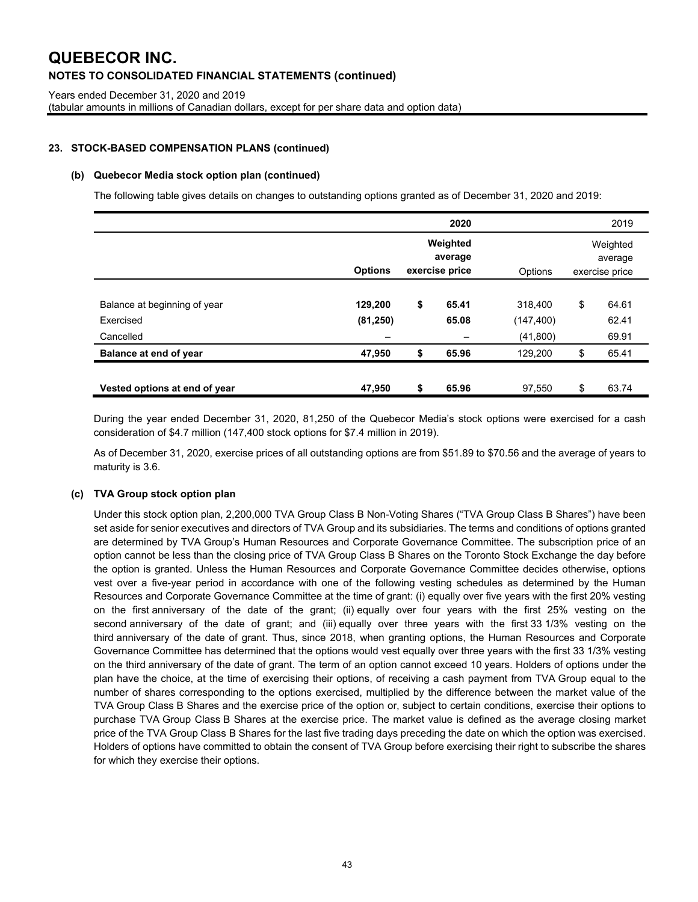# QUEBECOR INC.

## NOTES TO CONSOLIDATED FINANCIAL STATEMENTS (continued)

Years ended December 31, 2020 and 2019
(tabular amounts in millions of Canadian dollars, except for per share data and option data)

### 23. STOCK-BASED COMPENSATION PLANS (continued)

#### (b) Quebecor Media stock option plan (continued)

The following table gives details on changes to outstanding options granted as of December 31, 2020 and 2019:

| | | 2020 | | 2019 |
|---|---|---|---|---|
| | **Options** | **Weighted average exercise price** | Options | Weighted average exercise price |
| Balance at beginning of year | **129,200** | **$ 65.41** | 318,400 | $ 64.61 |
| Exercised | **(81,250)** | **65.08** | (147,400) | 62.41 |
| Cancelled | **–** | **–** | (41,800) | 69.91 |
| **Balance at end of year** | **47,950** | **$ 65.96** | 129,200 | $ 65.41 |
| **Vested options at end of year** | **47,950** | **$ 65.96** | 97,550 | $ 63.74 |

During the year ended December 31, 2020, 81,250 of the Quebecor Media's stock options were exercised for a cash consideration of $4.7 million (147,400 stock options for $7.4 million in 2019).

As of December 31, 2020, exercise prices of all outstanding options are from $51.89 to $70.56 and the average of years to maturity is 3.6.

#### (c) TVA Group stock option plan

Under this stock option plan, 2,200,000 TVA Group Class B Non-Voting Shares ("TVA Group Class B Shares") have been set aside for senior executives and directors of TVA Group and its subsidiaries. The terms and conditions of options granted are determined by TVA Group's Human Resources and Corporate Governance Committee. The subscription price of an option cannot be less than the closing price of TVA Group Class B Shares on the Toronto Stock Exchange the day before the option is granted. Unless the Human Resources and Corporate Governance Committee decides otherwise, options vest over a five-year period in accordance with one of the following vesting schedules as determined by the Human Resources and Corporate Governance Committee at the time of grant: (i) equally over five years with the first 20% vesting on the first anniversary of the date of the grant; (ii) equally over four years with the first 25% vesting on the second anniversary of the date of grant; and (iii) equally over three years with the first 33 1/3% vesting on the third anniversary of the date of grant. Thus, since 2018, when granting options, the Human Resources and Corporate Governance Committee has determined that the options would vest equally over three years with the first 33 1/3% vesting on the third anniversary of the date of grant. The term of an option cannot exceed 10 years. Holders of options under the plan have the choice, at the time of exercising their options, of receiving a cash payment from TVA Group equal to the number of shares corresponding to the options exercised, multiplied by the difference between the market value of the TVA Group Class B Shares and the exercise price of the option or, subject to certain conditions, exercise their options to purchase TVA Group Class B Shares at the exercise price. The market value is defined as the average closing market price of the TVA Group Class B Shares for the last five trading days preceding the date on which the option was exercised. Holders of options have committed to obtain the consent of TVA Group before exercising their right to subscribe the shares for which they exercise their options.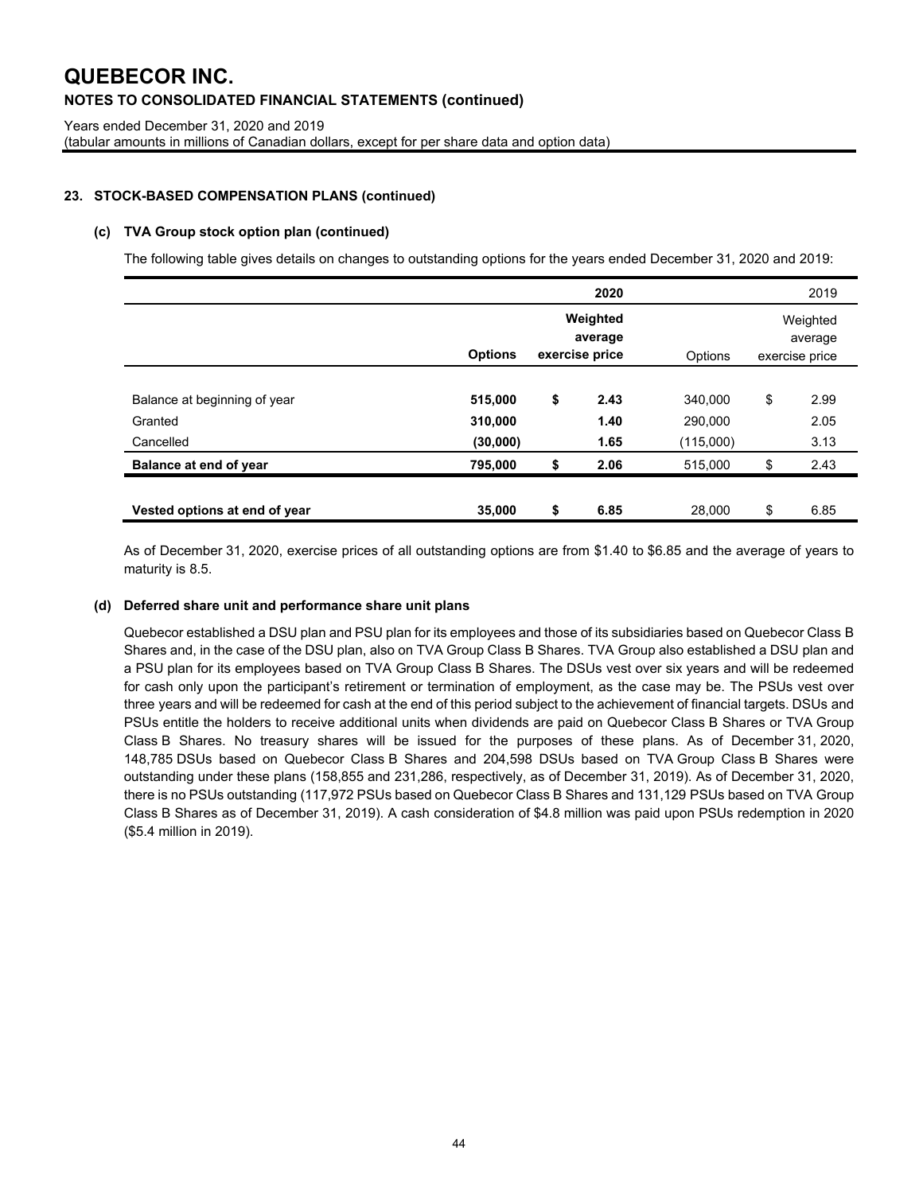# QUEBECOR INC.

## NOTES TO CONSOLIDATED FINANCIAL STATEMENTS (continued)

Years ended December 31, 2020 and 2019
(tabular amounts in millions of Canadian dollars, except for per share data and option data)

### 23. STOCK-BASED COMPENSATION PLANS (continued)

#### (c) TVA Group stock option plan (continued)

The following table gives details on changes to outstanding options for the years ended December 31, 2020 and 2019:

| | | **2020** | | 2019 |
|---|---|---|---|---|
| | **Options** | **Weighted average exercise price** | Options | Weighted average exercise price |
| Balance at beginning of year | **515,000** | **$ 2.43** | 340,000 | $ 2.99 |
| Granted | **310,000** | **1.40** | 290,000 | 2.05 |
| Cancelled | **(30,000)** | **1.65** | (115,000) | 3.13 |
| **Balance at end of year** | **795,000** | **$ 2.06** | 515,000 | $ 2.43 |
| **Vested options at end of year** | **35,000** | **$ 6.85** | 28,000 | $ 6.85 |

As of December 31, 2020, exercise prices of all outstanding options are from $1.40 to $6.85 and the average of years to maturity is 8.5.

#### (d) Deferred share unit and performance share unit plans

Quebecor established a DSU plan and PSU plan for its employees and those of its subsidiaries based on Quebecor Class B Shares and, in the case of the DSU plan, also on TVA Group Class B Shares. TVA Group also established a DSU plan and a PSU plan for its employees based on TVA Group Class B Shares. The DSUs vest over six years and will be redeemed for cash only upon the participant's retirement or termination of employment, as the case may be. The PSUs vest over three years and will be redeemed for cash at the end of this period subject to the achievement of financial targets. DSUs and PSUs entitle the holders to receive additional units when dividends are paid on Quebecor Class B Shares or TVA Group Class B Shares. No treasury shares will be issued for the purposes of these plans. As of December 31, 2020, 148,785 DSUs based on Quebecor Class B Shares and 204,598 DSUs based on TVA Group Class B Shares were outstanding under these plans (158,855 and 231,286, respectively, as of December 31, 2019). As of December 31, 2020, there is no PSUs outstanding (117,972 PSUs based on Quebecor Class B Shares and 131,129 PSUs based on TVA Group Class B Shares as of December 31, 2019). A cash consideration of $4.8 million was paid upon PSUs redemption in 2020 ($5.4 million in 2019).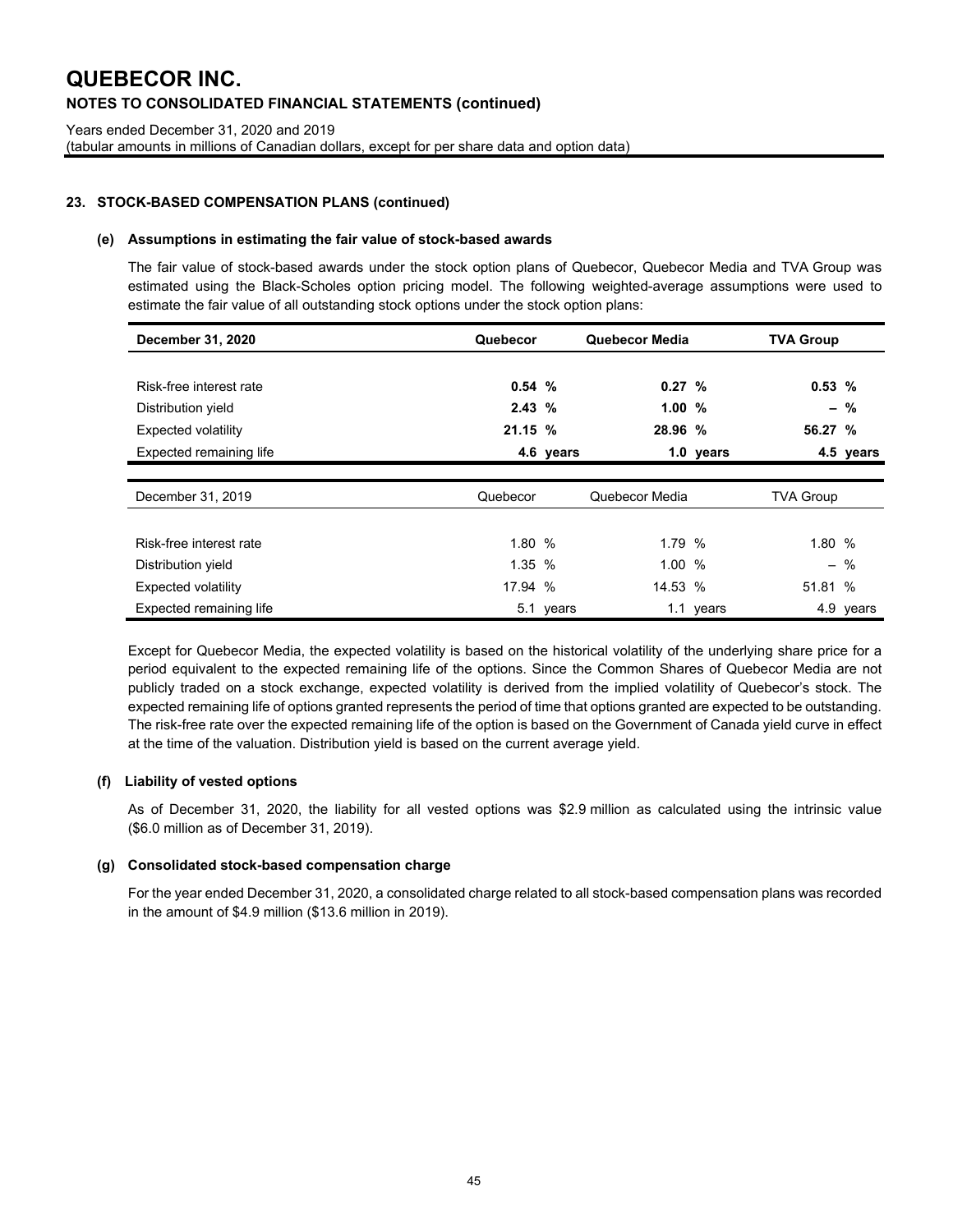## 23. STOCK-BASED COMPENSATION PLANS (continued)

### (e) Assumptions in estimating the fair value of stock-based awards

The fair value of stock-based awards under the stock option plans of Quebecor, Quebecor Media and TVA Group was estimated using the Black-Scholes option pricing model. The following weighted-average assumptions were used to estimate the fair value of all outstanding stock options under the stock option plans:

| **December 31, 2020** | **Quebecor** | **Quebecor Media** | **TVA Group** |
|---|---|---|---|
| Risk-free interest rate | **0.54 %** | **0.27 %** | **0.53 %** |
| Distribution yield | **2.43 %** | **1.00 %** | **– %** |
| Expected volatility | **21.15 %** | **28.96 %** | **56.27 %** |
| Expected remaining life | **4.6 years** | **1.0 years** | **4.5 years** |

| December 31, 2019 | Quebecor | Quebecor Media | TVA Group |
|---|---|---|---|
| Risk-free interest rate | 1.80 % | 1.79 % | 1.80 % |
| Distribution yield | 1.35 % | 1.00 % | – % |
| Expected volatility | 17.94 % | 14.53 % | 51.81 % |
| Expected remaining life | 5.1 years | 1.1 years | 4.9 years |

Except for Quebecor Media, the expected volatility is based on the historical volatility of the underlying share price for a period equivalent to the expected remaining life of the options. Since the Common Shares of Quebecor Media are not publicly traded on a stock exchange, expected volatility is derived from the implied volatility of Quebecor's stock. The expected remaining life of options granted represents the period of time that options granted are expected to be outstanding. The risk-free rate over the expected remaining life of the option is based on the Government of Canada yield curve in effect at the time of the valuation. Distribution yield is based on the current average yield.

### (f) Liability of vested options

As of December 31, 2020, the liability for all vested options was $2.9 million as calculated using the intrinsic value ($6.0 million as of December 31, 2019).

### (g) Consolidated stock-based compensation charge

For the year ended December 31, 2020, a consolidated charge related to all stock-based compensation plans was recorded in the amount of $4.9 million ($13.6 million in 2019).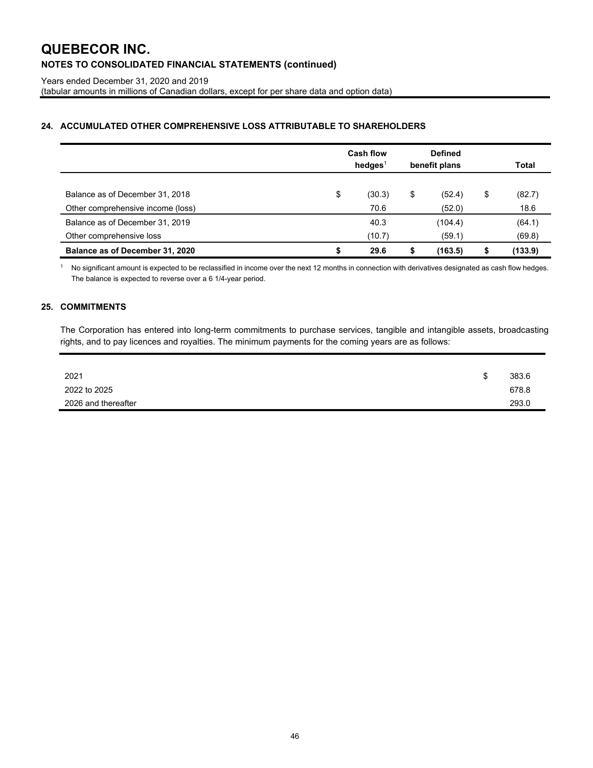## 24. ACCUMULATED OTHER COMPREHENSIVE LOSS ATTRIBUTABLE TO SHAREHOLDERS

| | Cash flow hedges[1] | Defined benefit plans | Total |
|---|---|---|---|
| Balance as of December 31, 2018 | $ (30.3) | $ (52.4) | $ (82.7) |
| Other comprehensive income (loss) | 70.6 | (52.0) | 18.6 |
| Balance as of December 31, 2019 | 40.3 | (104.4) | (64.1) |
| Other comprehensive loss | (10.7) | (59.1) | (69.8) |
| **Balance as of December 31, 2020** | **$ 29.6** | **$ (163.5)** | **$ (133.9)** |

[1] No significant amount is expected to be reclassified in income over the next 12 months in connection with derivatives designated as cash flow hedges. The balance is expected to reverse over a 6 1/4-year period.

## 25. COMMITMENTS

The Corporation has entered into long-term commitments to purchase services, tangible and intangible assets, broadcasting rights, and to pay licences and royalties. The minimum payments for the coming years are as follows:

| | |
|---|---|
| 2021 | $ 383.6 |
| 2022 to 2025 | 678.8 |
| 2026 and thereafter | 293.0 |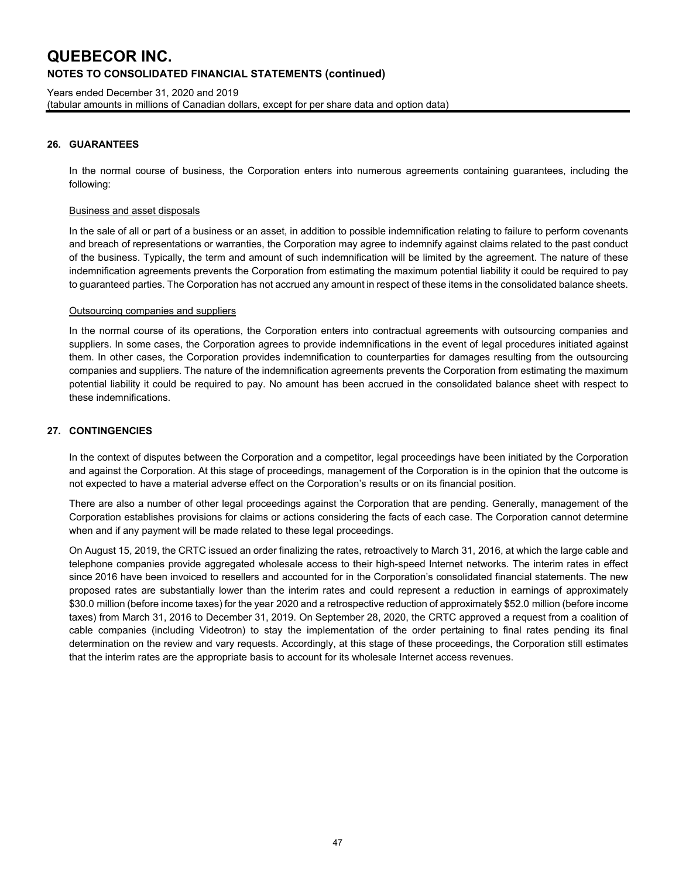## 26. GUARANTEES

In the normal course of business, the Corporation enters into numerous agreements containing guarantees, including the following:

### Business and asset disposals

In the sale of all or part of a business or an asset, in addition to possible indemnification relating to failure to perform covenants and breach of representations or warranties, the Corporation may agree to indemnify against claims related to the past conduct of the business. Typically, the term and amount of such indemnification will be limited by the agreement. The nature of these indemnification agreements prevents the Corporation from estimating the maximum potential liability it could be required to pay to guaranteed parties. The Corporation has not accrued any amount in respect of these items in the consolidated balance sheets.

### Outsourcing companies and suppliers

In the normal course of its operations, the Corporation enters into contractual agreements with outsourcing companies and suppliers. In some cases, the Corporation agrees to provide indemnifications in the event of legal procedures initiated against them. In other cases, the Corporation provides indemnification to counterparties for damages resulting from the outsourcing companies and suppliers. The nature of the indemnification agreements prevents the Corporation from estimating the maximum potential liability it could be required to pay. No amount has been accrued in the consolidated balance sheet with respect to these indemnifications.

## 27. CONTINGENCIES

In the context of disputes between the Corporation and a competitor, legal proceedings have been initiated by the Corporation and against the Corporation. At this stage of proceedings, management of the Corporation is in the opinion that the outcome is not expected to have a material adverse effect on the Corporation's results or on its financial position.

There are also a number of other legal proceedings against the Corporation that are pending. Generally, management of the Corporation establishes provisions for claims or actions considering the facts of each case. The Corporation cannot determine when and if any payment will be made related to these legal proceedings.

On August 15, 2019, the CRTC issued an order finalizing the rates, retroactively to March 31, 2016, at which the large cable and telephone companies provide aggregated wholesale access to their high-speed Internet networks. The interim rates in effect since 2016 have been invoiced to resellers and accounted for in the Corporation's consolidated financial statements. The new proposed rates are substantially lower than the interim rates and could represent a reduction in earnings of approximately $30.0 million (before income taxes) for the year 2020 and a retrospective reduction of approximately $52.0 million (before income taxes) from March 31, 2016 to December 31, 2019. On September 28, 2020, the CRTC approved a request from a coalition of cable companies (including Videotron) to stay the implementation of the order pertaining to final rates pending its final determination on the review and vary requests. Accordingly, at this stage of these proceedings, the Corporation still estimates that the interim rates are the appropriate basis to account for its wholesale Internet access revenues.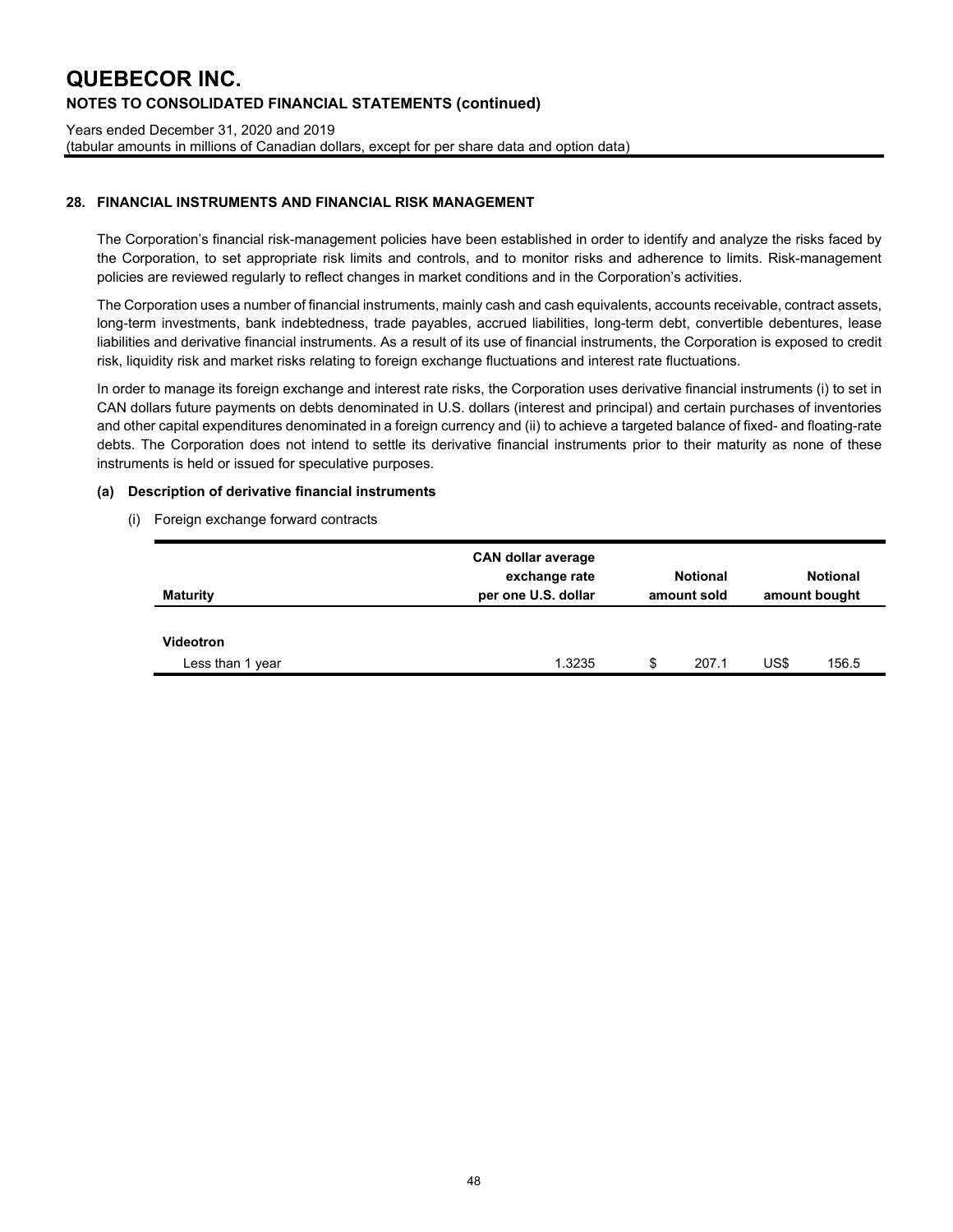# QUEBECOR INC.

**NOTES TO CONSOLIDATED FINANCIAL STATEMENTS (continued)**

Years ended December 31, 2020 and 2019
(tabular amounts in millions of Canadian dollars, except for per share data and option data)

## 28. FINANCIAL INSTRUMENTS AND FINANCIAL RISK MANAGEMENT

The Corporation's financial risk-management policies have been established in order to identify and analyze the risks faced by the Corporation, to set appropriate risk limits and controls, and to monitor risks and adherence to limits. Risk-management policies are reviewed regularly to reflect changes in market conditions and in the Corporation's activities.

The Corporation uses a number of financial instruments, mainly cash and cash equivalents, accounts receivable, contract assets, long-term investments, bank indebtedness, trade payables, accrued liabilities, long-term debt, convertible debentures, lease liabilities and derivative financial instruments. As a result of its use of financial instruments, the Corporation is exposed to credit risk, liquidity risk and market risks relating to foreign exchange fluctuations and interest rate fluctuations.

In order to manage its foreign exchange and interest rate risks, the Corporation uses derivative financial instruments (i) to set in CAN dollars future payments on debts denominated in U.S. dollars (interest and principal) and certain purchases of inventories and other capital expenditures denominated in a foreign currency and (ii) to achieve a targeted balance of fixed- and floating-rate debts. The Corporation does not intend to settle its derivative financial instruments prior to their maturity as none of these instruments is held or issued for speculative purposes.

### (a) Description of derivative financial instruments

(i) Foreign exchange forward contracts

| Maturity | CAN dollar average exchange rate per one U.S. dollar | Notional amount sold | Notional amount bought |
|---|---|---|---|
| **Videotron** | | | |
| Less than 1 year | 1.3235 | $ 207.1 | US$ 156.5 |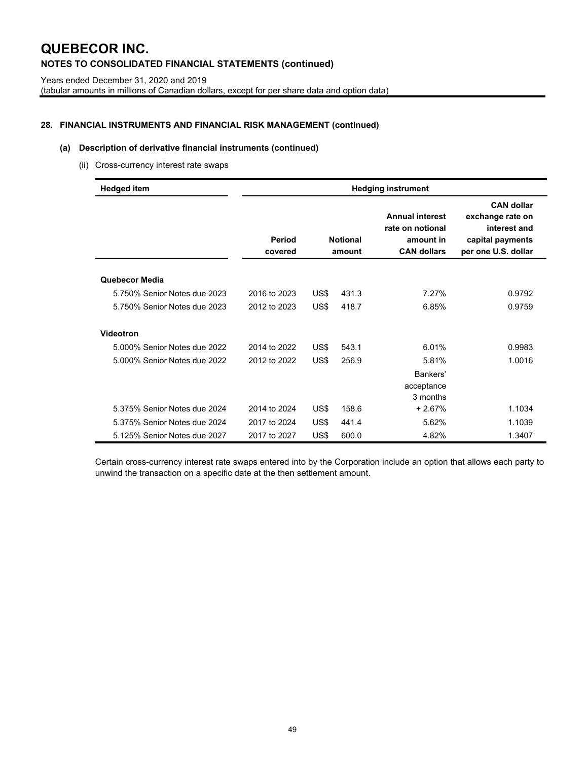# QUEBECOR INC.

## NOTES TO CONSOLIDATED FINANCIAL STATEMENTS (continued)

Years ended December 31, 2020 and 2019
(tabular amounts in millions of Canadian dollars, except for per share data and option data)

### 28. FINANCIAL INSTRUMENTS AND FINANCIAL RISK MANAGEMENT (continued)

#### (a) Description of derivative financial instruments (continued)

(ii) Cross-currency interest rate swaps

| Hedged item | Hedging instrument | | | | |
|---|---|---|---|---|---|
| | Period covered | | Notional amount | Annual interest rate on notional amount in CAN dollars | CAN dollar exchange rate on interest and capital payments per one U.S. dollar |
| **Quebecor Media** | | | | | |
| 5.750% Senior Notes due 2023 | 2016 to 2023 | US$ | 431.3 | 7.27% | 0.9792 |
| 5.750% Senior Notes due 2023 | 2012 to 2023 | US$ | 418.7 | 6.85% | 0.9759 |
| **Videotron** | | | | | |
| 5.000% Senior Notes due 2022 | 2014 to 2022 | US$ | 543.1 | 6.01% | 0.9983 |
| 5.000% Senior Notes due 2022 | 2012 to 2022 | US$ | 256.9 | 5.81% | 1.0016 |
| 5.375% Senior Notes due 2024 | 2014 to 2024 | US$ | 158.6 | Bankers' acceptance 3 months + 2.67% | 1.1034 |
| 5.375% Senior Notes due 2024 | 2017 to 2024 | US$ | 441.4 | 5.62% | 1.1039 |
| 5.125% Senior Notes due 2027 | 2017 to 2027 | US$ | 600.0 | 4.82% | 1.3407 |

Certain cross-currency interest rate swaps entered into by the Corporation include an option that allows each party to unwind the transaction on a specific date at the then settlement amount.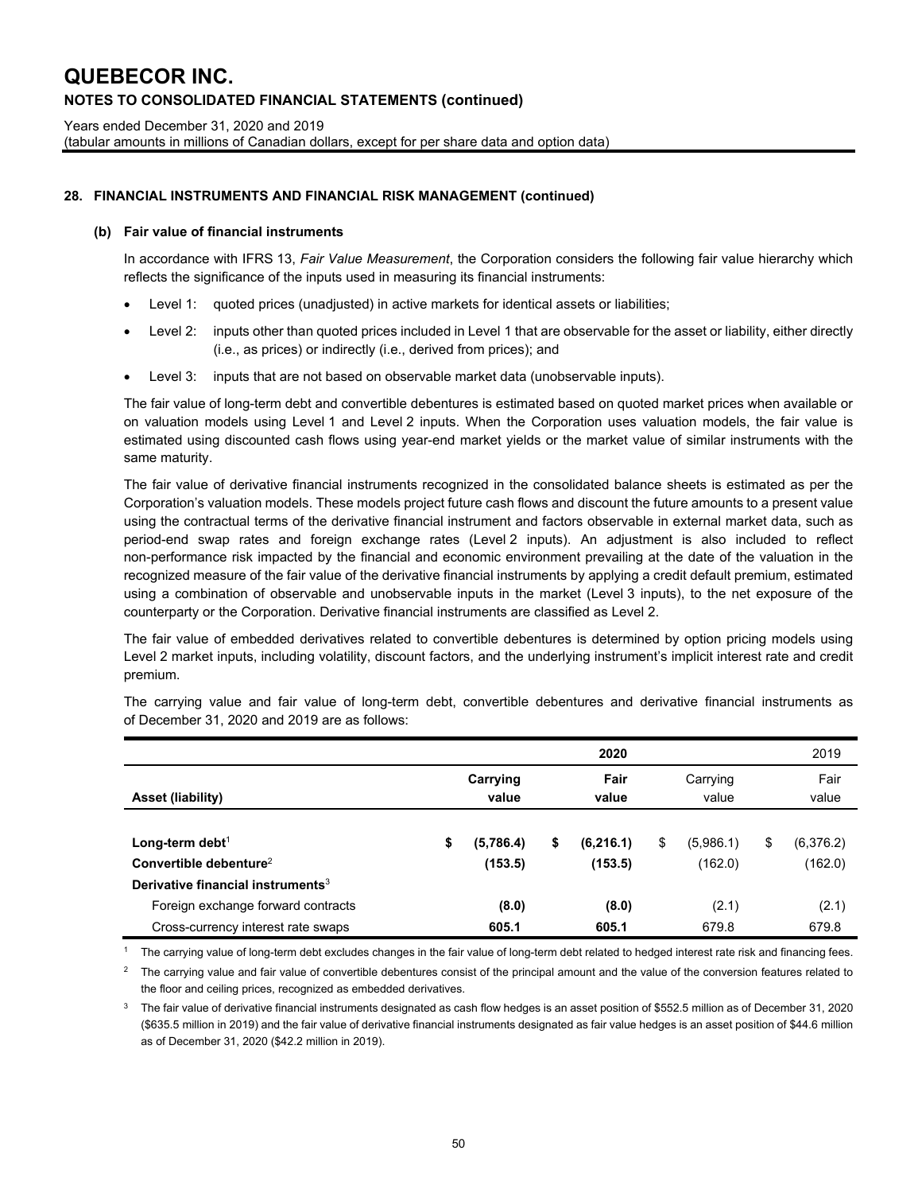# QUEBECOR INC.

## NOTES TO CONSOLIDATED FINANCIAL STATEMENTS (continued)

Years ended December 31, 2020 and 2019
(tabular amounts in millions of Canadian dollars, except for per share data and option data)

### 28. FINANCIAL INSTRUMENTS AND FINANCIAL RISK MANAGEMENT (continued)

#### (b) Fair value of financial instruments

In accordance with IFRS 13, *Fair Value Measurement*, the Corporation considers the following fair value hierarchy which reflects the significance of the inputs used in measuring its financial instruments:

- Level 1: quoted prices (unadjusted) in active markets for identical assets or liabilities;
- Level 2: inputs other than quoted prices included in Level 1 that are observable for the asset or liability, either directly (i.e., as prices) or indirectly (i.e., derived from prices); and
- Level 3: inputs that are not based on observable market data (unobservable inputs).

The fair value of long-term debt and convertible debentures is estimated based on quoted market prices when available or on valuation models using Level 1 and Level 2 inputs. When the Corporation uses valuation models, the fair value is estimated using discounted cash flows using year-end market yields or the market value of similar instruments with the same maturity.

The fair value of derivative financial instruments recognized in the consolidated balance sheets is estimated as per the Corporation's valuation models. These models project future cash flows and discount the future amounts to a present value using the contractual terms of the derivative financial instrument and factors observable in external market data, such as period-end swap rates and foreign exchange rates (Level 2 inputs). An adjustment is also included to reflect non-performance risk impacted by the financial and economic environment prevailing at the date of the valuation in the recognized measure of the fair value of the derivative financial instruments by applying a credit default premium, estimated using a combination of observable and unobservable inputs in the market (Level 3 inputs), to the net exposure of the counterparty or the Corporation. Derivative financial instruments are classified as Level 2.

The fair value of embedded derivatives related to convertible debentures is determined by option pricing models using Level 2 market inputs, including volatility, discount factors, and the underlying instrument's implicit interest rate and credit premium.

The carrying value and fair value of long-term debt, convertible debentures and derivative financial instruments as of December 31, 2020 and 2019 are as follows:

| | 2020 | | 2019 | |
|---|---|---|---|---|
| **Asset (liability)** | **Carrying value** | **Fair value** | Carrying value | Fair value |
| **Long-term debt**[1] | **$ (5,786.4)** | **$ (6,216.1)** | $ (5,986.1) | $ (6,376.2) |
| **Convertible debenture**[2] | **(153.5)** | **(153.5)** | (162.0) | (162.0) |
| **Derivative financial instruments**[3] | | | | |
| Foreign exchange forward contracts | **(8.0)** | **(8.0)** | (2.1) | (2.1) |
| Cross-currency interest rate swaps | **605.1** | **605.1** | 679.8 | 679.8 |

[1] The carrying value of long-term debt excludes changes in the fair value of long-term debt related to hedged interest rate risk and financing fees.

[2] The carrying value and fair value of convertible debentures consist of the principal amount and the value of the conversion features related to the floor and ceiling prices, recognized as embedded derivatives.

[3] The fair value of derivative financial instruments designated as cash flow hedges is an asset position of $552.5 million as of December 31, 2020 ($635.5 million in 2019) and the fair value of derivative financial instruments designated as fair value hedges is an asset position of $44.6 million as of December 31, 2020 ($42.2 million in 2019).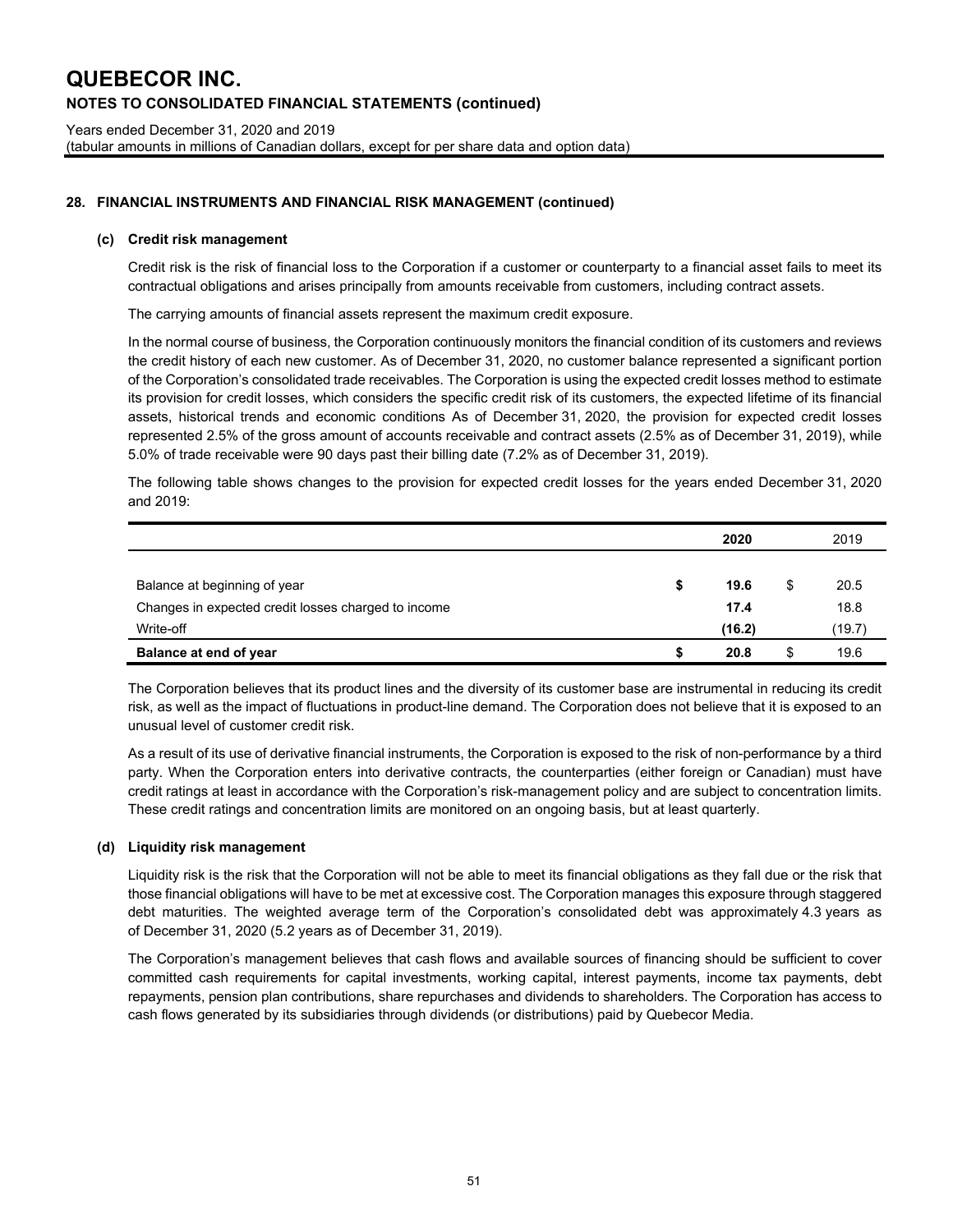# QUEBECOR INC.

## NOTES TO CONSOLIDATED FINANCIAL STATEMENTS (continued)

Years ended December 31, 2020 and 2019
(tabular amounts in millions of Canadian dollars, except for per share data and option data)

### 28. FINANCIAL INSTRUMENTS AND FINANCIAL RISK MANAGEMENT (continued)

#### (c) Credit risk management

Credit risk is the risk of financial loss to the Corporation if a customer or counterparty to a financial asset fails to meet its contractual obligations and arises principally from amounts receivable from customers, including contract assets.

The carrying amounts of financial assets represent the maximum credit exposure.

In the normal course of business, the Corporation continuously monitors the financial condition of its customers and reviews the credit history of each new customer. As of December 31, 2020, no customer balance represented a significant portion of the Corporation's consolidated trade receivables. The Corporation is using the expected credit losses method to estimate its provision for credit losses, which considers the specific credit risk of its customers, the expected lifetime of its financial assets, historical trends and economic conditions As of December 31, 2020, the provision for expected credit losses represented 2.5% of the gross amount of accounts receivable and contract assets (2.5% as of December 31, 2019), while 5.0% of trade receivable were 90 days past their billing date (7.2% as of December 31, 2019).

The following table shows changes to the provision for expected credit losses for the years ended December 31, 2020 and 2019:

| | **2020** | 2019 |
|---|---|---|
| Balance at beginning of year | **$ 19.6** | $ 20.5 |
| Changes in expected credit losses charged to income | **17.4** | 18.8 |
| Write-off | **(16.2)** | (19.7) |
| **Balance at end of year** | **$ 20.8** | $ 19.6 |

The Corporation believes that its product lines and the diversity of its customer base are instrumental in reducing its credit risk, as well as the impact of fluctuations in product-line demand. The Corporation does not believe that it is exposed to an unusual level of customer credit risk.

As a result of its use of derivative financial instruments, the Corporation is exposed to the risk of non-performance by a third party. When the Corporation enters into derivative contracts, the counterparties (either foreign or Canadian) must have credit ratings at least in accordance with the Corporation's risk-management policy and are subject to concentration limits. These credit ratings and concentration limits are monitored on an ongoing basis, but at least quarterly.

#### (d) Liquidity risk management

Liquidity risk is the risk that the Corporation will not be able to meet its financial obligations as they fall due or the risk that those financial obligations will have to be met at excessive cost. The Corporation manages this exposure through staggered debt maturities. The weighted average term of the Corporation's consolidated debt was approximately 4.3 years as of December 31, 2020 (5.2 years as of December 31, 2019).

The Corporation's management believes that cash flows and available sources of financing should be sufficient to cover committed cash requirements for capital investments, working capital, interest payments, income tax payments, debt repayments, pension plan contributions, share repurchases and dividends to shareholders. The Corporation has access to cash flows generated by its subsidiaries through dividends (or distributions) paid by Quebecor Media.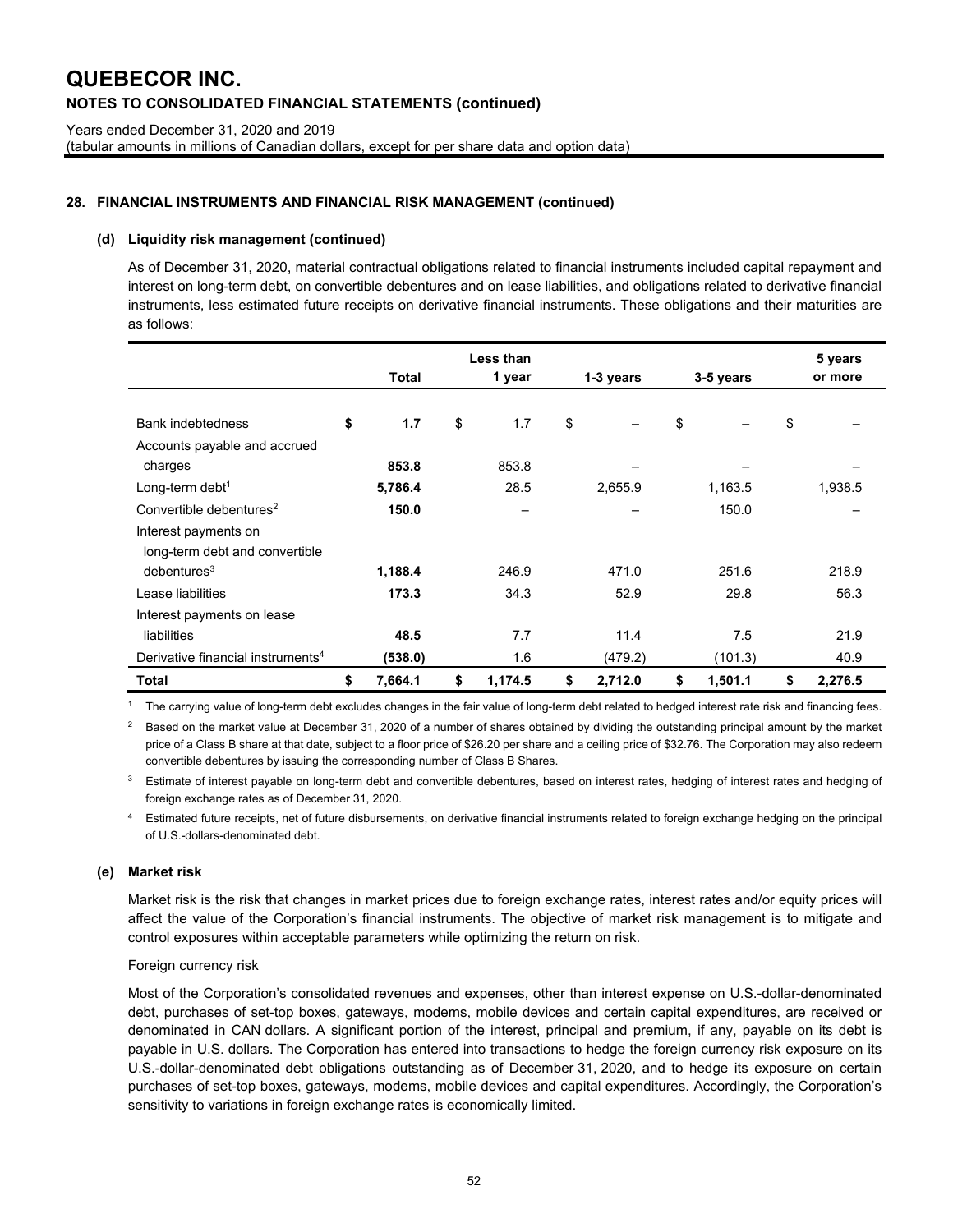# QUEBECOR INC.

## NOTES TO CONSOLIDATED FINANCIAL STATEMENTS (continued)

Years ended December 31, 2020 and 2019
(tabular amounts in millions of Canadian dollars, except for per share data and option data)

### 28. FINANCIAL INSTRUMENTS AND FINANCIAL RISK MANAGEMENT (continued)

#### (d) Liquidity risk management (continued)

As of December 31, 2020, material contractual obligations related to financial instruments included capital repayment and interest on long-term debt, on convertible debentures and on lease liabilities, and obligations related to derivative financial instruments, less estimated future receipts on derivative financial instruments. These obligations and their maturities are as follows:

| | Total | Less than 1 year | 1-3 years | 3-5 years | 5 years or more |
|---|---|---|---|---|---|
| Bank indebtedness | **$ 1.7** | $ 1.7 | $ – | $ – | $ – |
| Accounts payable and accrued charges | **853.8** | 853.8 | – | – | – |
| Long-term debt[1] | **5,786.4** | 28.5 | 2,655.9 | 1,163.5 | 1,938.5 |
| Convertible debentures[2] | **150.0** | – | – | 150.0 | – |
| Interest payments on long-term debt and convertible debentures[3] | **1,188.4** | 246.9 | 471.0 | 251.6 | 218.9 |
| Lease liabilities | **173.3** | 34.3 | 52.9 | 29.8 | 56.3 |
| Interest payments on lease liabilities | **48.5** | 7.7 | 11.4 | 7.5 | 21.9 |
| Derivative financial instruments[4] | **(538.0)** | 1.6 | (479.2) | (101.3) | 40.9 |
| **Total** | **$ 7,664.1** | **$ 1,174.5** | **$ 2,712.0** | **$ 1,501.1** | **$ 2,276.5** |

[1] The carrying value of long-term debt excludes changes in the fair value of long-term debt related to hedged interest rate risk and financing fees.

[2] Based on the market value at December 31, 2020 of a number of shares obtained by dividing the outstanding principal amount by the market price of a Class B share at that date, subject to a floor price of $26.20 per share and a ceiling price of $32.76. The Corporation may also redeem convertible debentures by issuing the corresponding number of Class B Shares.

[3] Estimate of interest payable on long-term debt and convertible debentures, based on interest rates, hedging of interest rates and hedging of foreign exchange rates as of December 31, 2020.

[4] Estimated future receipts, net of future disbursements, on derivative financial instruments related to foreign exchange hedging on the principal of U.S.-dollars-denominated debt.

#### (e) Market risk

Market risk is the risk that changes in market prices due to foreign exchange rates, interest rates and/or equity prices will affect the value of the Corporation's financial instruments. The objective of market risk management is to mitigate and control exposures within acceptable parameters while optimizing the return on risk.

Foreign currency risk

Most of the Corporation's consolidated revenues and expenses, other than interest expense on U.S.-dollar-denominated debt, purchases of set-top boxes, gateways, modems, mobile devices and certain capital expenditures, are received or denominated in CAN dollars. A significant portion of the interest, principal and premium, if any, payable on its debt is payable in U.S. dollars. The Corporation has entered into transactions to hedge the foreign currency risk exposure on its U.S.-dollar-denominated debt obligations outstanding as of December 31, 2020, and to hedge its exposure on certain purchases of set-top boxes, gateways, modems, mobile devices and capital expenditures. Accordingly, the Corporation's sensitivity to variations in foreign exchange rates is economically limited.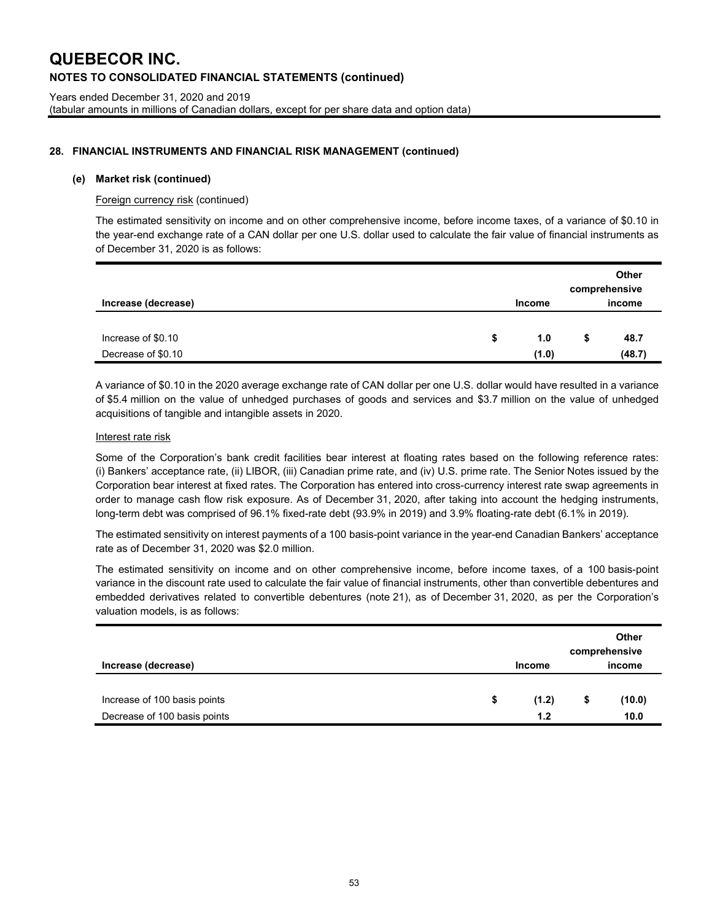# QUEBECOR INC.

## NOTES TO CONSOLIDATED FINANCIAL STATEMENTS (continued)

Years ended December 31, 2020 and 2019
(tabular amounts in millions of Canadian dollars, except for per share data and option data)

### 28. FINANCIAL INSTRUMENTS AND FINANCIAL RISK MANAGEMENT (continued)

#### (e) Market risk (continued)

Foreign currency risk (continued)

The estimated sensitivity on income and on other comprehensive income, before income taxes, of a variance of $0.10 in the year-end exchange rate of a CAN dollar per one U.S. dollar used to calculate the fair value of financial instruments as of December 31, 2020 is as follows:

| Increase (decrease) | Income | Other comprehensive income |
|---|---|---|
| Increase of $0.10 | $ 1.0 | $ 48.7 |
| Decrease of $0.10 | (1.0) | (48.7) |

A variance of $0.10 in the 2020 average exchange rate of CAN dollar per one U.S. dollar would have resulted in a variance of $5.4 million on the value of unhedged purchases of goods and services and $3.7 million on the value of unhedged acquisitions of tangible and intangible assets in 2020.

Interest rate risk

Some of the Corporation's bank credit facilities bear interest at floating rates based on the following reference rates: (i) Bankers' acceptance rate, (ii) LIBOR, (iii) Canadian prime rate, and (iv) U.S. prime rate. The Senior Notes issued by the Corporation bear interest at fixed rates. The Corporation has entered into cross-currency interest rate swap agreements in order to manage cash flow risk exposure. As of December 31, 2020, after taking into account the hedging instruments, long-term debt was comprised of 96.1% fixed-rate debt (93.9% in 2019) and 3.9% floating-rate debt (6.1% in 2019).

The estimated sensitivity on interest payments of a 100 basis-point variance in the year-end Canadian Bankers' acceptance rate as of December 31, 2020 was $2.0 million.

The estimated sensitivity on income and on other comprehensive income, before income taxes, of a 100 basis-point variance in the discount rate used to calculate the fair value of financial instruments, other than convertible debentures and embedded derivatives related to convertible debentures (note 21), as of December 31, 2020, as per the Corporation's valuation models, is as follows:

| Increase (decrease) | Income | Other comprehensive income |
|---|---|---|
| Increase of 100 basis points | $ (1.2) | $ (10.0) |
| Decrease of 100 basis points | 1.2 | 10.0 |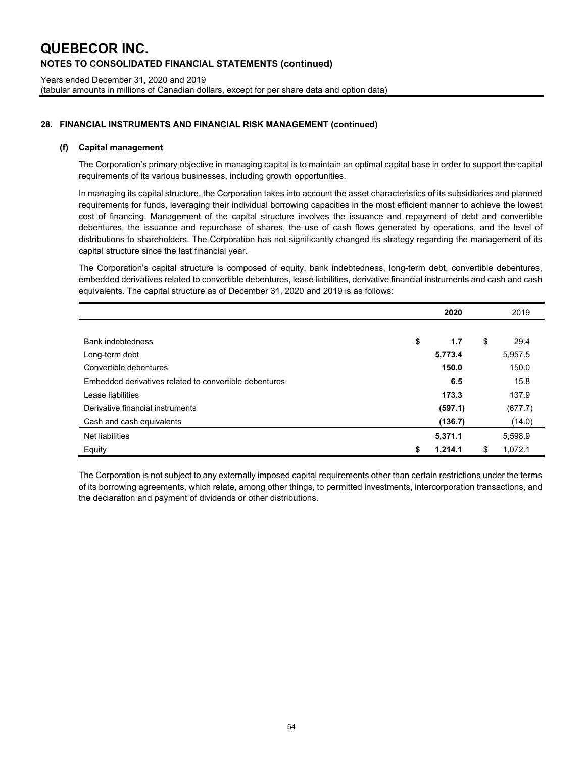## 28. FINANCIAL INSTRUMENTS AND FINANCIAL RISK MANAGEMENT (continued)

### (f) Capital management

The Corporation's primary objective in managing capital is to maintain an optimal capital base in order to support the capital requirements of its various businesses, including growth opportunities.

In managing its capital structure, the Corporation takes into account the asset characteristics of its subsidiaries and planned requirements for funds, leveraging their individual borrowing capacities in the most efficient manner to achieve the lowest cost of financing. Management of the capital structure involves the issuance and repayment of debt and convertible debentures, the issuance and repurchase of shares, the use of cash flows generated by operations, and the level of distributions to shareholders. The Corporation has not significantly changed its strategy regarding the management of its capital structure since the last financial year.

The Corporation's capital structure is composed of equity, bank indebtedness, long-term debt, convertible debentures, embedded derivatives related to convertible debentures, lease liabilities, derivative financial instruments and cash and cash equivalents. The capital structure as of December 31, 2020 and 2019 is as follows:

| | **2020** | 2019 |
|---|---|---|
| Bank indebtedness | **$ 1.7** | $ 29.4 |
| Long-term debt | **5,773.4** | 5,957.5 |
| Convertible debentures | **150.0** | 150.0 |
| Embedded derivatives related to convertible debentures | **6.5** | 15.8 |
| Lease liabilities | **173.3** | 137.9 |
| Derivative financial instruments | **(597.1)** | (677.7) |
| Cash and cash equivalents | **(136.7)** | (14.0) |
| Net liabilities | **5,371.1** | 5,598.9 |
| Equity | **$ 1,214.1** | $ 1,072.1 |

The Corporation is not subject to any externally imposed capital requirements other than certain restrictions under the terms of its borrowing agreements, which relate, among other things, to permitted investments, intercorporation transactions, and the declaration and payment of dividends or other distributions.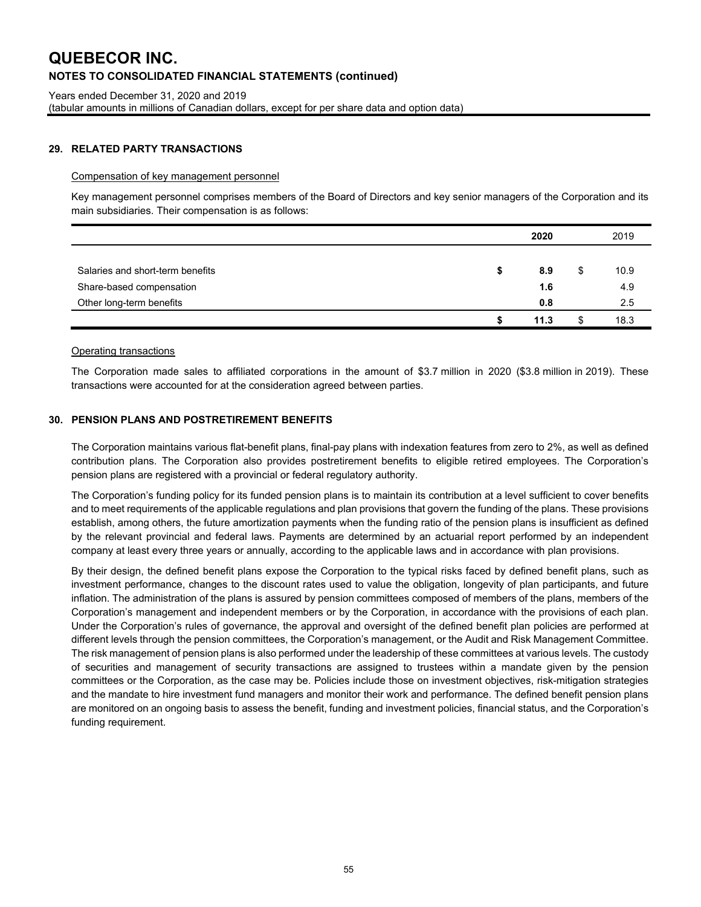# QUEBECOR INC.

## NOTES TO CONSOLIDATED FINANCIAL STATEMENTS (continued)

Years ended December 31, 2020 and 2019
(tabular amounts in millions of Canadian dollars, except for per share data and option data)

### 29. RELATED PARTY TRANSACTIONS

Compensation of key management personnel

Key management personnel comprises members of the Board of Directors and key senior managers of the Corporation and its main subsidiaries. Their compensation is as follows:

| | 2020 | 2019 |
|---|---|---|
| Salaries and short-term benefits | **$ 8.9** | $ 10.9 |
| Share-based compensation | **1.6** | 4.9 |
| Other long-term benefits | **0.8** | 2.5 |
| | **$ 11.3** | $ 18.3 |

Operating transactions

The Corporation made sales to affiliated corporations in the amount of $3.7 million in 2020 ($3.8 million in 2019). These transactions were accounted for at the consideration agreed between parties.

### 30. PENSION PLANS AND POSTRETIREMENT BENEFITS

The Corporation maintains various flat-benefit plans, final-pay plans with indexation features from zero to 2%, as well as defined contribution plans. The Corporation also provides postretirement benefits to eligible retired employees. The Corporation's pension plans are registered with a provincial or federal regulatory authority.

The Corporation's funding policy for its funded pension plans is to maintain its contribution at a level sufficient to cover benefits and to meet requirements of the applicable regulations and plan provisions that govern the funding of the plans. These provisions establish, among others, the future amortization payments when the funding ratio of the pension plans is insufficient as defined by the relevant provincial and federal laws. Payments are determined by an actuarial report performed by an independent company at least every three years or annually, according to the applicable laws and in accordance with plan provisions.

By their design, the defined benefit plans expose the Corporation to the typical risks faced by defined benefit plans, such as investment performance, changes to the discount rates used to value the obligation, longevity of plan participants, and future inflation. The administration of the plans is assured by pension committees composed of members of the plans, members of the Corporation's management and independent members or by the Corporation, in accordance with the provisions of each plan. Under the Corporation's rules of governance, the approval and oversight of the defined benefit plan policies are performed at different levels through the pension committees, the Corporation's management, or the Audit and Risk Management Committee. The risk management of pension plans is also performed under the leadership of these committees at various levels. The custody of securities and management of security transactions are assigned to trustees within a mandate given by the pension committees or the Corporation, as the case may be. Policies include those on investment objectives, risk-mitigation strategies and the mandate to hire investment fund managers and monitor their work and performance. The defined benefit pension plans are monitored on an ongoing basis to assess the benefit, funding and investment policies, financial status, and the Corporation's funding requirement.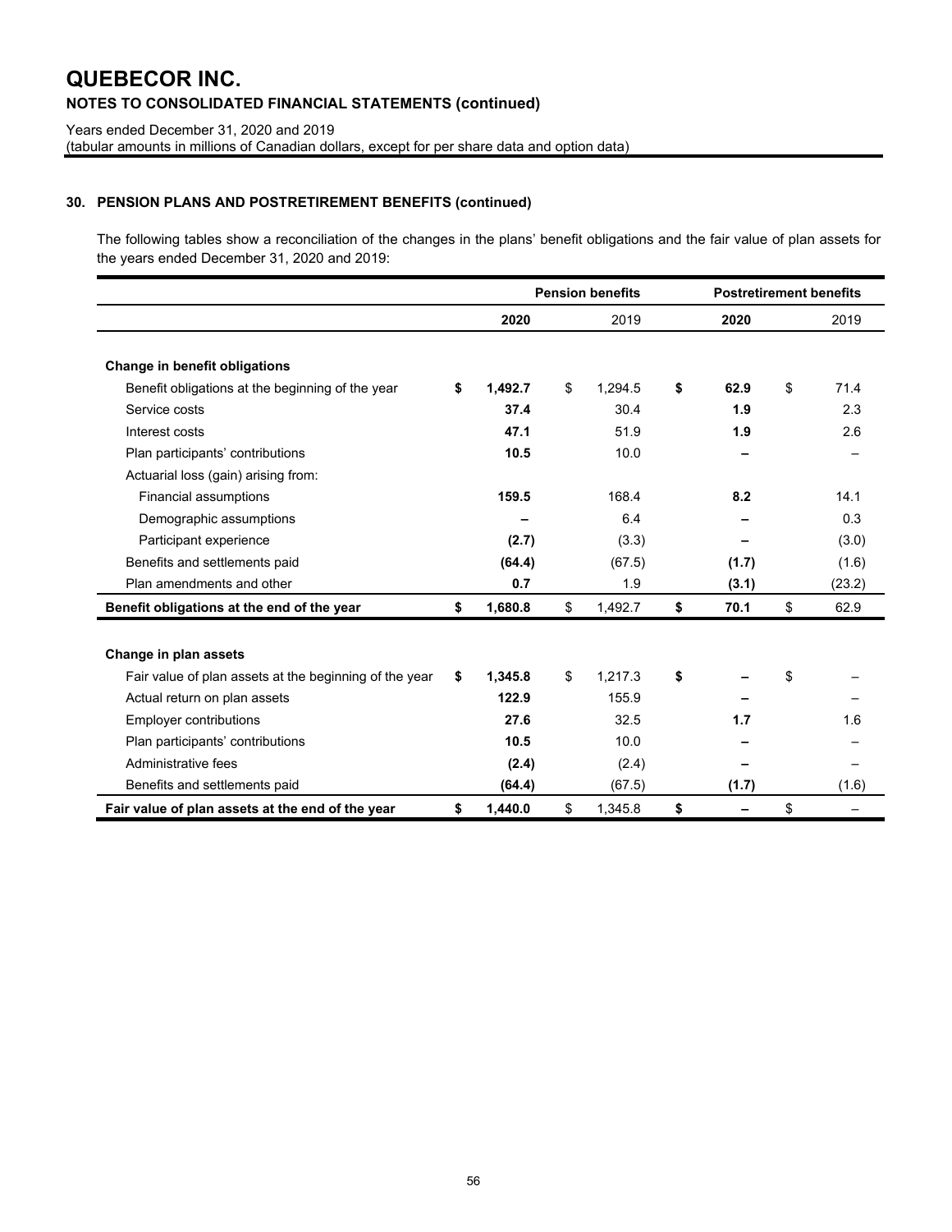# QUEBECOR INC.

## NOTES TO CONSOLIDATED FINANCIAL STATEMENTS (continued)

Years ended December 31, 2020 and 2019
(tabular amounts in millions of Canadian dollars, except for per share data and option data)

### 30. PENSION PLANS AND POSTRETIREMENT BENEFITS (continued)

The following tables show a reconciliation of the changes in the plans' benefit obligations and the fair value of plan assets for the years ended December 31, 2020 and 2019:

| | Pension benefits | | Postretirement benefits | |
|---|---|---|---|---|
| | **2020** | 2019 | **2020** | 2019 |
| **Change in benefit obligations** | | | | |
| Benefit obligations at the beginning of the year | **$ 1,492.7** | $ 1,294.5 | **$ 62.9** | $ 71.4 |
| Service costs | **37.4** | 30.4 | **1.9** | 2.3 |
| Interest costs | **47.1** | 51.9 | **1.9** | 2.6 |
| Plan participants' contributions | **10.5** | 10.0 | **–** | – |
| Actuarial loss (gain) arising from: | | | | |
| Financial assumptions | **159.5** | 168.4 | **8.2** | 14.1 |
| Demographic assumptions | **–** | 6.4 | **–** | 0.3 |
| Participant experience | **(2.7)** | (3.3) | **–** | (3.0) |
| Benefits and settlements paid | **(64.4)** | (67.5) | **(1.7)** | (1.6) |
| Plan amendments and other | **0.7** | 1.9 | **(3.1)** | (23.2) |
| **Benefit obligations at the end of the year** | **$ 1,680.8** | $ 1,492.7 | **$ 70.1** | $ 62.9 |
| **Change in plan assets** | | | | |
| Fair value of plan assets at the beginning of the year | **$ 1,345.8** | $ 1,217.3 | **$ –** | $ – |
| Actual return on plan assets | **122.9** | 155.9 | **–** | – |
| Employer contributions | **27.6** | 32.5 | **1.7** | 1.6 |
| Plan participants' contributions | **10.5** | 10.0 | **–** | – |
| Administrative fees | **(2.4)** | (2.4) | **–** | – |
| Benefits and settlements paid | **(64.4)** | (67.5) | **(1.7)** | (1.6) |
| **Fair value of plan assets at the end of the year** | **$ 1,440.0** | $ 1,345.8 | **$ –** | $ – |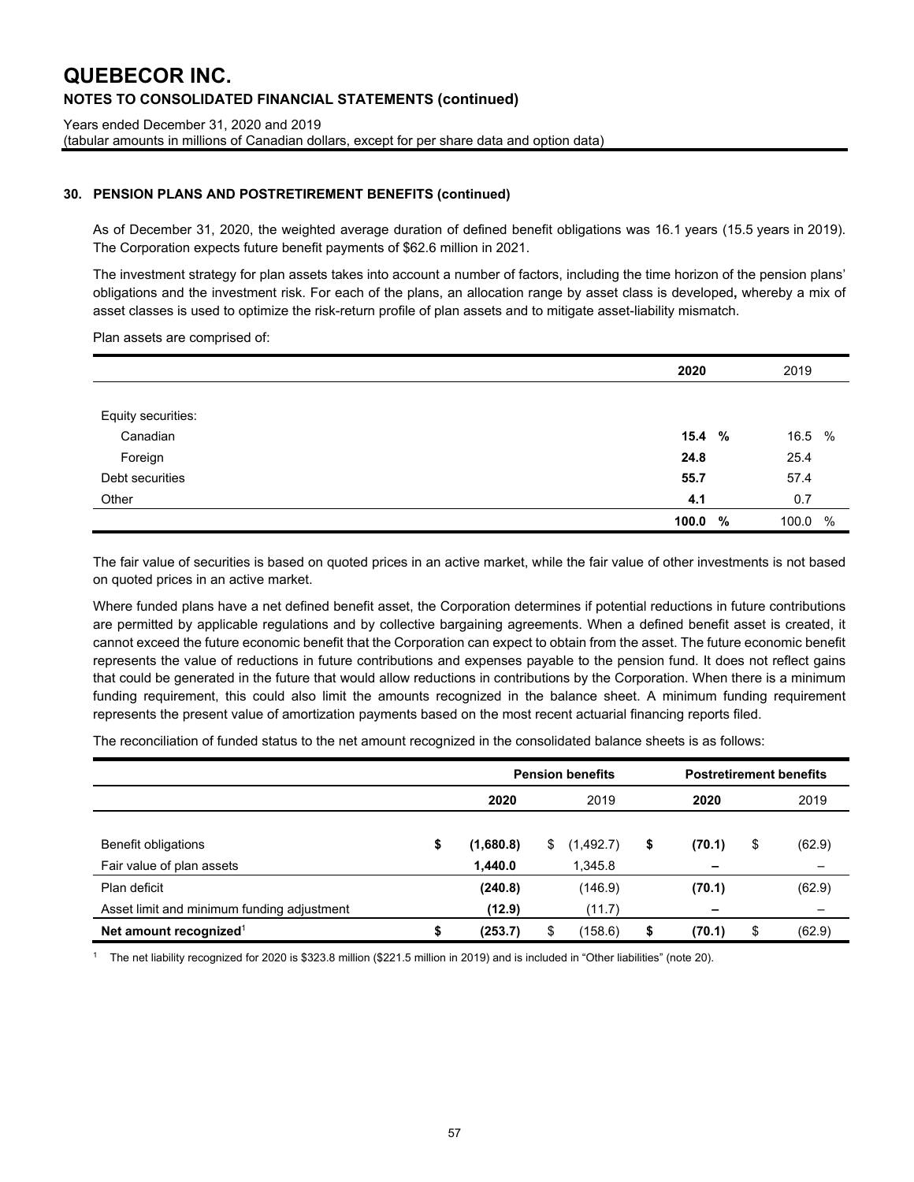# QUEBECOR INC.

## NOTES TO CONSOLIDATED FINANCIAL STATEMENTS (continued)

Years ended December 31, 2020 and 2019
(tabular amounts in millions of Canadian dollars, except for per share data and option data)

### 30. PENSION PLANS AND POSTRETIREMENT BENEFITS (continued)

As of December 31, 2020, the weighted average duration of defined benefit obligations was 16.1 years (15.5 years in 2019). The Corporation expects future benefit payments of $62.6 million in 2021.

The investment strategy for plan assets takes into account a number of factors, including the time horizon of the pension plans' obligations and the investment risk. For each of the plans, an allocation range by asset class is developed**,** whereby a mix of asset classes is used to optimize the risk-return profile of plan assets and to mitigate asset-liability mismatch.

Plan assets are comprised of:

| | **2020** | 2019 |
|---|---|---|
| Equity securities: | | |
| Canadian | **15.4 %** | 16.5 % |
| Foreign | **24.8** | 25.4 |
| Debt securities | **55.7** | 57.4 |
| Other | **4.1** | 0.7 |
| | **100.0 %** | 100.0 % |

The fair value of securities is based on quoted prices in an active market, while the fair value of other investments is not based on quoted prices in an active market.

Where funded plans have a net defined benefit asset, the Corporation determines if potential reductions in future contributions are permitted by applicable regulations and by collective bargaining agreements. When a defined benefit asset is created, it cannot exceed the future economic benefit that the Corporation can expect to obtain from the asset. The future economic benefit represents the value of reductions in future contributions and expenses payable to the pension fund. It does not reflect gains that could be generated in the future that would allow reductions in contributions by the Corporation. When there is a minimum funding requirement, this could also limit the amounts recognized in the balance sheet. A minimum funding requirement represents the present value of amortization payments based on the most recent actuarial financing reports filed.

The reconciliation of funded status to the net amount recognized in the consolidated balance sheets is as follows:

| | **Pension benefits** | | **Postretirement benefits** | |
|---|---|---|---|---|
| | **2020** | 2019 | **2020** | 2019 |
| Benefit obligations | **$ (1,680.8)** | $ (1,492.7) | **$ (70.1)** | $ (62.9) |
| Fair value of plan assets | **1,440.0** | 1,345.8 | **–** | – |
| Plan deficit | **(240.8)** | (146.9) | **(70.1)** | (62.9) |
| Asset limit and minimum funding adjustment | **(12.9)** | (11.7) | **–** | – |
| **Net amount recognized**[1] | **$ (253.7)** | $ (158.6) | **$ (70.1)** | $ (62.9) |

[1] The net liability recognized for 2020 is $323.8 million ($221.5 million in 2019) and is included in "Other liabilities" (note 20).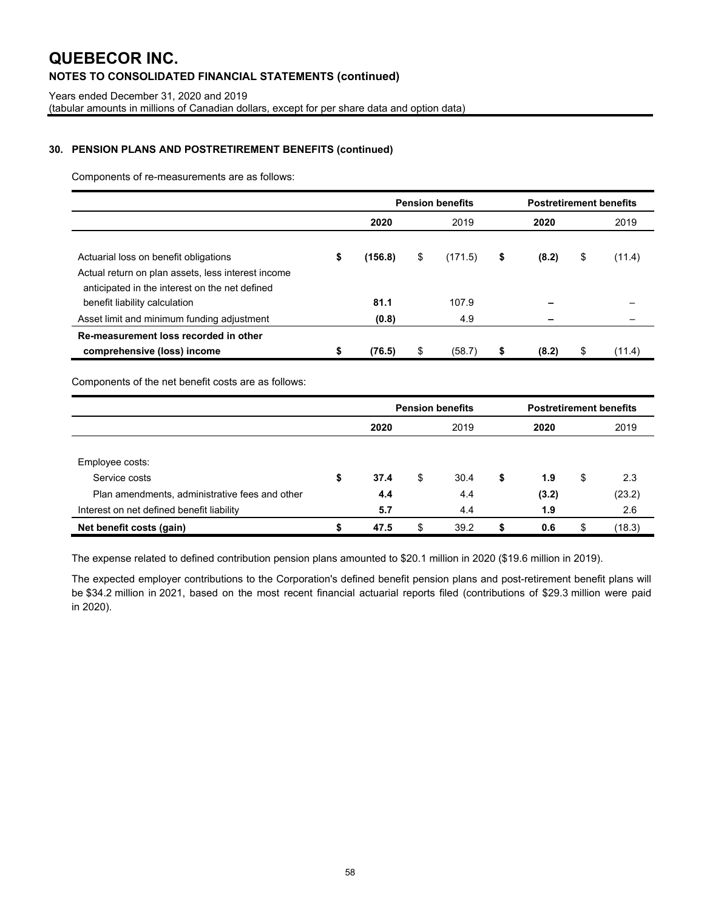## 30. PENSION PLANS AND POSTRETIREMENT BENEFITS (continued)

Components of re-measurements are as follows:

| | Pension benefits | | Postretirement benefits | |
|---|---|---|---|---|
| | **2020** | 2019 | **2020** | 2019 |
| Actuarial loss on benefit obligations | **$ (156.8)** | $ (171.5) | **$ (8.2)** | $ (11.4) |
| Actual return on plan assets, less interest income anticipated in the interest on the net defined benefit liability calculation | **81.1** | 107.9 | **–** | – |
| Asset limit and minimum funding adjustment | **(0.8)** | 4.9 | **–** | – |
| **Re-measurement loss recorded in other comprehensive (loss) income** | **$ (76.5)** | $ (58.7) | **$ (8.2)** | $ (11.4) |

Components of the net benefit costs are as follows:

| | Pension benefits | | Postretirement benefits | |
|---|---|---|---|---|
| | **2020** | 2019 | **2020** | 2019 |
| Employee costs: | | | | |
| Service costs | **$ 37.4** | $ 30.4 | **$ 1.9** | $ 2.3 |
| Plan amendments, administrative fees and other | **4.4** | 4.4 | **(3.2)** | (23.2) |
| Interest on net defined benefit liability | **5.7** | 4.4 | **1.9** | 2.6 |
| **Net benefit costs (gain)** | **$ 47.5** | $ 39.2 | **$ 0.6** | $ (18.3) |

The expense related to defined contribution pension plans amounted to $20.1 million in 2020 ($19.6 million in 2019).

The expected employer contributions to the Corporation's defined benefit pension plans and post-retirement benefit plans will be $34.2 million in 2021, based on the most recent financial actuarial reports filed (contributions of $29.3 million were paid in 2020).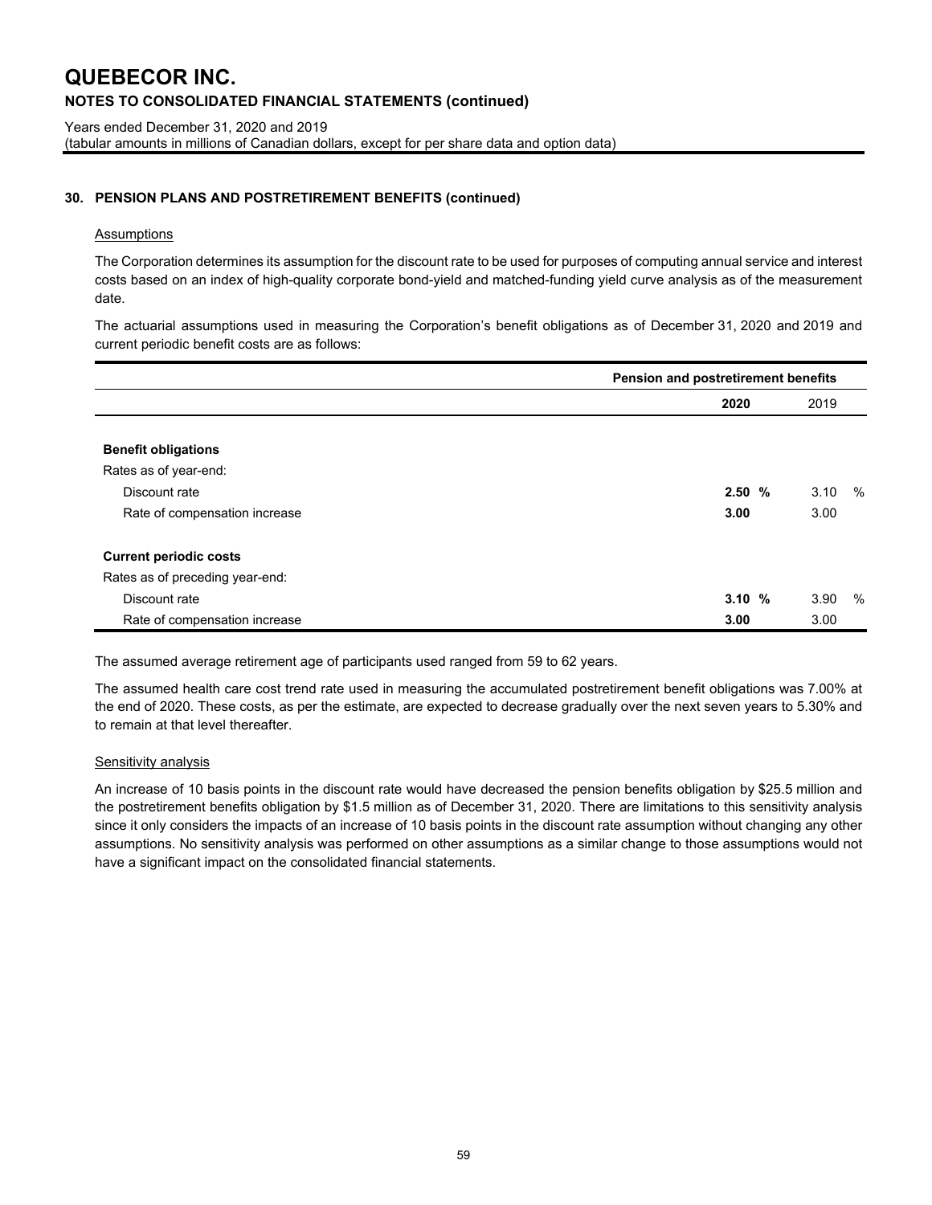# QUEBECOR INC.

**NOTES TO CONSOLIDATED FINANCIAL STATEMENTS (continued)**

Years ended December 31, 2020 and 2019
(tabular amounts in millions of Canadian dollars, except for per share data and option data)

### 30. PENSION PLANS AND POSTRETIREMENT BENEFITS (continued)

Assumptions

The Corporation determines its assumption for the discount rate to be used for purposes of computing annual service and interest costs based on an index of high-quality corporate bond-yield and matched-funding yield curve analysis as of the measurement date.

The actuarial assumptions used in measuring the Corporation's benefit obligations as of December 31, 2020 and 2019 and current periodic benefit costs are as follows:

| | Pension and postretirement benefits | |
|---|---|---|
| | **2020** | 2019 |
| **Benefit obligations** | | |
| Rates as of year-end: | | |
| Discount rate | **2.50 %** | 3.10 % |
| Rate of compensation increase | **3.00** | 3.00 |
| **Current periodic costs** | | |
| Rates as of preceding year-end: | | |
| Discount rate | **3.10 %** | 3.90 % |
| Rate of compensation increase | **3.00** | 3.00 |

The assumed average retirement age of participants used ranged from 59 to 62 years.

The assumed health care cost trend rate used in measuring the accumulated postretirement benefit obligations was 7.00% at the end of 2020. These costs, as per the estimate, are expected to decrease gradually over the next seven years to 5.30% and to remain at that level thereafter.

Sensitivity analysis

An increase of 10 basis points in the discount rate would have decreased the pension benefits obligation by $25.5 million and the postretirement benefits obligation by $1.5 million as of December 31, 2020. There are limitations to this sensitivity analysis since it only considers the impacts of an increase of 10 basis points in the discount rate assumption without changing any other assumptions. No sensitivity analysis was performed on other assumptions as a similar change to those assumptions would not have a significant impact on the consolidated financial statements.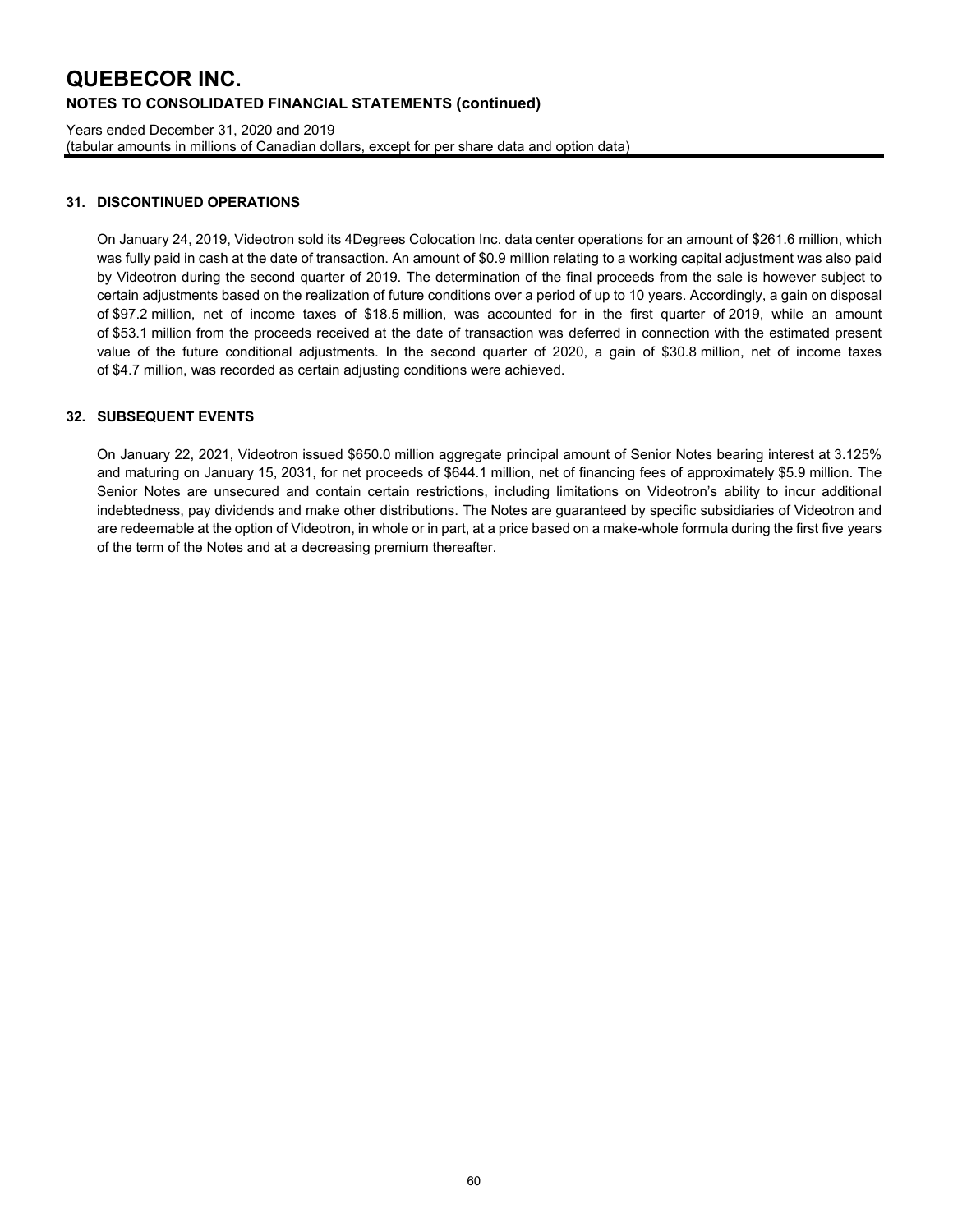## 31. DISCONTINUED OPERATIONS

On January 24, 2019, Videotron sold its 4Degrees Colocation Inc. data center operations for an amount of $261.6 million, which was fully paid in cash at the date of transaction. An amount of $0.9 million relating to a working capital adjustment was also paid by Videotron during the second quarter of 2019. The determination of the final proceeds from the sale is however subject to certain adjustments based on the realization of future conditions over a period of up to 10 years. Accordingly, a gain on disposal of $97.2 million, net of income taxes of $18.5 million, was accounted for in the first quarter of 2019, while an amount of $53.1 million from the proceeds received at the date of transaction was deferred in connection with the estimated present value of the future conditional adjustments. In the second quarter of 2020, a gain of $30.8 million, net of income taxes of $4.7 million, was recorded as certain adjusting conditions were achieved.

## 32. SUBSEQUENT EVENTS

On January 22, 2021, Videotron issued $650.0 million aggregate principal amount of Senior Notes bearing interest at 3.125% and maturing on January 15, 2031, for net proceeds of $644.1 million, net of financing fees of approximately $5.9 million. The Senior Notes are unsecured and contain certain restrictions, including limitations on Videotron's ability to incur additional indebtedness, pay dividends and make other distributions. The Notes are guaranteed by specific subsidiaries of Videotron and are redeemable at the option of Videotron, in whole or in part, at a price based on a make-whole formula during the first five years of the term of the Notes and at a decreasing premium thereafter.